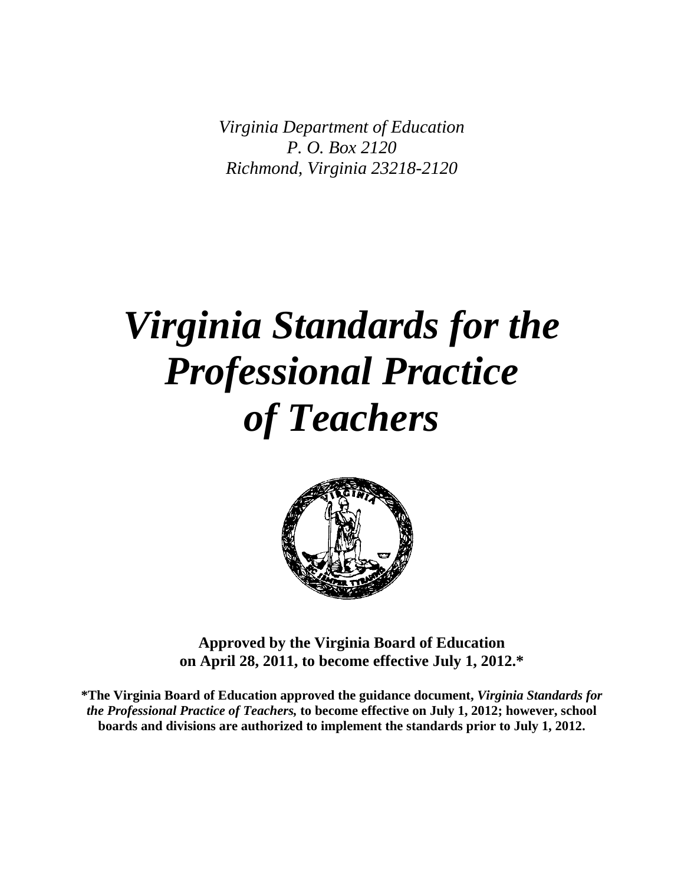*Virginia Department of Education*
*P. O. Box 2120*
*Richmond, Virginia 23218-2120*

# *Virginia Standards for the Professional Practice of Teachers*

**Approved by the Virginia Board of Education on April 28, 2011, to become effective July 1, 2012.***

**\*The Virginia Board of Education approved the guidance document, *Virginia Standards for the Professional Practice of Teachers,* to become effective on July 1, 2012; however, school boards and divisions are authorized to implement the standards prior to July 1, 2012.**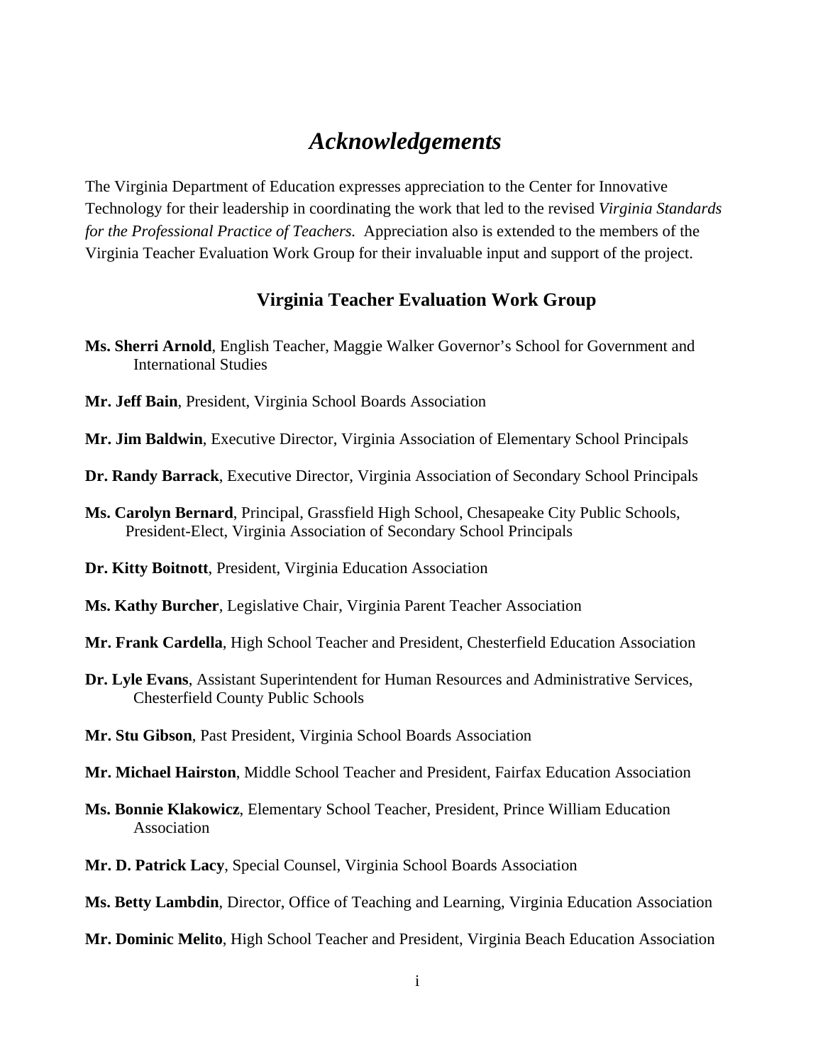# *Acknowledgements*

The Virginia Department of Education expresses appreciation to the Center for Innovative Technology for their leadership in coordinating the work that led to the revised *Virginia Standards for the Professional Practice of Teachers.* Appreciation also is extended to the members of the Virginia Teacher Evaluation Work Group for their invaluable input and support of the project.

## Virginia Teacher Evaluation Work Group

**Ms. Sherri Arnold**, English Teacher, Maggie Walker Governor's School for Government and International Studies

**Mr. Jeff Bain**, President, Virginia School Boards Association

**Mr. Jim Baldwin**, Executive Director, Virginia Association of Elementary School Principals

**Dr. Randy Barrack**, Executive Director, Virginia Association of Secondary School Principals

**Ms. Carolyn Bernard**, Principal, Grassfield High School, Chesapeake City Public Schools, President-Elect, Virginia Association of Secondary School Principals

**Dr. Kitty Boitnott**, President, Virginia Education Association

**Ms. Kathy Burcher**, Legislative Chair, Virginia Parent Teacher Association

**Mr. Frank Cardella**, High School Teacher and President, Chesterfield Education Association

**Dr. Lyle Evans**, Assistant Superintendent for Human Resources and Administrative Services, Chesterfield County Public Schools

**Mr. Stu Gibson**, Past President, Virginia School Boards Association

**Mr. Michael Hairston**, Middle School Teacher and President, Fairfax Education Association

**Ms. Bonnie Klakowicz**, Elementary School Teacher, President, Prince William Education Association

**Mr. D. Patrick Lacy**, Special Counsel, Virginia School Boards Association

**Ms. Betty Lambdin**, Director, Office of Teaching and Learning, Virginia Education Association

**Mr. Dominic Melito**, High School Teacher and President, Virginia Beach Education Association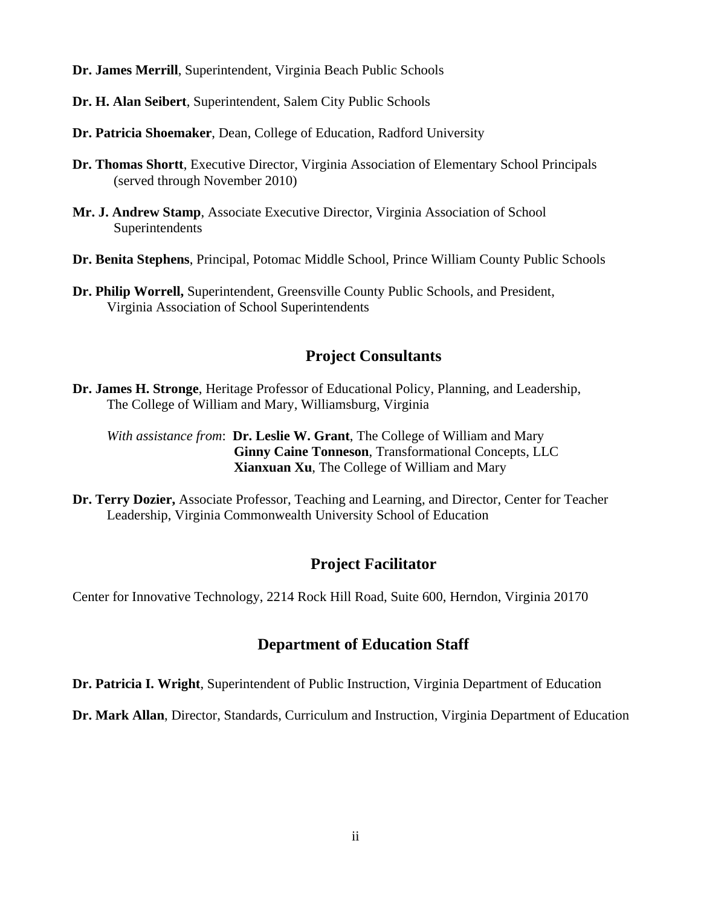**Dr. James Merrill**, Superintendent, Virginia Beach Public Schools

**Dr. H. Alan Seibert**, Superintendent, Salem City Public Schools

**Dr. Patricia Shoemaker**, Dean, College of Education, Radford University

**Dr. Thomas Shortt**, Executive Director, Virginia Association of Elementary School Principals (served through November 2010)

**Mr. J. Andrew Stamp**, Associate Executive Director, Virginia Association of School Superintendents

**Dr. Benita Stephens**, Principal, Potomac Middle School, Prince William County Public Schools

**Dr. Philip Worrell,** Superintendent, Greensville County Public Schools, and President, Virginia Association of School Superintendents

## Project Consultants

**Dr. James H. Stronge**, Heritage Professor of Educational Policy, Planning, and Leadership, The College of William and Mary, Williamsburg, Virginia

*With assistance from*: **Dr. Leslie W. Grant**, The College of William and Mary
**Ginny Caine Tonneson**, Transformational Concepts, LLC
**Xianxuan Xu**, The College of William and Mary

**Dr. Terry Dozier,** Associate Professor, Teaching and Learning, and Director, Center for Teacher Leadership, Virginia Commonwealth University School of Education

## Project Facilitator

Center for Innovative Technology, 2214 Rock Hill Road, Suite 600, Herndon, Virginia 20170

## Department of Education Staff

**Dr. Patricia I. Wright**, Superintendent of Public Instruction, Virginia Department of Education

**Dr. Mark Allan**, Director, Standards, Curriculum and Instruction, Virginia Department of Education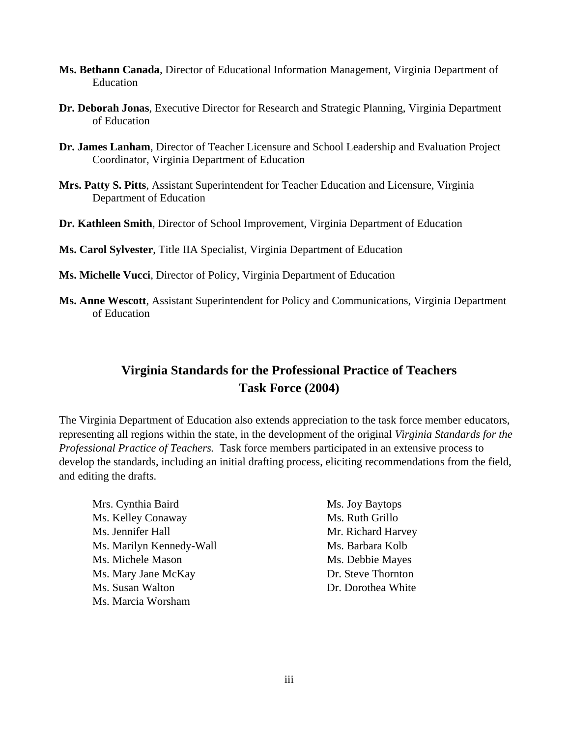**Ms. Bethann Canada**, Director of Educational Information Management, Virginia Department of Education

**Dr. Deborah Jonas**, Executive Director for Research and Strategic Planning, Virginia Department of Education

**Dr. James Lanham**, Director of Teacher Licensure and School Leadership and Evaluation Project Coordinator, Virginia Department of Education

**Mrs. Patty S. Pitts**, Assistant Superintendent for Teacher Education and Licensure, Virginia Department of Education

**Dr. Kathleen Smith**, Director of School Improvement, Virginia Department of Education

**Ms. Carol Sylvester**, Title IIA Specialist, Virginia Department of Education

**Ms. Michelle Vucci**, Director of Policy, Virginia Department of Education

**Ms. Anne Wescott**, Assistant Superintendent for Policy and Communications, Virginia Department of Education

## Virginia Standards for the Professional Practice of Teachers Task Force (2004)

The Virginia Department of Education also extends appreciation to the task force member educators, representing all regions within the state, in the development of the original *Virginia Standards for the Professional Practice of Teachers.* Task force members participated in an extensive process to develop the standards, including an initial drafting process, eliciting recommendations from the field, and editing the drafts.

Mrs. Cynthia Baird
Ms. Kelley Conaway
Ms. Jennifer Hall
Ms. Marilyn Kennedy-Wall
Ms. Michele Mason
Ms. Mary Jane McKay
Ms. Susan Walton
Ms. Marcia Worsham
Ms. Joy Baytops
Ms. Ruth Grillo
Mr. Richard Harvey
Ms. Barbara Kolb
Ms. Debbie Mayes
Dr. Steve Thornton
Dr. Dorothea White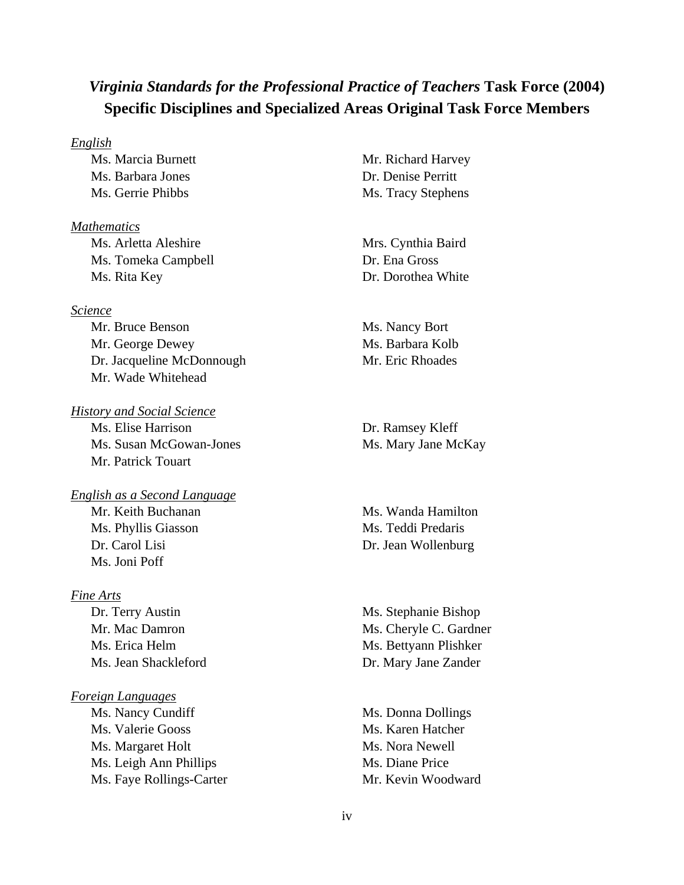## *Virginia Standards for the Professional Practice of Teachers* Task Force (2004) Specific Disciplines and Specialized Areas Original Task Force Members

*English*

Ms. Marcia Burnett
Mr. Richard Harvey
Ms. Barbara Jones
Dr. Denise Perritt
Ms. Gerrie Phibbs
Ms. Tracy Stephens

*Mathematics*

Ms. Arletta Aleshire
Mrs. Cynthia Baird
Ms. Tomeka Campbell
Dr. Ena Gross
Ms. Rita Key
Dr. Dorothea White

*Science*

Mr. Bruce Benson
Ms. Nancy Bort
Mr. George Dewey
Ms. Barbara Kolb
Dr. Jacqueline McDonnough
Mr. Eric Rhoades
Mr. Wade Whitehead

*History and Social Science*

Ms. Elise Harrison
Dr. Ramsey Kleff
Ms. Susan McGowan-Jones
Ms. Mary Jane McKay
Mr. Patrick Touart

*English as a Second Language*

Mr. Keith Buchanan
Ms. Wanda Hamilton
Ms. Phyllis Giasson
Ms. Teddi Predaris
Dr. Carol Lisi
Dr. Jean Wollenburg
Ms. Joni Poff

*Fine Arts*

Dr. Terry Austin
Ms. Stephanie Bishop
Mr. Mac Damron
Ms. Cheryle C. Gardner
Ms. Erica Helm
Ms. Bettyann Plishker
Ms. Jean Shackleford
Dr. Mary Jane Zander

*Foreign Languages*

Ms. Nancy Cundiff
Ms. Donna Dollings
Ms. Valerie Gooss
Ms. Karen Hatcher
Ms. Margaret Holt
Ms. Nora Newell
Ms. Leigh Ann Phillips
Ms. Diane Price
Ms. Faye Rollings-Carter
Mr. Kevin Woodward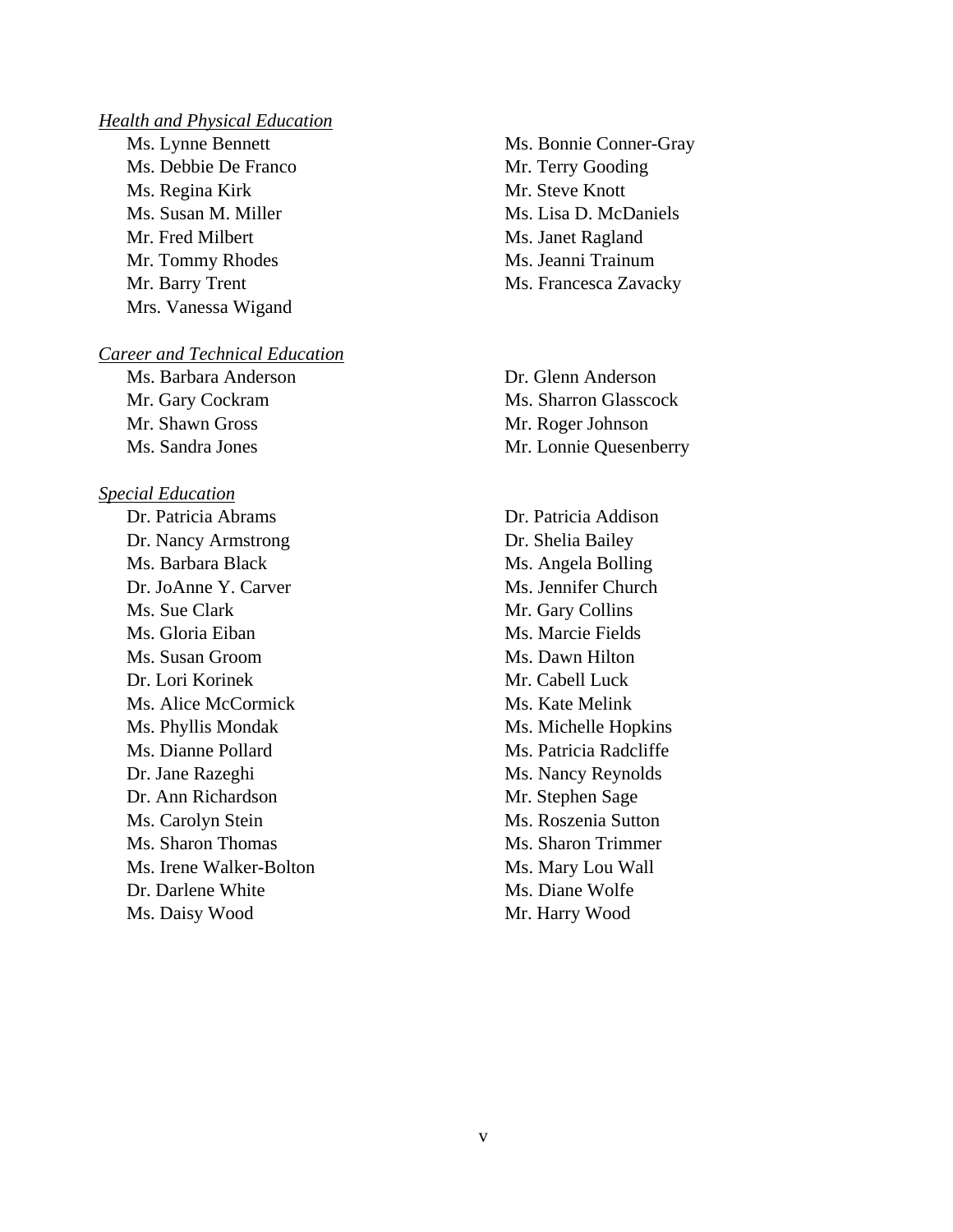*Health and Physical Education*

- Ms. Lynne Bennett
- Ms. Debbie De Franco
- Ms. Regina Kirk
- Ms. Susan M. Miller
- Mr. Fred Milbert
- Mr. Tommy Rhodes
- Mr. Barry Trent
- Mrs. Vanessa Wigand
- Ms. Bonnie Conner-Gray
- Mr. Terry Gooding
- Mr. Steve Knott
- Ms. Lisa D. McDaniels
- Ms. Janet Ragland
- Ms. Jeanni Trainum
- Ms. Francesca Zavacky

*Career and Technical Education*

- Ms. Barbara Anderson
- Mr. Gary Cockram
- Mr. Shawn Gross
- Ms. Sandra Jones
- Dr. Glenn Anderson
- Ms. Sharron Glasscock
- Mr. Roger Johnson
- Mr. Lonnie Quesenberry

*Special Education*

- Dr. Patricia Abrams
- Dr. Nancy Armstrong
- Ms. Barbara Black
- Dr. JoAnne Y. Carver
- Ms. Sue Clark
- Ms. Gloria Eiban
- Ms. Susan Groom
- Dr. Lori Korinek
- Ms. Alice McCormick
- Ms. Phyllis Mondak
- Ms. Dianne Pollard
- Dr. Jane Razeghi
- Dr. Ann Richardson
- Ms. Carolyn Stein
- Ms. Sharon Thomas
- Ms. Irene Walker-Bolton
- Dr. Darlene White
- Ms. Daisy Wood
- Dr. Patricia Addison
- Dr. Shelia Bailey
- Ms. Angela Bolling
- Ms. Jennifer Church
- Mr. Gary Collins
- Ms. Marcie Fields
- Ms. Dawn Hilton
- Mr. Cabell Luck
- Ms. Kate Melink
- Ms. Michelle Hopkins
- Ms. Patricia Radcliffe
- Ms. Nancy Reynolds
- Mr. Stephen Sage
- Ms. Roszenia Sutton
- Ms. Sharon Trimmer
- Ms. Mary Lou Wall
- Ms. Diane Wolfe
- Mr. Harry Wood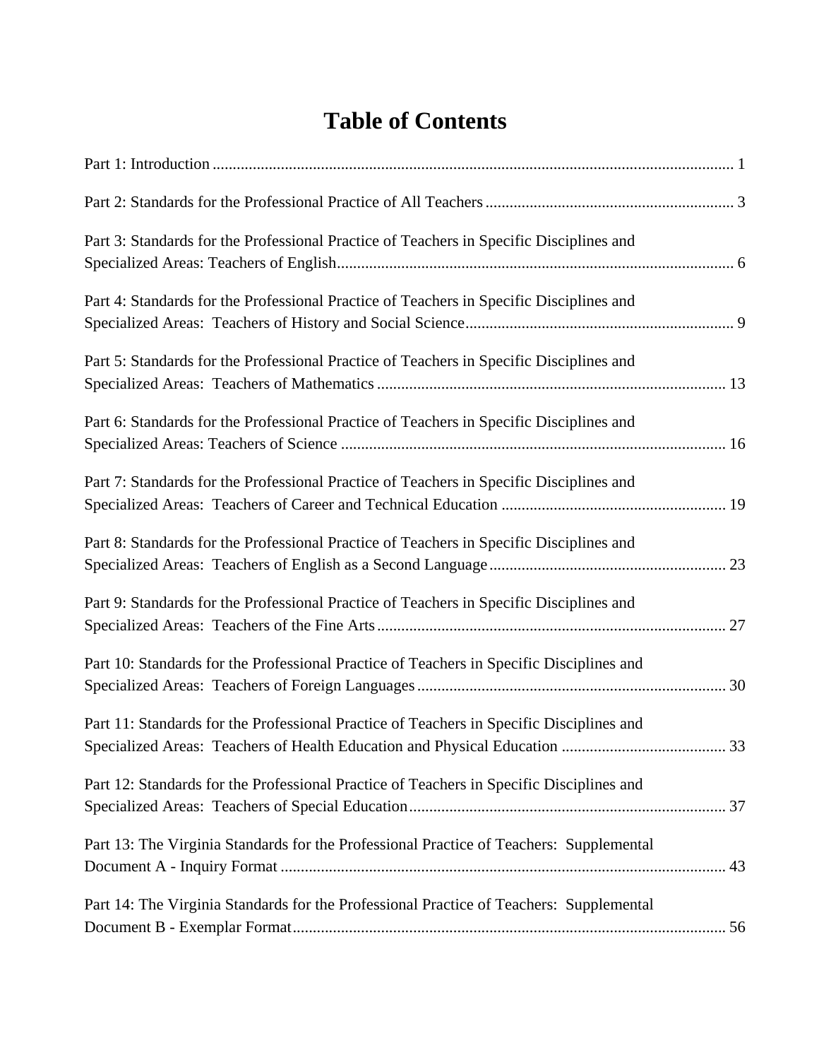# Table of Contents

Part 1: Introduction ... 1

Part 2: Standards for the Professional Practice of All Teachers ... 3

Part 3: Standards for the Professional Practice of Teachers in Specific Disciplines and Specialized Areas: Teachers of English ... 6

Part 4: Standards for the Professional Practice of Teachers in Specific Disciplines and Specialized Areas: Teachers of History and Social Science ... 9

Part 5: Standards for the Professional Practice of Teachers in Specific Disciplines and Specialized Areas: Teachers of Mathematics ... 13

Part 6: Standards for the Professional Practice of Teachers in Specific Disciplines and Specialized Areas: Teachers of Science ... 16

Part 7: Standards for the Professional Practice of Teachers in Specific Disciplines and Specialized Areas: Teachers of Career and Technical Education ... 19

Part 8: Standards for the Professional Practice of Teachers in Specific Disciplines and Specialized Areas: Teachers of English as a Second Language ... 23

Part 9: Standards for the Professional Practice of Teachers in Specific Disciplines and Specialized Areas: Teachers of the Fine Arts ... 27

Part 10: Standards for the Professional Practice of Teachers in Specific Disciplines and Specialized Areas: Teachers of Foreign Languages ... 30

Part 11: Standards for the Professional Practice of Teachers in Specific Disciplines and Specialized Areas: Teachers of Health Education and Physical Education ... 33

Part 12: Standards for the Professional Practice of Teachers in Specific Disciplines and Specialized Areas: Teachers of Special Education ... 37

Part 13: The Virginia Standards for the Professional Practice of Teachers: Supplemental Document A - Inquiry Format ... 43

Part 14: The Virginia Standards for the Professional Practice of Teachers: Supplemental Document B - Exemplar Format ... 56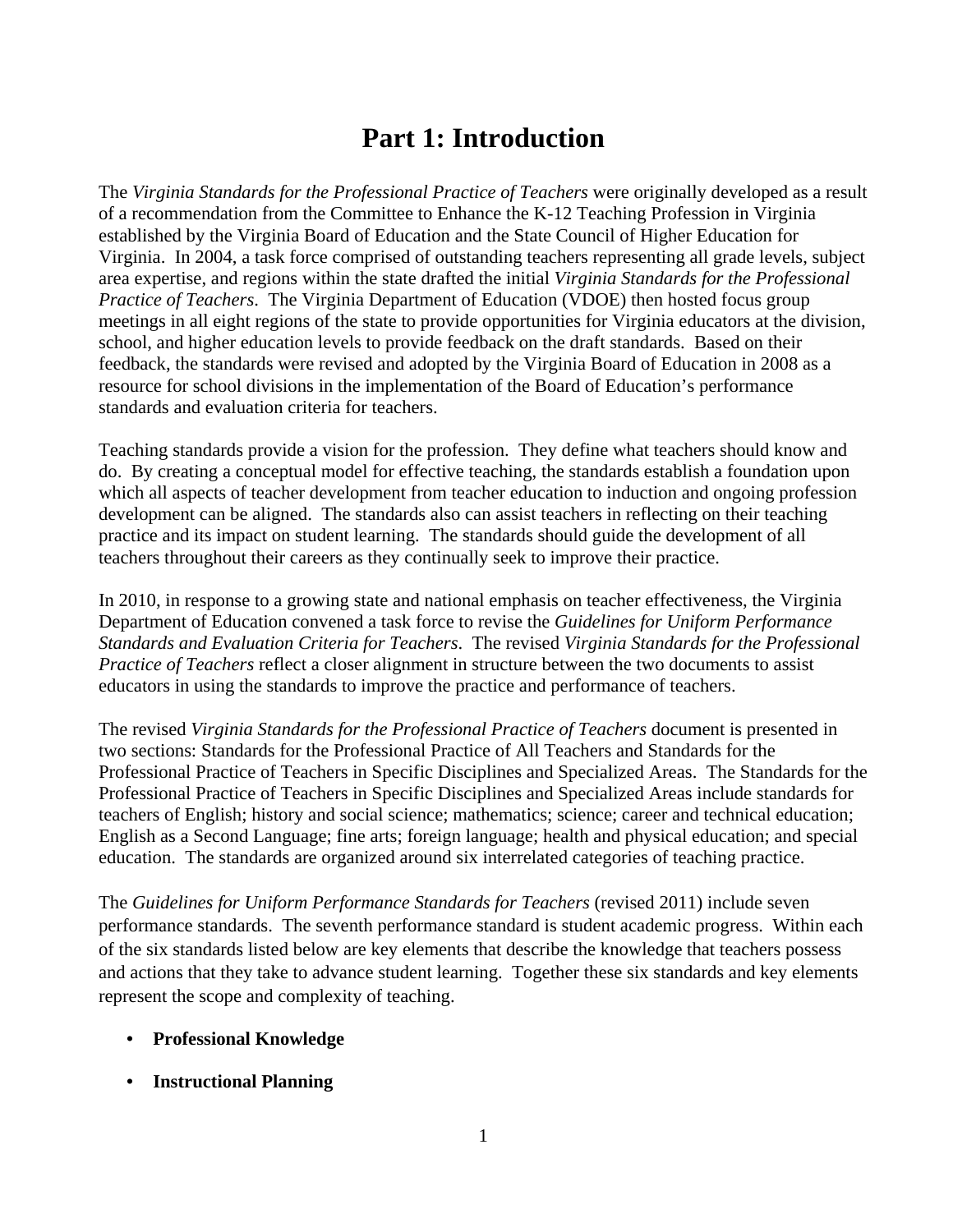# Part 1: Introduction

The *Virginia Standards for the Professional Practice of Teachers* were originally developed as a result of a recommendation from the Committee to Enhance the K-12 Teaching Profession in Virginia established by the Virginia Board of Education and the State Council of Higher Education for Virginia. In 2004, a task force comprised of outstanding teachers representing all grade levels, subject area expertise, and regions within the state drafted the initial *Virginia Standards for the Professional Practice of Teachers*. The Virginia Department of Education (VDOE) then hosted focus group meetings in all eight regions of the state to provide opportunities for Virginia educators at the division, school, and higher education levels to provide feedback on the draft standards. Based on their feedback, the standards were revised and adopted by the Virginia Board of Education in 2008 as a resource for school divisions in the implementation of the Board of Education's performance standards and evaluation criteria for teachers.

Teaching standards provide a vision for the profession. They define what teachers should know and do. By creating a conceptual model for effective teaching, the standards establish a foundation upon which all aspects of teacher development from teacher education to induction and ongoing profession development can be aligned. The standards also can assist teachers in reflecting on their teaching practice and its impact on student learning. The standards should guide the development of all teachers throughout their careers as they continually seek to improve their practice.

In 2010, in response to a growing state and national emphasis on teacher effectiveness, the Virginia Department of Education convened a task force to revise the *Guidelines for Uniform Performance Standards and Evaluation Criteria for Teachers*. The revised *Virginia Standards for the Professional Practice of Teachers* reflect a closer alignment in structure between the two documents to assist educators in using the standards to improve the practice and performance of teachers.

The revised *Virginia Standards for the Professional Practice of Teachers* document is presented in two sections: Standards for the Professional Practice of All Teachers and Standards for the Professional Practice of Teachers in Specific Disciplines and Specialized Areas. The Standards for the Professional Practice of Teachers in Specific Disciplines and Specialized Areas include standards for teachers of English; history and social science; mathematics; science; career and technical education; English as a Second Language; fine arts; foreign language; health and physical education; and special education. The standards are organized around six interrelated categories of teaching practice.

The *Guidelines for Uniform Performance Standards for Teachers* (revised 2011) include seven performance standards. The seventh performance standard is student academic progress. Within each of the six standards listed below are key elements that describe the knowledge that teachers possess and actions that they take to advance student learning. Together these six standards and key elements represent the scope and complexity of teaching.

- **Professional Knowledge**
- **Instructional Planning**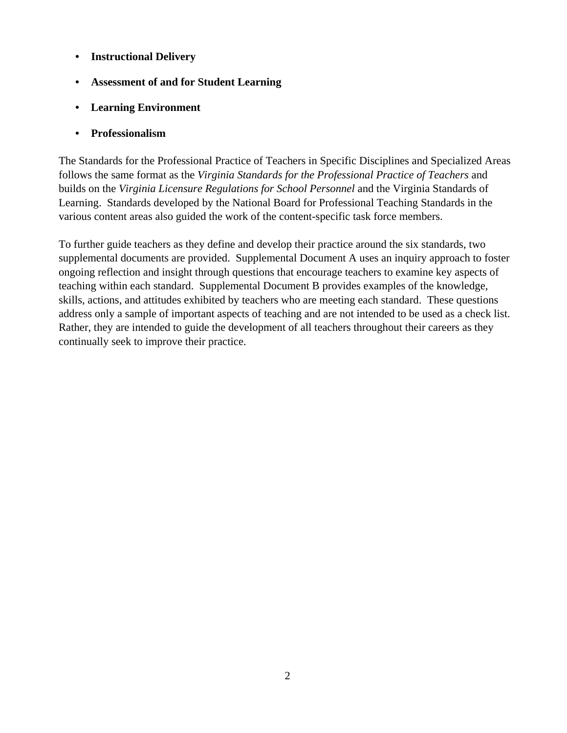- **Instructional Delivery**
- **Assessment of and for Student Learning**
- **Learning Environment**
- **Professionalism**

The Standards for the Professional Practice of Teachers in Specific Disciplines and Specialized Areas follows the same format as the *Virginia Standards for the Professional Practice of Teachers* and builds on the *Virginia Licensure Regulations for School Personnel* and the Virginia Standards of Learning. Standards developed by the National Board for Professional Teaching Standards in the various content areas also guided the work of the content-specific task force members.

To further guide teachers as they define and develop their practice around the six standards, two supplemental documents are provided. Supplemental Document A uses an inquiry approach to foster ongoing reflection and insight through questions that encourage teachers to examine key aspects of teaching within each standard. Supplemental Document B provides examples of the knowledge, skills, actions, and attitudes exhibited by teachers who are meeting each standard. These questions address only a sample of important aspects of teaching and are not intended to be used as a check list. Rather, they are intended to guide the development of all teachers throughout their careers as they continually seek to improve their practice.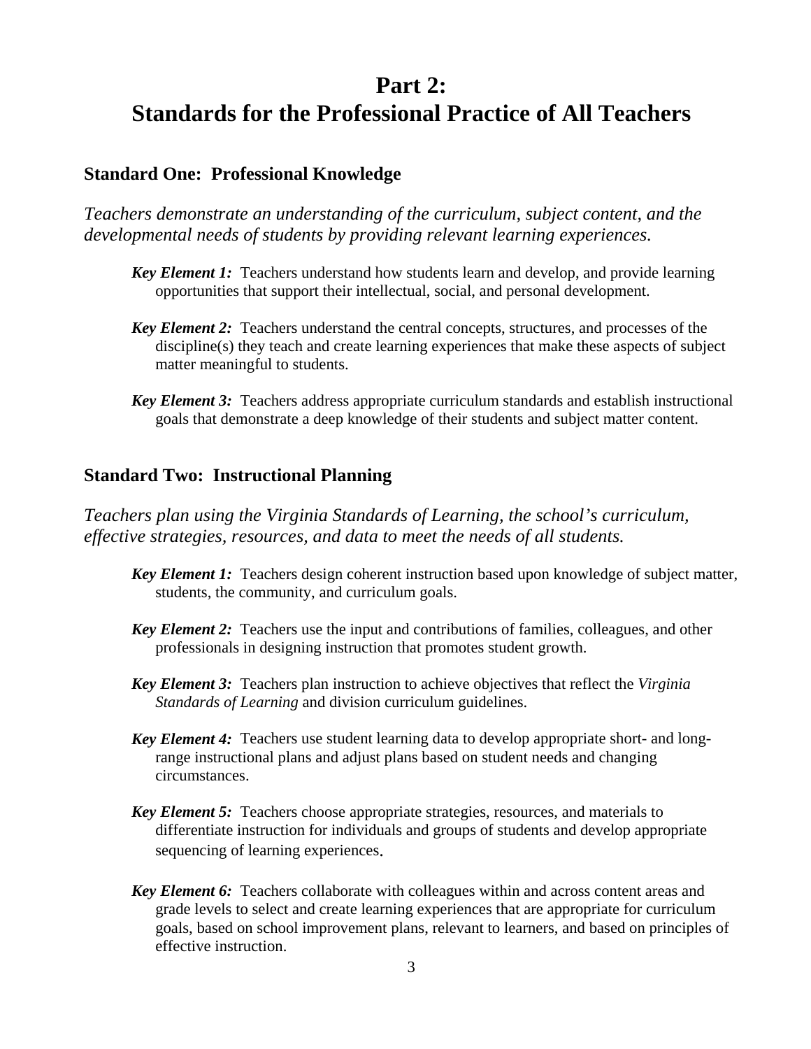# Part 2:
# Standards for the Professional Practice of All Teachers

## Standard One: Professional Knowledge

*Teachers demonstrate an understanding of the curriculum, subject content, and the developmental needs of students by providing relevant learning experiences.*

***Key Element 1:*** Teachers understand how students learn and develop, and provide learning opportunities that support their intellectual, social, and personal development.

***Key Element 2:*** Teachers understand the central concepts, structures, and processes of the discipline(s) they teach and create learning experiences that make these aspects of subject matter meaningful to students.

***Key Element 3:*** Teachers address appropriate curriculum standards and establish instructional goals that demonstrate a deep knowledge of their students and subject matter content.

## Standard Two: Instructional Planning

*Teachers plan using the Virginia Standards of Learning, the school's curriculum, effective strategies, resources, and data to meet the needs of all students.*

***Key Element 1:*** Teachers design coherent instruction based upon knowledge of subject matter, students, the community, and curriculum goals.

***Key Element 2:*** Teachers use the input and contributions of families, colleagues, and other professionals in designing instruction that promotes student growth.

***Key Element 3:*** Teachers plan instruction to achieve objectives that reflect the *Virginia Standards of Learning* and division curriculum guidelines.

***Key Element 4:*** Teachers use student learning data to develop appropriate short- and long-range instructional plans and adjust plans based on student needs and changing circumstances.

***Key Element 5:*** Teachers choose appropriate strategies, resources, and materials to differentiate instruction for individuals and groups of students and develop appropriate sequencing of learning experiences.

***Key Element 6:*** Teachers collaborate with colleagues within and across content areas and grade levels to select and create learning experiences that are appropriate for curriculum goals, based on school improvement plans, relevant to learners, and based on principles of effective instruction.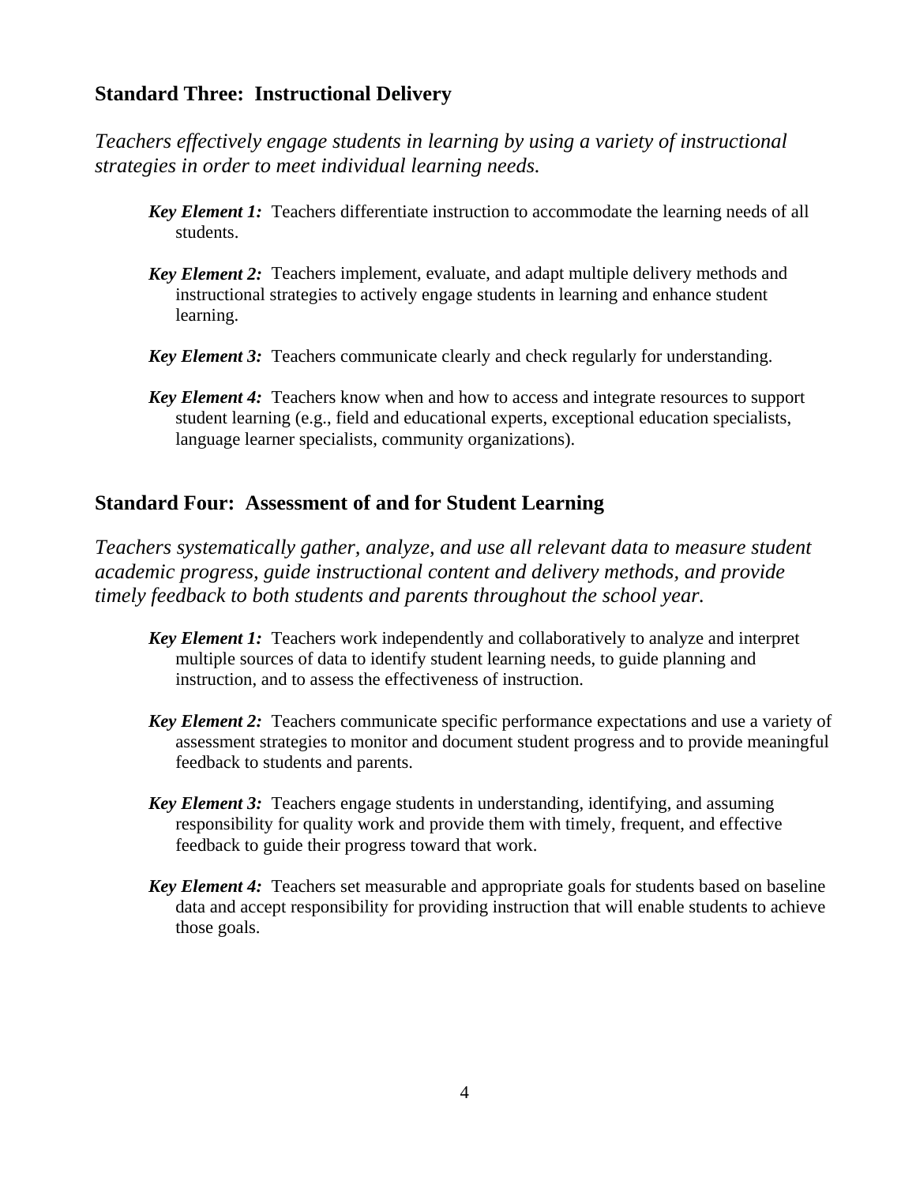## Standard Three: Instructional Delivery

*Teachers effectively engage students in learning by using a variety of instructional strategies in order to meet individual learning needs.*

- ***Key Element 1:*** Teachers differentiate instruction to accommodate the learning needs of all students.
- ***Key Element 2:*** Teachers implement, evaluate, and adapt multiple delivery methods and instructional strategies to actively engage students in learning and enhance student learning.
- ***Key Element 3:*** Teachers communicate clearly and check regularly for understanding.
- ***Key Element 4:*** Teachers know when and how to access and integrate resources to support student learning (e.g., field and educational experts, exceptional education specialists, language learner specialists, community organizations).

## Standard Four: Assessment of and for Student Learning

*Teachers systematically gather, analyze, and use all relevant data to measure student academic progress, guide instructional content and delivery methods, and provide timely feedback to both students and parents throughout the school year.*

- ***Key Element 1:*** Teachers work independently and collaboratively to analyze and interpret multiple sources of data to identify student learning needs, to guide planning and instruction, and to assess the effectiveness of instruction.
- ***Key Element 2:*** Teachers communicate specific performance expectations and use a variety of assessment strategies to monitor and document student progress and to provide meaningful feedback to students and parents.
- ***Key Element 3:*** Teachers engage students in understanding, identifying, and assuming responsibility for quality work and provide them with timely, frequent, and effective feedback to guide their progress toward that work.
- ***Key Element 4:*** Teachers set measurable and appropriate goals for students based on baseline data and accept responsibility for providing instruction that will enable students to achieve those goals.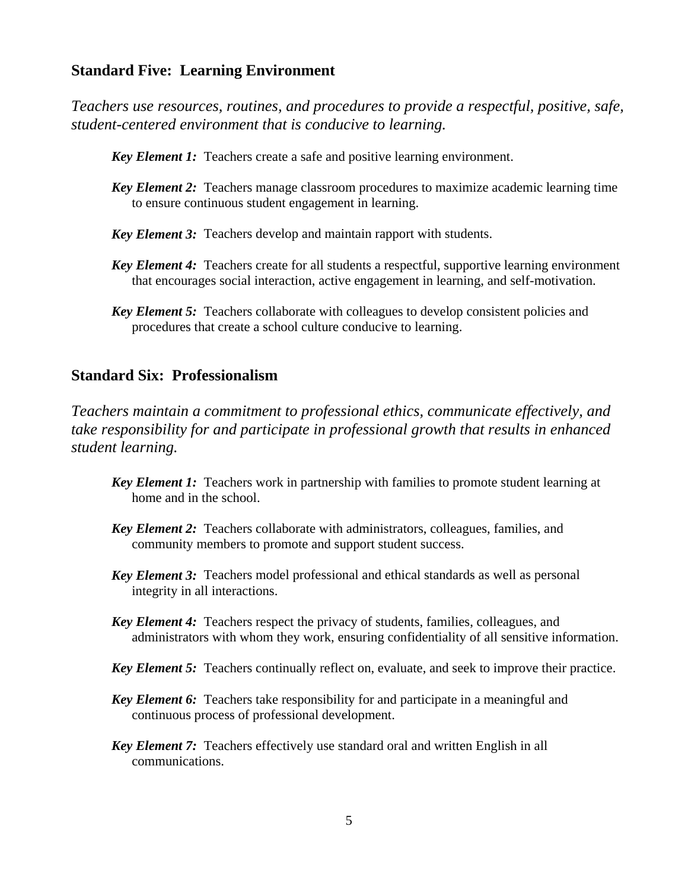## Standard Five: Learning Environment

*Teachers use resources, routines, and procedures to provide a respectful, positive, safe, student-centered environment that is conducive to learning.*

- ***Key Element 1:*** Teachers create a safe and positive learning environment.
- ***Key Element 2:*** Teachers manage classroom procedures to maximize academic learning time to ensure continuous student engagement in learning.
- ***Key Element 3:*** Teachers develop and maintain rapport with students.
- ***Key Element 4:*** Teachers create for all students a respectful, supportive learning environment that encourages social interaction, active engagement in learning, and self-motivation.
- ***Key Element 5:*** Teachers collaborate with colleagues to develop consistent policies and procedures that create a school culture conducive to learning.

## Standard Six: Professionalism

*Teachers maintain a commitment to professional ethics, communicate effectively, and take responsibility for and participate in professional growth that results in enhanced student learning.*

- ***Key Element 1:*** Teachers work in partnership with families to promote student learning at home and in the school.
- ***Key Element 2:*** Teachers collaborate with administrators, colleagues, families, and community members to promote and support student success.
- ***Key Element 3:*** Teachers model professional and ethical standards as well as personal integrity in all interactions.
- ***Key Element 4:*** Teachers respect the privacy of students, families, colleagues, and administrators with whom they work, ensuring confidentiality of all sensitive information.
- ***Key Element 5:*** Teachers continually reflect on, evaluate, and seek to improve their practice.
- ***Key Element 6:*** Teachers take responsibility for and participate in a meaningful and continuous process of professional development.
- ***Key Element 7:*** Teachers effectively use standard oral and written English in all communications.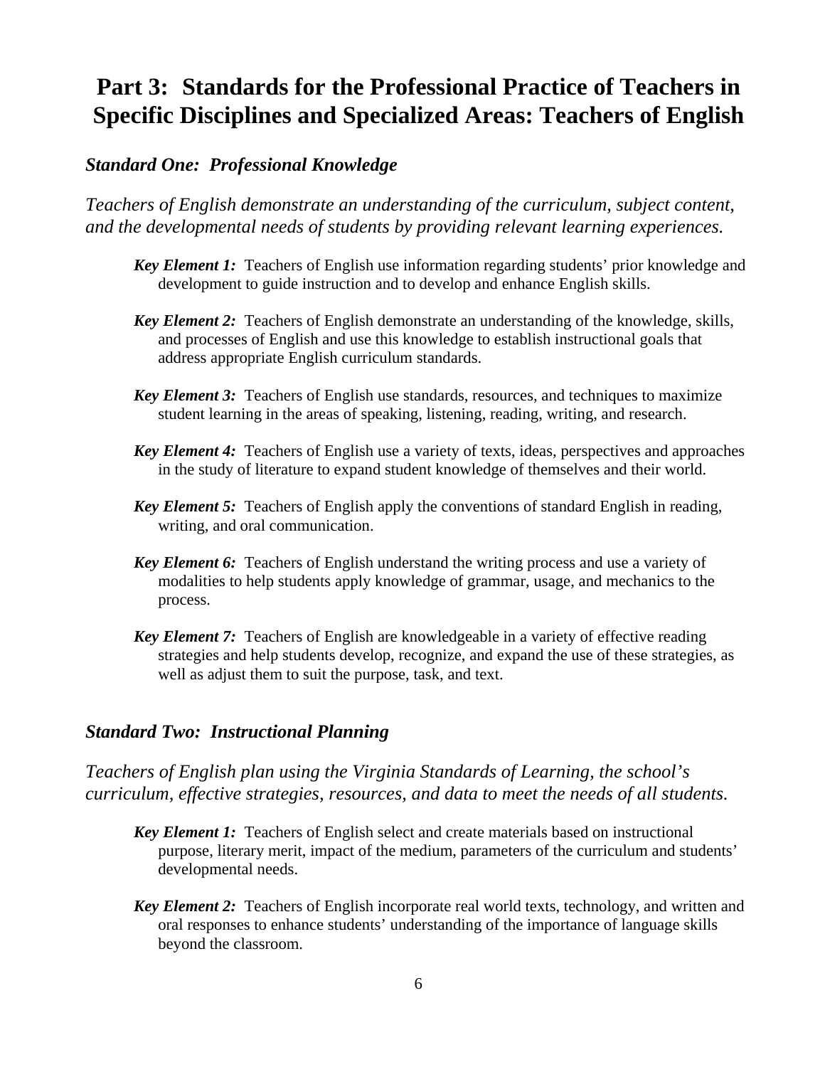# Part 3: Standards for the Professional Practice of Teachers in Specific Disciplines and Specialized Areas: Teachers of English

## *Standard One: Professional Knowledge*

*Teachers of English demonstrate an understanding of the curriculum, subject content, and the developmental needs of students by providing relevant learning experiences.*

***Key Element 1:*** Teachers of English use information regarding students' prior knowledge and development to guide instruction and to develop and enhance English skills.

***Key Element 2:*** Teachers of English demonstrate an understanding of the knowledge, skills, and processes of English and use this knowledge to establish instructional goals that address appropriate English curriculum standards.

***Key Element 3:*** Teachers of English use standards, resources, and techniques to maximize student learning in the areas of speaking, listening, reading, writing, and research.

***Key Element 4:*** Teachers of English use a variety of texts, ideas, perspectives and approaches in the study of literature to expand student knowledge of themselves and their world.

***Key Element 5:*** Teachers of English apply the conventions of standard English in reading, writing, and oral communication.

***Key Element 6:*** Teachers of English understand the writing process and use a variety of modalities to help students apply knowledge of grammar, usage, and mechanics to the process.

***Key Element 7:*** Teachers of English are knowledgeable in a variety of effective reading strategies and help students develop, recognize, and expand the use of these strategies, as well as adjust them to suit the purpose, task, and text.

## *Standard Two: Instructional Planning*

*Teachers of English plan using the Virginia Standards of Learning, the school's curriculum, effective strategies, resources, and data to meet the needs of all students.*

***Key Element 1:*** Teachers of English select and create materials based on instructional purpose, literary merit, impact of the medium, parameters of the curriculum and students' developmental needs.

***Key Element 2:*** Teachers of English incorporate real world texts, technology, and written and oral responses to enhance students' understanding of the importance of language skills beyond the classroom.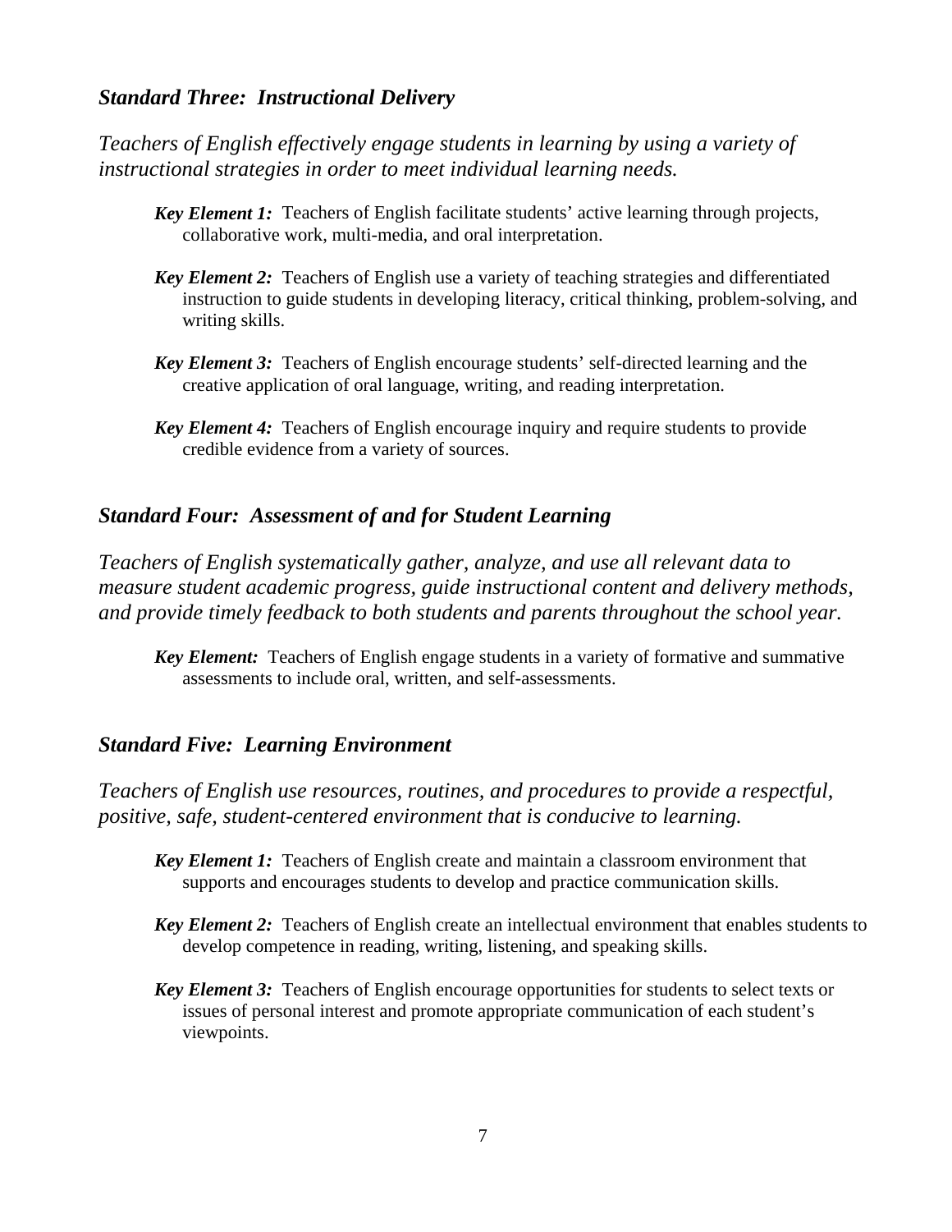### *Standard Three: Instructional Delivery*

*Teachers of English effectively engage students in learning by using a variety of instructional strategies in order to meet individual learning needs.*

- ***Key Element 1:*** Teachers of English facilitate students' active learning through projects, collaborative work, multi-media, and oral interpretation.
- ***Key Element 2:*** Teachers of English use a variety of teaching strategies and differentiated instruction to guide students in developing literacy, critical thinking, problem-solving, and writing skills.
- ***Key Element 3:*** Teachers of English encourage students' self-directed learning and the creative application of oral language, writing, and reading interpretation.
- ***Key Element 4:*** Teachers of English encourage inquiry and require students to provide credible evidence from a variety of sources.

### *Standard Four: Assessment of and for Student Learning*

*Teachers of English systematically gather, analyze, and use all relevant data to measure student academic progress, guide instructional content and delivery methods, and provide timely feedback to both students and parents throughout the school year.*

- ***Key Element:*** Teachers of English engage students in a variety of formative and summative assessments to include oral, written, and self-assessments.

### *Standard Five: Learning Environment*

*Teachers of English use resources, routines, and procedures to provide a respectful, positive, safe, student-centered environment that is conducive to learning.*

- ***Key Element 1:*** Teachers of English create and maintain a classroom environment that supports and encourages students to develop and practice communication skills.
- ***Key Element 2:*** Teachers of English create an intellectual environment that enables students to develop competence in reading, writing, listening, and speaking skills.
- ***Key Element 3:*** Teachers of English encourage opportunities for students to select texts or issues of personal interest and promote appropriate communication of each student's viewpoints.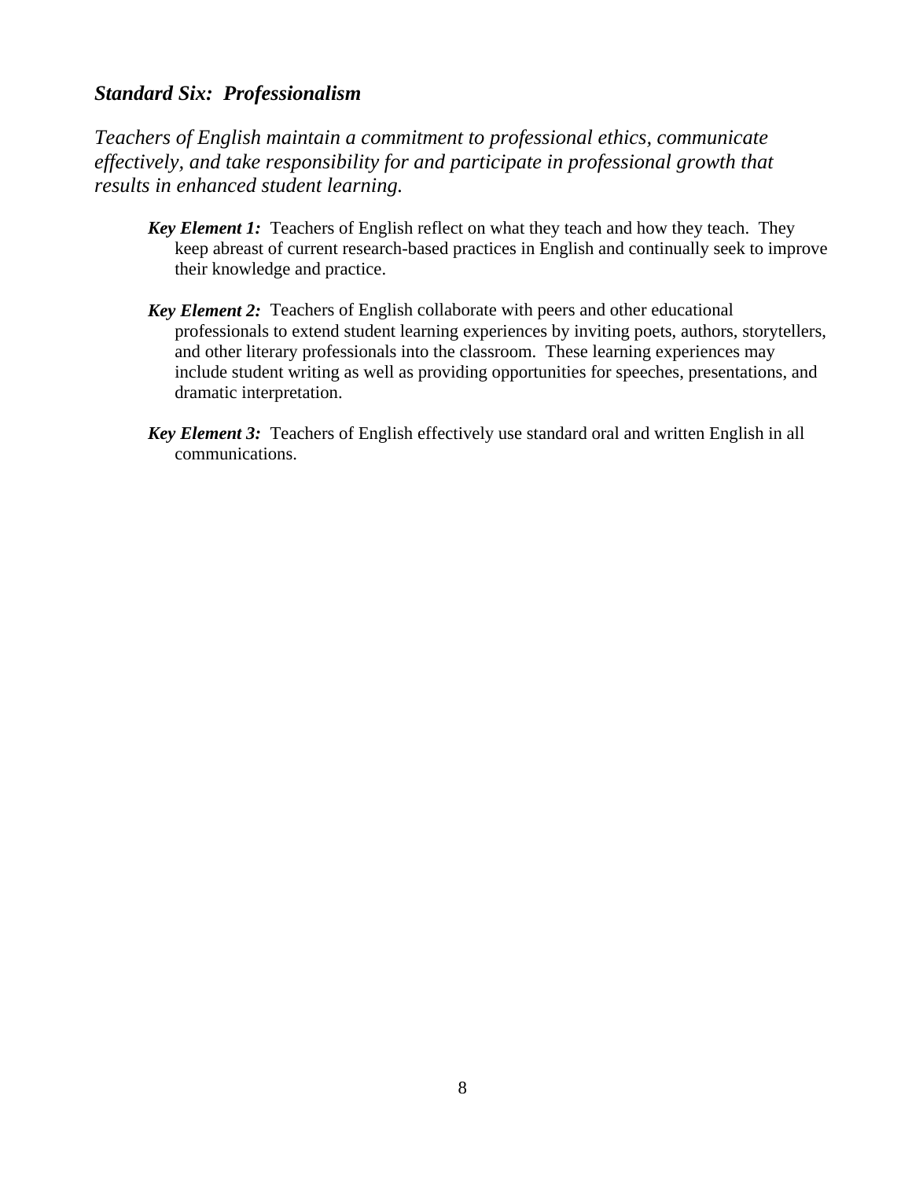### *Standard Six: Professionalism*

*Teachers of English maintain a commitment to professional ethics, communicate effectively, and take responsibility for and participate in professional growth that results in enhanced student learning.*

***Key Element 1:*** Teachers of English reflect on what they teach and how they teach. They keep abreast of current research-based practices in English and continually seek to improve their knowledge and practice.

***Key Element 2:*** Teachers of English collaborate with peers and other educational professionals to extend student learning experiences by inviting poets, authors, storytellers, and other literary professionals into the classroom. These learning experiences may include student writing as well as providing opportunities for speeches, presentations, and dramatic interpretation.

***Key Element 3:*** Teachers of English effectively use standard oral and written English in all communications.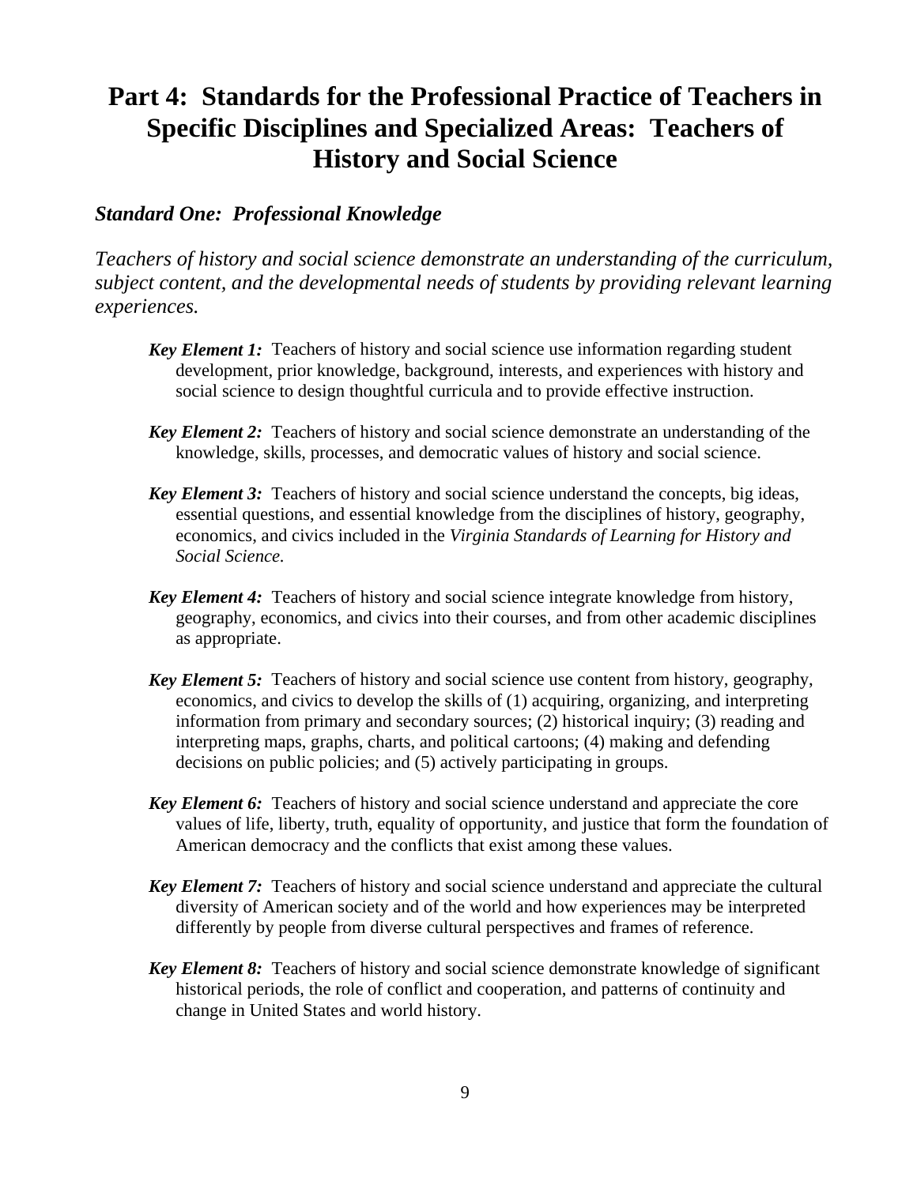# Part 4: Standards for the Professional Practice of Teachers in Specific Disciplines and Specialized Areas: Teachers of History and Social Science

## *Standard One: Professional Knowledge*

*Teachers of history and social science demonstrate an understanding of the curriculum, subject content, and the developmental needs of students by providing relevant learning experiences.*

***Key Element 1:*** Teachers of history and social science use information regarding student development, prior knowledge, background, interests, and experiences with history and social science to design thoughtful curricula and to provide effective instruction.

***Key Element 2:*** Teachers of history and social science demonstrate an understanding of the knowledge, skills, processes, and democratic values of history and social science.

***Key Element 3:*** Teachers of history and social science understand the concepts, big ideas, essential questions, and essential knowledge from the disciplines of history, geography, economics, and civics included in the *Virginia Standards of Learning for History and Social Science.*

***Key Element 4:*** Teachers of history and social science integrate knowledge from history, geography, economics, and civics into their courses, and from other academic disciplines as appropriate.

***Key Element 5:*** Teachers of history and social science use content from history, geography, economics, and civics to develop the skills of (1) acquiring, organizing, and interpreting information from primary and secondary sources; (2) historical inquiry; (3) reading and interpreting maps, graphs, charts, and political cartoons; (4) making and defending decisions on public policies; and (5) actively participating in groups.

***Key Element 6:*** Teachers of history and social science understand and appreciate the core values of life, liberty, truth, equality of opportunity, and justice that form the foundation of American democracy and the conflicts that exist among these values.

***Key Element 7:*** Teachers of history and social science understand and appreciate the cultural diversity of American society and of the world and how experiences may be interpreted differently by people from diverse cultural perspectives and frames of reference.

***Key Element 8:*** Teachers of history and social science demonstrate knowledge of significant historical periods, the role of conflict and cooperation, and patterns of continuity and change in United States and world history.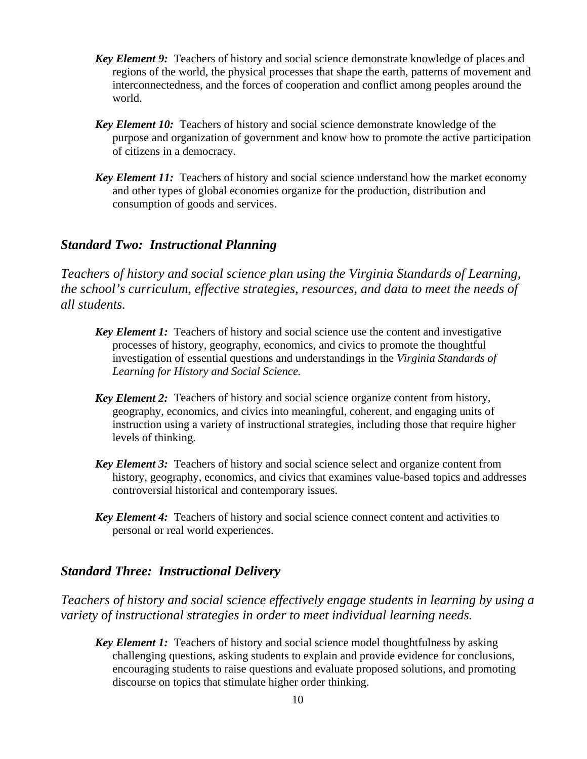***Key Element 9:*** Teachers of history and social science demonstrate knowledge of places and regions of the world, the physical processes that shape the earth, patterns of movement and interconnectedness, and the forces of cooperation and conflict among peoples around the world.

***Key Element 10:*** Teachers of history and social science demonstrate knowledge of the purpose and organization of government and know how to promote the active participation of citizens in a democracy.

***Key Element 11:*** Teachers of history and social science understand how the market economy and other types of global economies organize for the production, distribution and consumption of goods and services.

### *Standard Two: Instructional Planning*

*Teachers of history and social science plan using the Virginia Standards of Learning, the school's curriculum, effective strategies, resources, and data to meet the needs of all students.*

***Key Element 1:*** Teachers of history and social science use the content and investigative processes of history, geography, economics, and civics to promote the thoughtful investigation of essential questions and understandings in the *Virginia Standards of Learning for History and Social Science.*

***Key Element 2:*** Teachers of history and social science organize content from history, geography, economics, and civics into meaningful, coherent, and engaging units of instruction using a variety of instructional strategies, including those that require higher levels of thinking.

***Key Element 3:*** Teachers of history and social science select and organize content from history, geography, economics, and civics that examines value-based topics and addresses controversial historical and contemporary issues.

***Key Element 4:*** Teachers of history and social science connect content and activities to personal or real world experiences.

### *Standard Three: Instructional Delivery*

*Teachers of history and social science effectively engage students in learning by using a variety of instructional strategies in order to meet individual learning needs.*

***Key Element 1:*** Teachers of history and social science model thoughtfulness by asking challenging questions, asking students to explain and provide evidence for conclusions, encouraging students to raise questions and evaluate proposed solutions, and promoting discourse on topics that stimulate higher order thinking.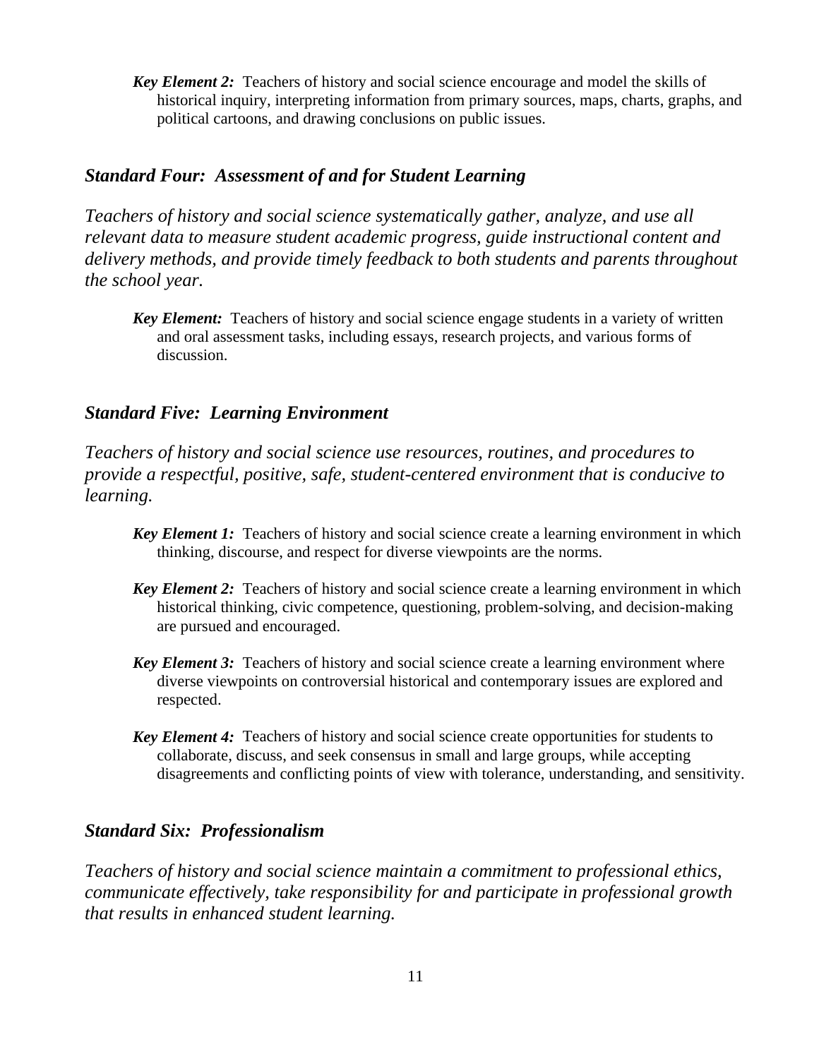***Key Element 2:*** Teachers of history and social science encourage and model the skills of historical inquiry, interpreting information from primary sources, maps, charts, graphs, and political cartoons, and drawing conclusions on public issues.

### *Standard Four: Assessment of and for Student Learning*

*Teachers of history and social science systematically gather, analyze, and use all relevant data to measure student academic progress, guide instructional content and delivery methods, and provide timely feedback to both students and parents throughout the school year.*

***Key Element:*** Teachers of history and social science engage students in a variety of written and oral assessment tasks, including essays, research projects, and various forms of discussion.

### *Standard Five: Learning Environment*

*Teachers of history and social science use resources, routines, and procedures to provide a respectful, positive, safe, student-centered environment that is conducive to learning.*

***Key Element 1:*** Teachers of history and social science create a learning environment in which thinking, discourse, and respect for diverse viewpoints are the norms.

***Key Element 2:*** Teachers of history and social science create a learning environment in which historical thinking, civic competence, questioning, problem-solving, and decision-making are pursued and encouraged.

***Key Element 3:*** Teachers of history and social science create a learning environment where diverse viewpoints on controversial historical and contemporary issues are explored and respected.

***Key Element 4:*** Teachers of history and social science create opportunities for students to collaborate, discuss, and seek consensus in small and large groups, while accepting disagreements and conflicting points of view with tolerance, understanding, and sensitivity.

### *Standard Six: Professionalism*

*Teachers of history and social science maintain a commitment to professional ethics, communicate effectively, take responsibility for and participate in professional growth that results in enhanced student learning.*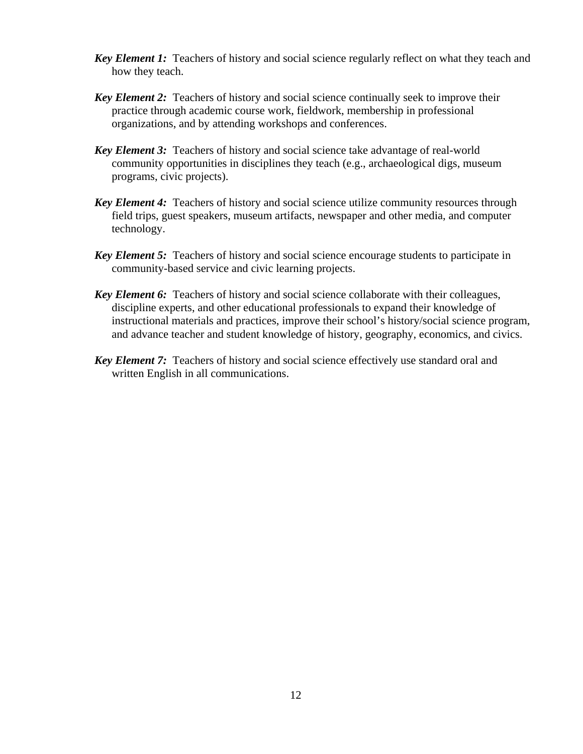***Key Element 1:*** Teachers of history and social science regularly reflect on what they teach and how they teach.

***Key Element 2:*** Teachers of history and social science continually seek to improve their practice through academic course work, fieldwork, membership in professional organizations, and by attending workshops and conferences.

***Key Element 3:*** Teachers of history and social science take advantage of real-world community opportunities in disciplines they teach (e.g., archaeological digs, museum programs, civic projects).

***Key Element 4:*** Teachers of history and social science utilize community resources through field trips, guest speakers, museum artifacts, newspaper and other media, and computer technology.

***Key Element 5:*** Teachers of history and social science encourage students to participate in community-based service and civic learning projects.

***Key Element 6:*** Teachers of history and social science collaborate with their colleagues, discipline experts, and other educational professionals to expand their knowledge of instructional materials and practices, improve their school's history/social science program, and advance teacher and student knowledge of history, geography, economics, and civics.

***Key Element 7:*** Teachers of history and social science effectively use standard oral and written English in all communications.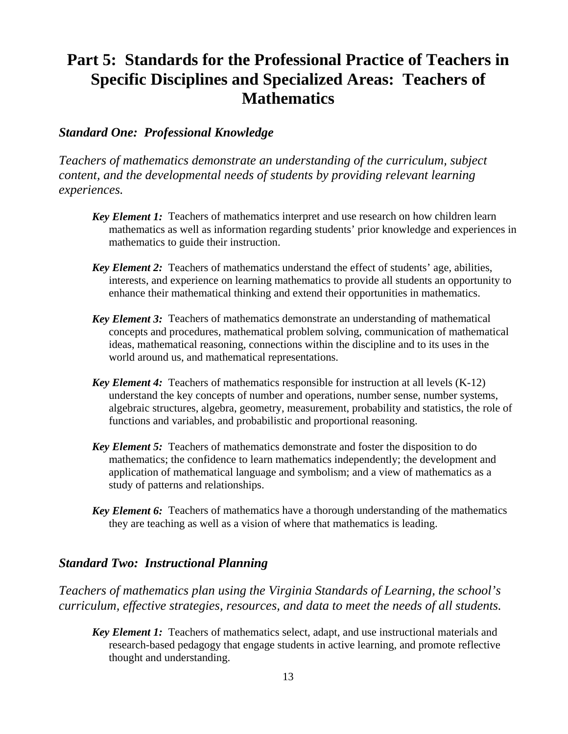# Part 5: Standards for the Professional Practice of Teachers in Specific Disciplines and Specialized Areas: Teachers of Mathematics

### *Standard One: Professional Knowledge*

*Teachers of mathematics demonstrate an understanding of the curriculum, subject content, and the developmental needs of students by providing relevant learning experiences.*

***Key Element 1:*** Teachers of mathematics interpret and use research on how children learn mathematics as well as information regarding students' prior knowledge and experiences in mathematics to guide their instruction.

***Key Element 2:*** Teachers of mathematics understand the effect of students' age, abilities, interests, and experience on learning mathematics to provide all students an opportunity to enhance their mathematical thinking and extend their opportunities in mathematics.

***Key Element 3:*** Teachers of mathematics demonstrate an understanding of mathematical concepts and procedures, mathematical problem solving, communication of mathematical ideas, mathematical reasoning, connections within the discipline and to its uses in the world around us, and mathematical representations.

***Key Element 4:*** Teachers of mathematics responsible for instruction at all levels (K-12) understand the key concepts of number and operations, number sense, number systems, algebraic structures, algebra, geometry, measurement, probability and statistics, the role of functions and variables, and probabilistic and proportional reasoning.

***Key Element 5:*** Teachers of mathematics demonstrate and foster the disposition to do mathematics; the confidence to learn mathematics independently; the development and application of mathematical language and symbolism; and a view of mathematics as a study of patterns and relationships.

***Key Element 6:*** Teachers of mathematics have a thorough understanding of the mathematics they are teaching as well as a vision of where that mathematics is leading.

### *Standard Two: Instructional Planning*

*Teachers of mathematics plan using the Virginia Standards of Learning, the school's curriculum, effective strategies, resources, and data to meet the needs of all students.*

***Key Element 1:*** Teachers of mathematics select, adapt, and use instructional materials and research-based pedagogy that engage students in active learning, and promote reflective thought and understanding.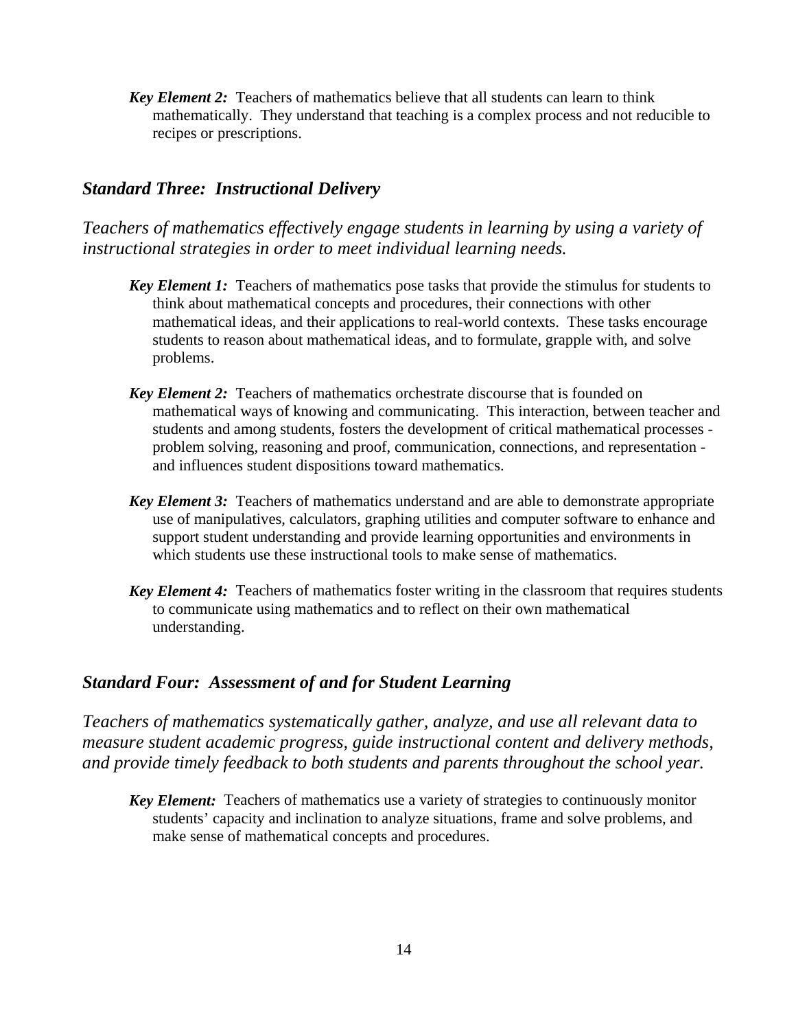***Key Element 2:*** Teachers of mathematics believe that all students can learn to think mathematically. They understand that teaching is a complex process and not reducible to recipes or prescriptions.

## *Standard Three: Instructional Delivery*

*Teachers of mathematics effectively engage students in learning by using a variety of instructional strategies in order to meet individual learning needs.*

***Key Element 1:*** Teachers of mathematics pose tasks that provide the stimulus for students to think about mathematical concepts and procedures, their connections with other mathematical ideas, and their applications to real-world contexts. These tasks encourage students to reason about mathematical ideas, and to formulate, grapple with, and solve problems.

***Key Element 2:*** Teachers of mathematics orchestrate discourse that is founded on mathematical ways of knowing and communicating. This interaction, between teacher and students and among students, fosters the development of critical mathematical processes - problem solving, reasoning and proof, communication, connections, and representation - and influences student dispositions toward mathematics.

***Key Element 3:*** Teachers of mathematics understand and are able to demonstrate appropriate use of manipulatives, calculators, graphing utilities and computer software to enhance and support student understanding and provide learning opportunities and environments in which students use these instructional tools to make sense of mathematics.

***Key Element 4:*** Teachers of mathematics foster writing in the classroom that requires students to communicate using mathematics and to reflect on their own mathematical understanding.

## *Standard Four: Assessment of and for Student Learning*

*Teachers of mathematics systematically gather, analyze, and use all relevant data to measure student academic progress, guide instructional content and delivery methods, and provide timely feedback to both students and parents throughout the school year.*

***Key Element:*** Teachers of mathematics use a variety of strategies to continuously monitor students' capacity and inclination to analyze situations, frame and solve problems, and make sense of mathematical concepts and procedures.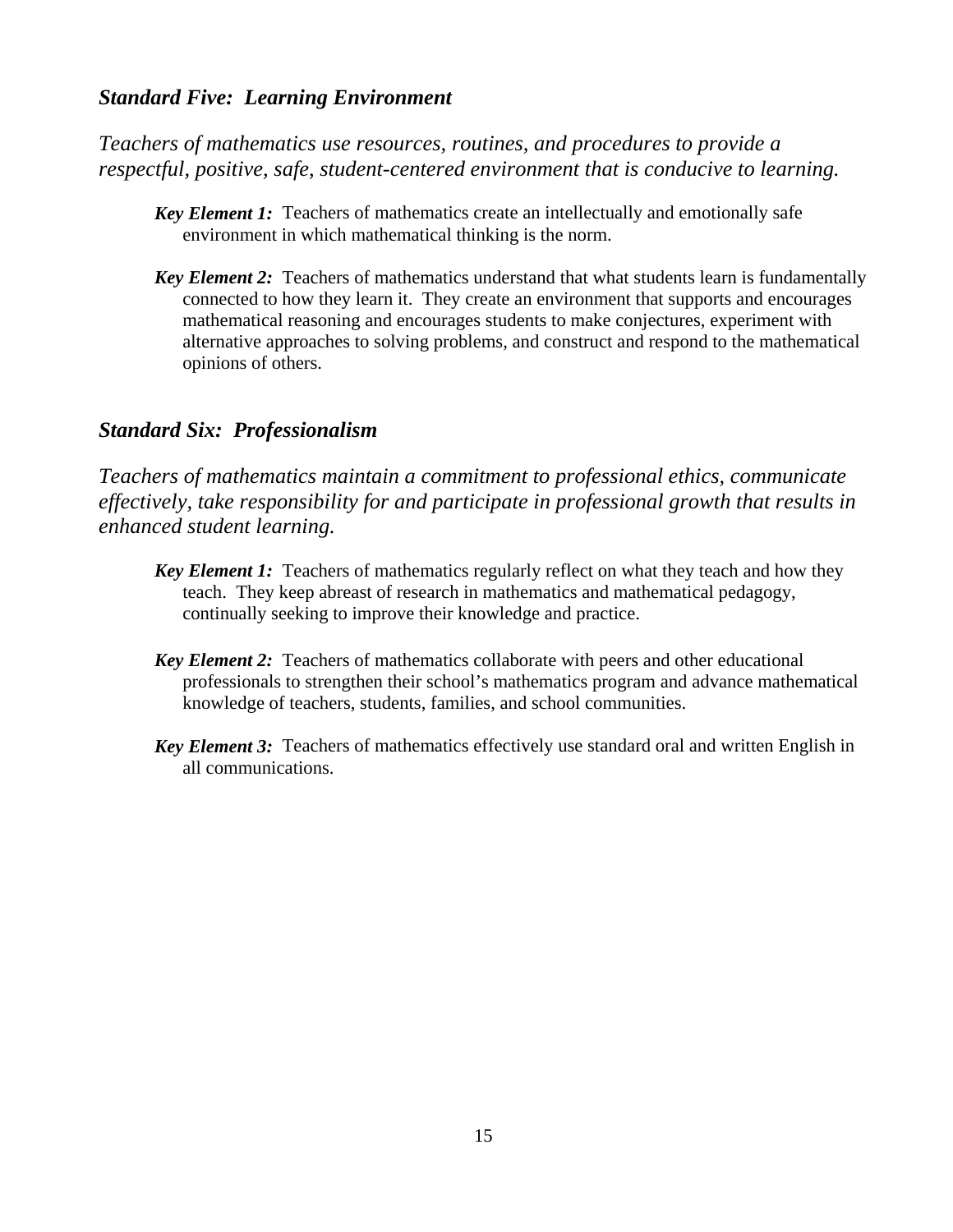### *Standard Five: Learning Environment*

*Teachers of mathematics use resources, routines, and procedures to provide a respectful, positive, safe, student-centered environment that is conducive to learning.*

***Key Element 1:*** Teachers of mathematics create an intellectually and emotionally safe environment in which mathematical thinking is the norm.

***Key Element 2:*** Teachers of mathematics understand that what students learn is fundamentally connected to how they learn it. They create an environment that supports and encourages mathematical reasoning and encourages students to make conjectures, experiment with alternative approaches to solving problems, and construct and respond to the mathematical opinions of others.

### *Standard Six: Professionalism*

*Teachers of mathematics maintain a commitment to professional ethics, communicate effectively, take responsibility for and participate in professional growth that results in enhanced student learning.*

***Key Element 1:*** Teachers of mathematics regularly reflect on what they teach and how they teach. They keep abreast of research in mathematics and mathematical pedagogy, continually seeking to improve their knowledge and practice.

***Key Element 2:*** Teachers of mathematics collaborate with peers and other educational professionals to strengthen their school's mathematics program and advance mathematical knowledge of teachers, students, families, and school communities.

***Key Element 3:*** Teachers of mathematics effectively use standard oral and written English in all communications.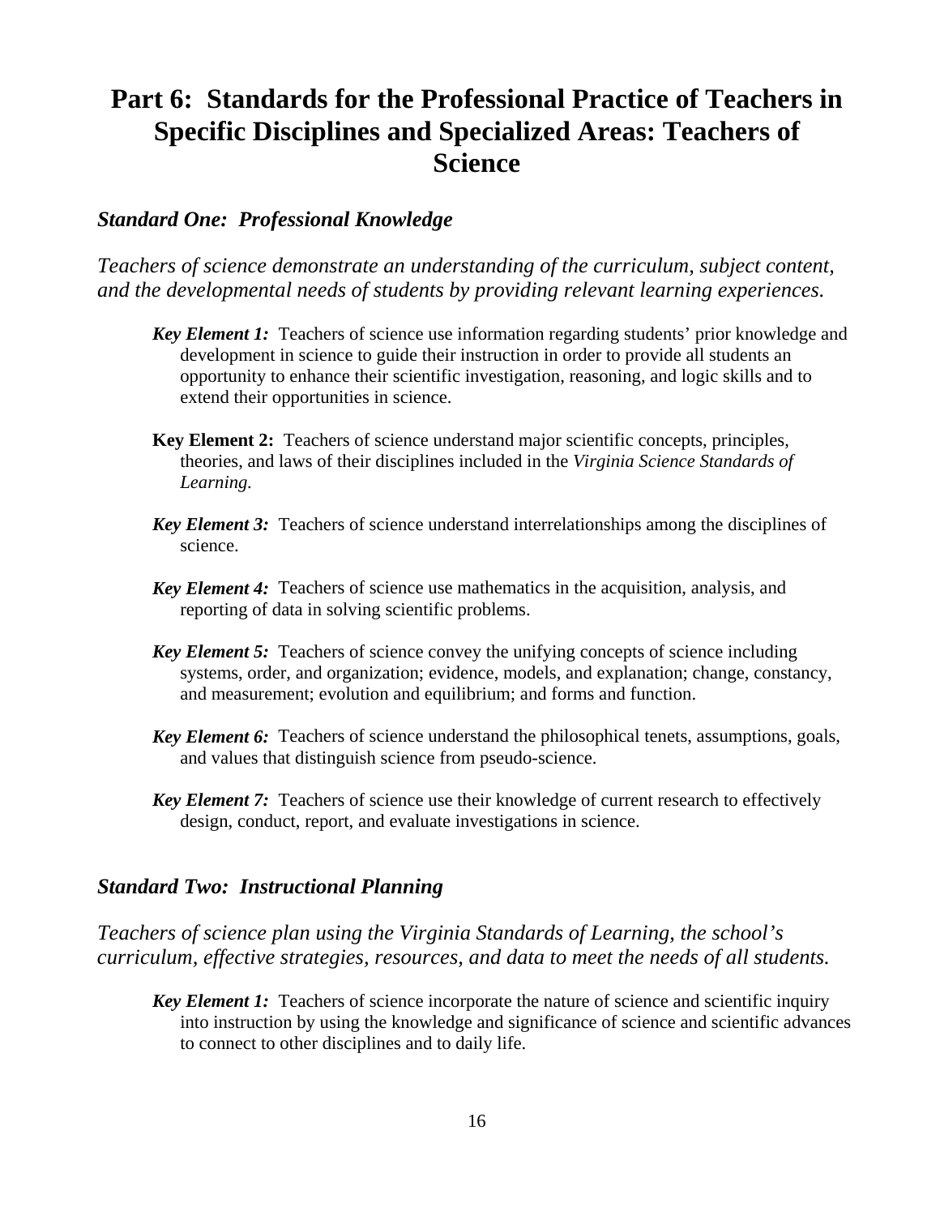# Part 6: Standards for the Professional Practice of Teachers in Specific Disciplines and Specialized Areas: Teachers of Science

### *Standard One: Professional Knowledge*

*Teachers of science demonstrate an understanding of the curriculum, subject content, and the developmental needs of students by providing relevant learning experiences.*

***Key Element 1:*** Teachers of science use information regarding students' prior knowledge and development in science to guide their instruction in order to provide all students an opportunity to enhance their scientific investigation, reasoning, and logic skills and to extend their opportunities in science.

**Key Element 2:** Teachers of science understand major scientific concepts, principles, theories, and laws of their disciplines included in the *Virginia Science Standards of Learning.*

***Key Element 3:*** Teachers of science understand interrelationships among the disciplines of science.

***Key Element 4:*** Teachers of science use mathematics in the acquisition, analysis, and reporting of data in solving scientific problems.

***Key Element 5:*** Teachers of science convey the unifying concepts of science including systems, order, and organization; evidence, models, and explanation; change, constancy, and measurement; evolution and equilibrium; and forms and function.

***Key Element 6:*** Teachers of science understand the philosophical tenets, assumptions, goals, and values that distinguish science from pseudo-science.

***Key Element 7:*** Teachers of science use their knowledge of current research to effectively design, conduct, report, and evaluate investigations in science.

### *Standard Two: Instructional Planning*

*Teachers of science plan using the Virginia Standards of Learning, the school's curriculum, effective strategies, resources, and data to meet the needs of all students.*

***Key Element 1:*** Teachers of science incorporate the nature of science and scientific inquiry into instruction by using the knowledge and significance of science and scientific advances to connect to other disciplines and to daily life.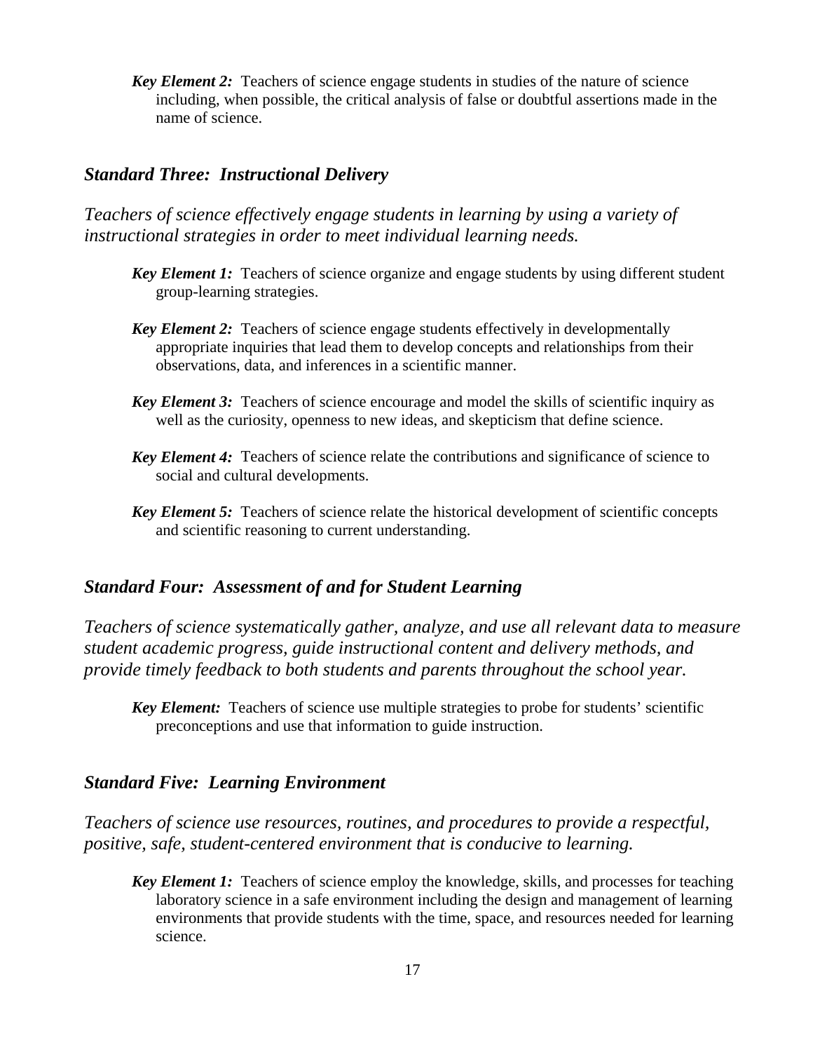***Key Element 2:*** Teachers of science engage students in studies of the nature of science including, when possible, the critical analysis of false or doubtful assertions made in the name of science.

### *Standard Three: Instructional Delivery*

*Teachers of science effectively engage students in learning by using a variety of instructional strategies in order to meet individual learning needs.*

***Key Element 1:*** Teachers of science organize and engage students by using different student group-learning strategies.

***Key Element 2:*** Teachers of science engage students effectively in developmentally appropriate inquiries that lead them to develop concepts and relationships from their observations, data, and inferences in a scientific manner.

***Key Element 3:*** Teachers of science encourage and model the skills of scientific inquiry as well as the curiosity, openness to new ideas, and skepticism that define science.

***Key Element 4:*** Teachers of science relate the contributions and significance of science to social and cultural developments.

***Key Element 5:*** Teachers of science relate the historical development of scientific concepts and scientific reasoning to current understanding.

### *Standard Four: Assessment of and for Student Learning*

*Teachers of science systematically gather, analyze, and use all relevant data to measure student academic progress, guide instructional content and delivery methods, and provide timely feedback to both students and parents throughout the school year.*

***Key Element:*** Teachers of science use multiple strategies to probe for students' scientific preconceptions and use that information to guide instruction.

### *Standard Five: Learning Environment*

*Teachers of science use resources, routines, and procedures to provide a respectful, positive, safe, student-centered environment that is conducive to learning.*

***Key Element 1:*** Teachers of science employ the knowledge, skills, and processes for teaching laboratory science in a safe environment including the design and management of learning environments that provide students with the time, space, and resources needed for learning science.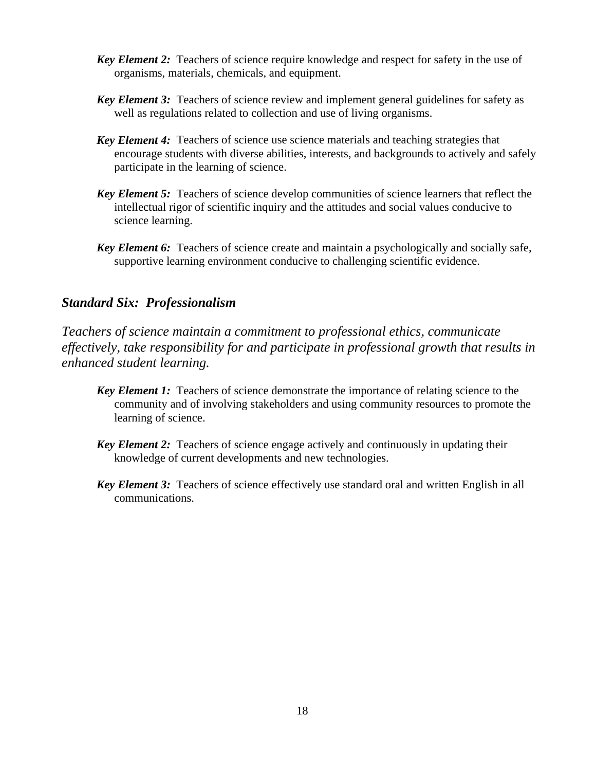***Key Element 2:*** Teachers of science require knowledge and respect for safety in the use of organisms, materials, chemicals, and equipment.

***Key Element 3:*** Teachers of science review and implement general guidelines for safety as well as regulations related to collection and use of living organisms.

***Key Element 4:*** Teachers of science use science materials and teaching strategies that encourage students with diverse abilities, interests, and backgrounds to actively and safely participate in the learning of science.

***Key Element 5:*** Teachers of science develop communities of science learners that reflect the intellectual rigor of scientific inquiry and the attitudes and social values conducive to science learning.

***Key Element 6:*** Teachers of science create and maintain a psychologically and socially safe, supportive learning environment conducive to challenging scientific evidence.

## *Standard Six: Professionalism*

*Teachers of science maintain a commitment to professional ethics, communicate effectively, take responsibility for and participate in professional growth that results in enhanced student learning.*

***Key Element 1:*** Teachers of science demonstrate the importance of relating science to the community and of involving stakeholders and using community resources to promote the learning of science.

***Key Element 2:*** Teachers of science engage actively and continuously in updating their knowledge of current developments and new technologies.

***Key Element 3:*** Teachers of science effectively use standard oral and written English in all communications.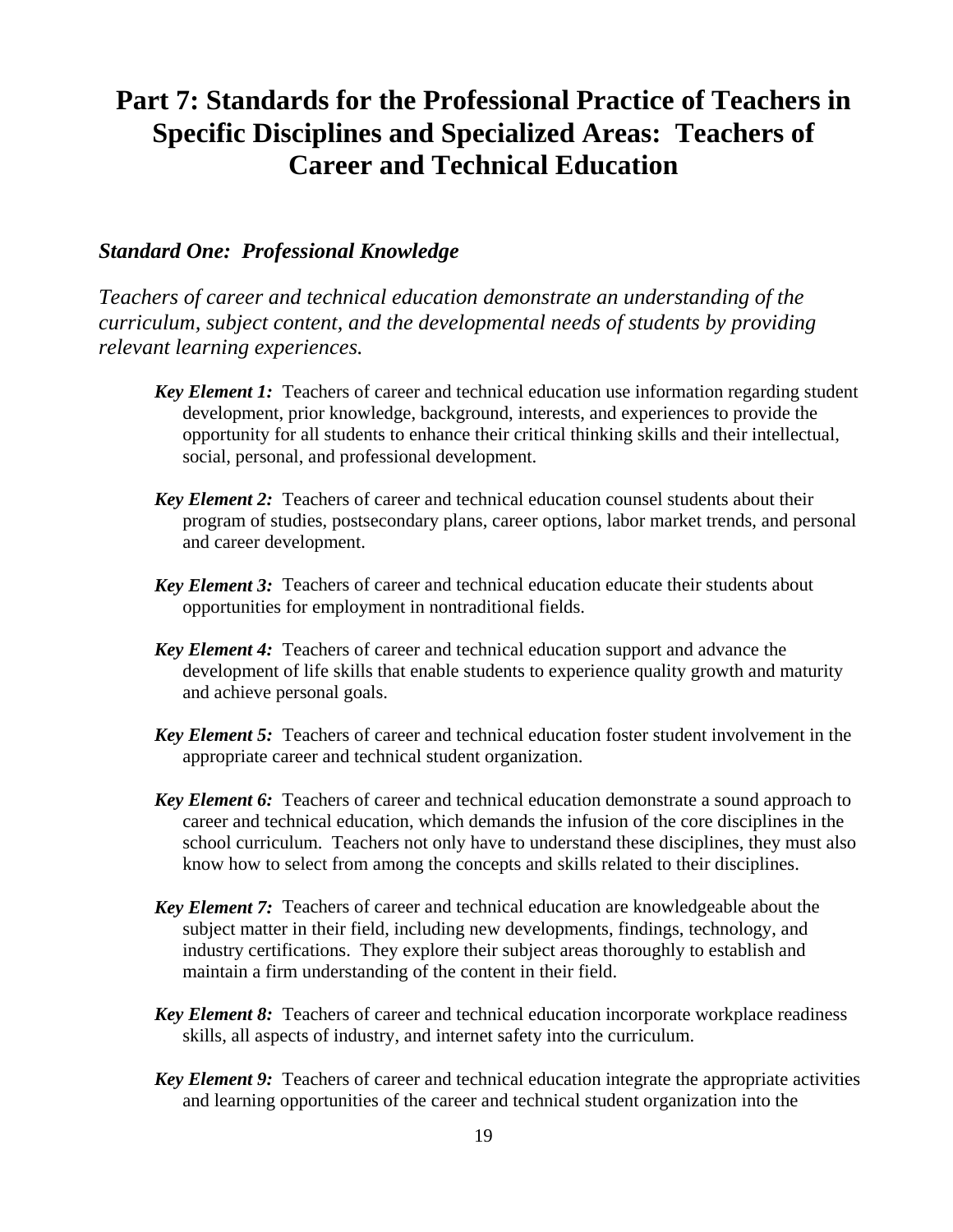# Part 7: Standards for the Professional Practice of Teachers in Specific Disciplines and Specialized Areas: Teachers of Career and Technical Education

### *Standard One: Professional Knowledge*

*Teachers of career and technical education demonstrate an understanding of the curriculum, subject content, and the developmental needs of students by providing relevant learning experiences.*

***Key Element 1:*** Teachers of career and technical education use information regarding student development, prior knowledge, background, interests, and experiences to provide the opportunity for all students to enhance their critical thinking skills and their intellectual, social, personal, and professional development.

***Key Element 2:*** Teachers of career and technical education counsel students about their program of studies, postsecondary plans, career options, labor market trends, and personal and career development.

***Key Element 3:*** Teachers of career and technical education educate their students about opportunities for employment in nontraditional fields.

***Key Element 4:*** Teachers of career and technical education support and advance the development of life skills that enable students to experience quality growth and maturity and achieve personal goals.

***Key Element 5:*** Teachers of career and technical education foster student involvement in the appropriate career and technical student organization.

***Key Element 6:*** Teachers of career and technical education demonstrate a sound approach to career and technical education, which demands the infusion of the core disciplines in the school curriculum. Teachers not only have to understand these disciplines, they must also know how to select from among the concepts and skills related to their disciplines.

***Key Element 7:*** Teachers of career and technical education are knowledgeable about the subject matter in their field, including new developments, findings, technology, and industry certifications. They explore their subject areas thoroughly to establish and maintain a firm understanding of the content in their field.

***Key Element 8:*** Teachers of career and technical education incorporate workplace readiness skills, all aspects of industry, and internet safety into the curriculum.

***Key Element 9:*** Teachers of career and technical education integrate the appropriate activities and learning opportunities of the career and technical student organization into the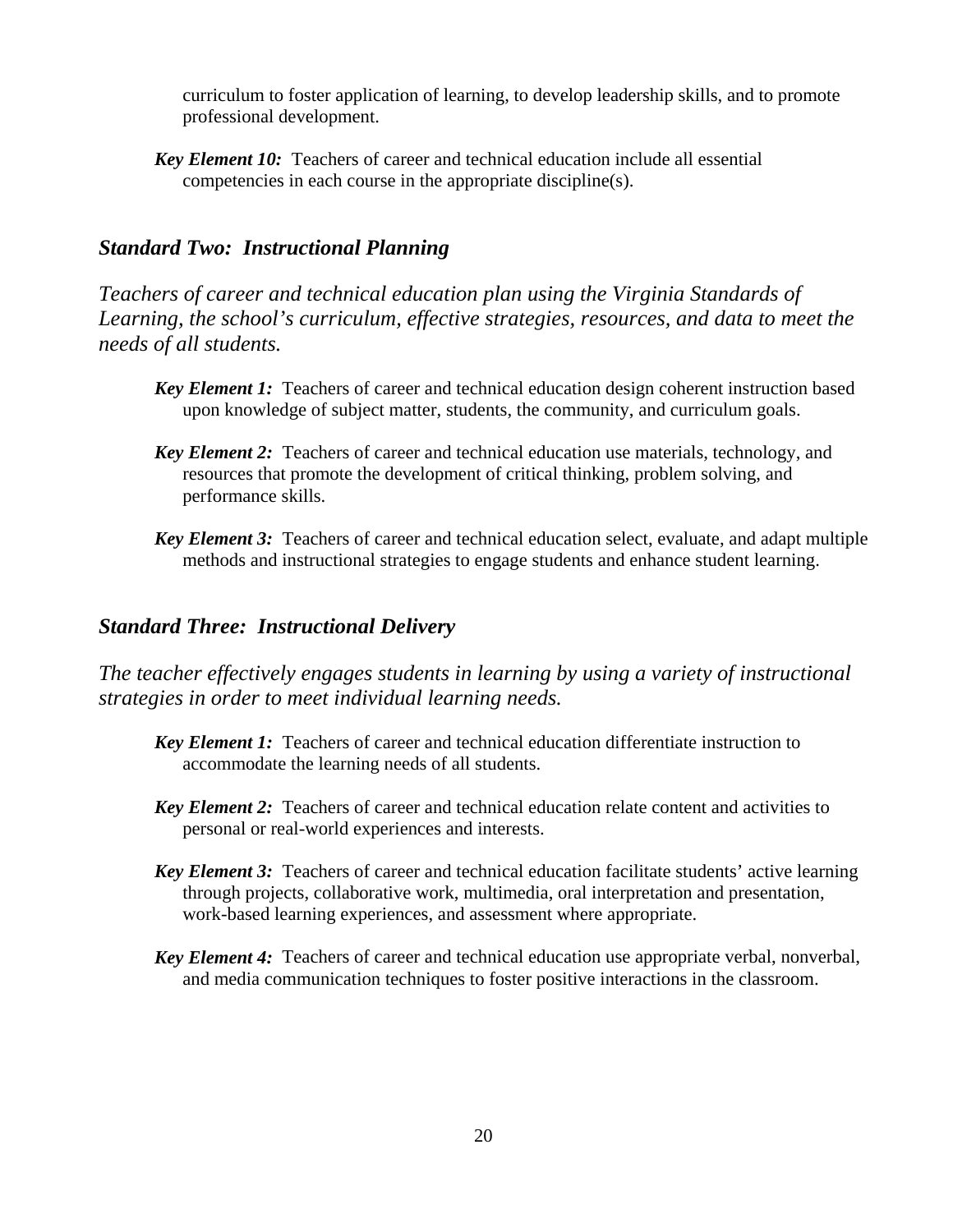curriculum to foster application of learning, to develop leadership skills, and to promote professional development.

***Key Element 10:*** Teachers of career and technical education include all essential competencies in each course in the appropriate discipline(s).

### *Standard Two: Instructional Planning*

*Teachers of career and technical education plan using the Virginia Standards of Learning, the school's curriculum, effective strategies, resources, and data to meet the needs of all students.*

***Key Element 1:*** Teachers of career and technical education design coherent instruction based upon knowledge of subject matter, students, the community, and curriculum goals.

***Key Element 2:*** Teachers of career and technical education use materials, technology, and resources that promote the development of critical thinking, problem solving, and performance skills.

***Key Element 3:*** Teachers of career and technical education select, evaluate, and adapt multiple methods and instructional strategies to engage students and enhance student learning.

### *Standard Three: Instructional Delivery*

*The teacher effectively engages students in learning by using a variety of instructional strategies in order to meet individual learning needs.*

***Key Element 1:*** Teachers of career and technical education differentiate instruction to accommodate the learning needs of all students.

***Key Element 2:*** Teachers of career and technical education relate content and activities to personal or real-world experiences and interests.

***Key Element 3:*** Teachers of career and technical education facilitate students' active learning through projects, collaborative work, multimedia, oral interpretation and presentation, work-based learning experiences, and assessment where appropriate.

***Key Element 4:*** Teachers of career and technical education use appropriate verbal, nonverbal, and media communication techniques to foster positive interactions in the classroom.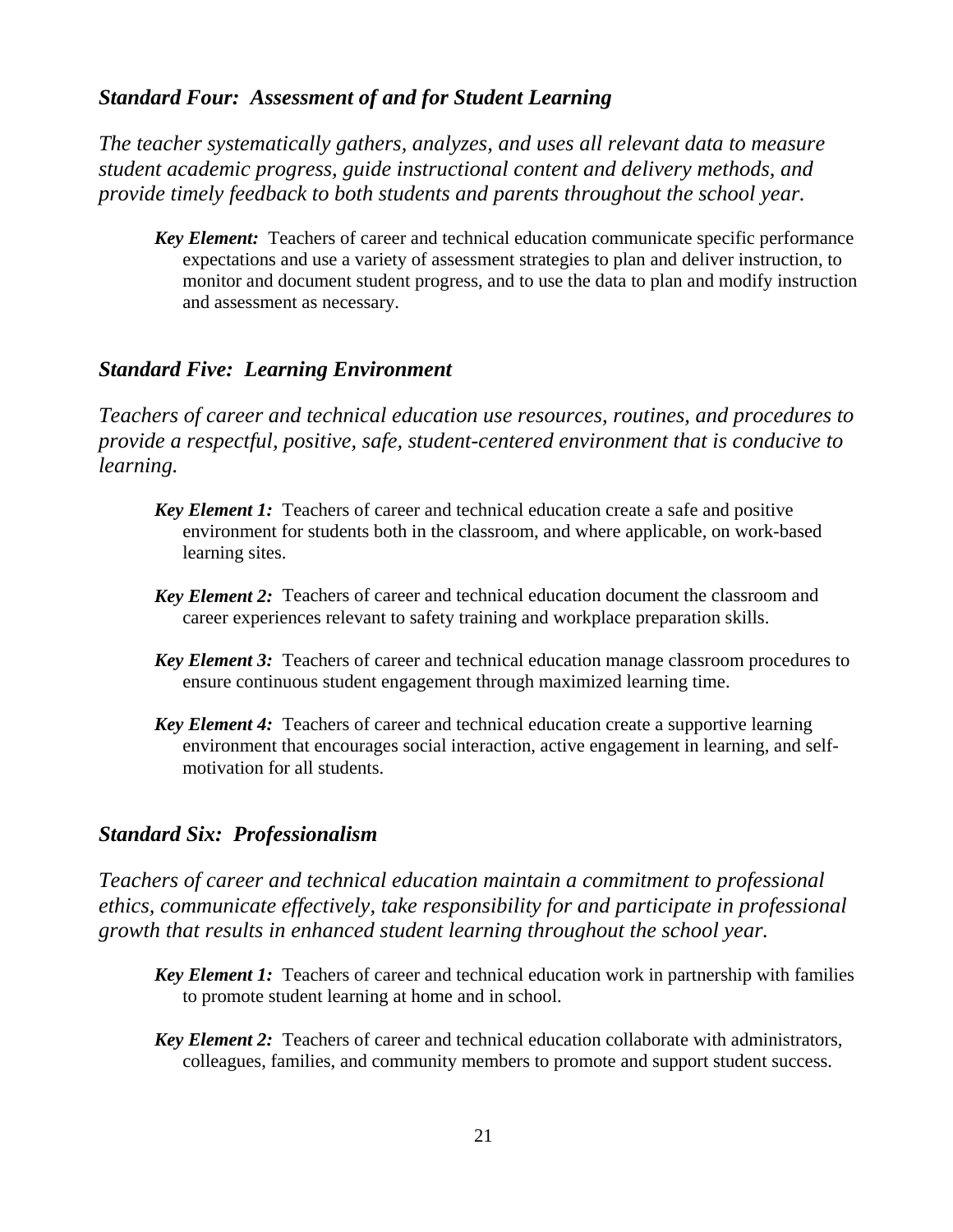### *Standard Four: Assessment of and for Student Learning*

*The teacher systematically gathers, analyzes, and uses all relevant data to measure student academic progress, guide instructional content and delivery methods, and provide timely feedback to both students and parents throughout the school year.*

> ***Key Element:*** Teachers of career and technical education communicate specific performance expectations and use a variety of assessment strategies to plan and deliver instruction, to monitor and document student progress, and to use the data to plan and modify instruction and assessment as necessary.

### *Standard Five: Learning Environment*

*Teachers of career and technical education use resources, routines, and procedures to provide a respectful, positive, safe, student-centered environment that is conducive to learning.*

> ***Key Element 1:*** Teachers of career and technical education create a safe and positive environment for students both in the classroom, and where applicable, on work-based learning sites.
>
> ***Key Element 2:*** Teachers of career and technical education document the classroom and career experiences relevant to safety training and workplace preparation skills.
>
> ***Key Element 3:*** Teachers of career and technical education manage classroom procedures to ensure continuous student engagement through maximized learning time.
>
> ***Key Element 4:*** Teachers of career and technical education create a supportive learning environment that encourages social interaction, active engagement in learning, and self-motivation for all students.

### *Standard Six: Professionalism*

*Teachers of career and technical education maintain a commitment to professional ethics, communicate effectively, take responsibility for and participate in professional growth that results in enhanced student learning throughout the school year.*

> ***Key Element 1:*** Teachers of career and technical education work in partnership with families to promote student learning at home and in school.
>
> ***Key Element 2:*** Teachers of career and technical education collaborate with administrators, colleagues, families, and community members to promote and support student success.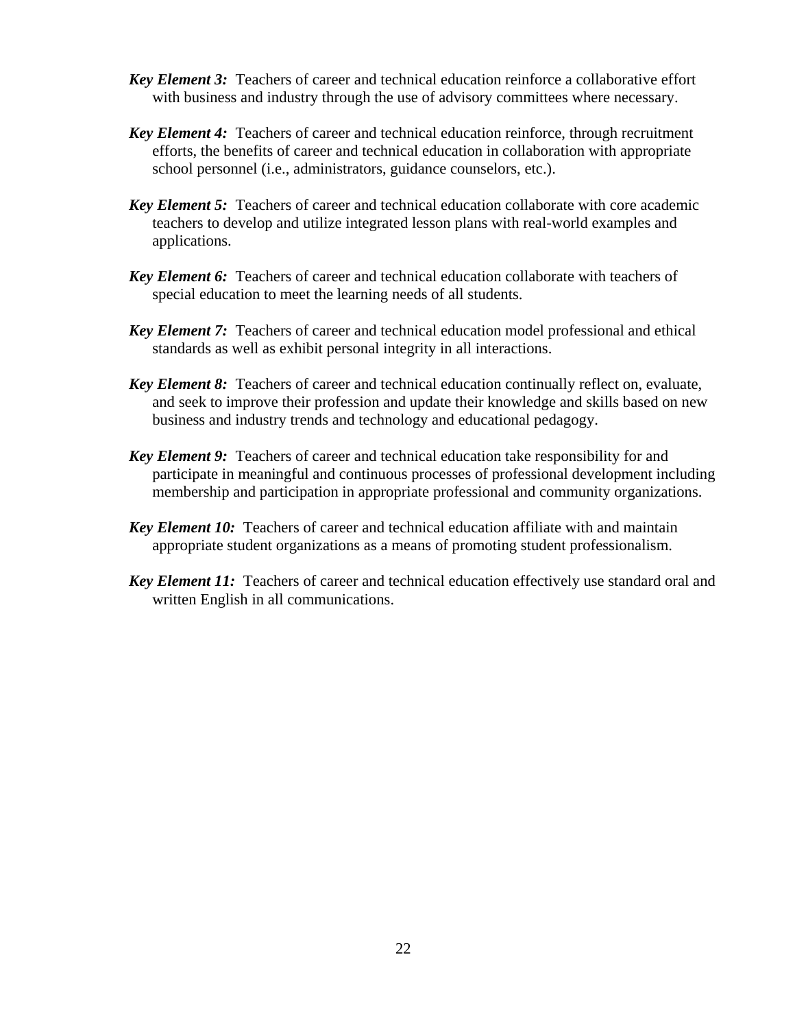***Key Element 3:*** Teachers of career and technical education reinforce a collaborative effort with business and industry through the use of advisory committees where necessary.

***Key Element 4:*** Teachers of career and technical education reinforce, through recruitment efforts, the benefits of career and technical education in collaboration with appropriate school personnel (i.e., administrators, guidance counselors, etc.).

***Key Element 5:*** Teachers of career and technical education collaborate with core academic teachers to develop and utilize integrated lesson plans with real-world examples and applications.

***Key Element 6:*** Teachers of career and technical education collaborate with teachers of special education to meet the learning needs of all students.

***Key Element 7:*** Teachers of career and technical education model professional and ethical standards as well as exhibit personal integrity in all interactions.

***Key Element 8:*** Teachers of career and technical education continually reflect on, evaluate, and seek to improve their profession and update their knowledge and skills based on new business and industry trends and technology and educational pedagogy.

***Key Element 9:*** Teachers of career and technical education take responsibility for and participate in meaningful and continuous processes of professional development including membership and participation in appropriate professional and community organizations.

***Key Element 10:*** Teachers of career and technical education affiliate with and maintain appropriate student organizations as a means of promoting student professionalism.

***Key Element 11:*** Teachers of career and technical education effectively use standard oral and written English in all communications.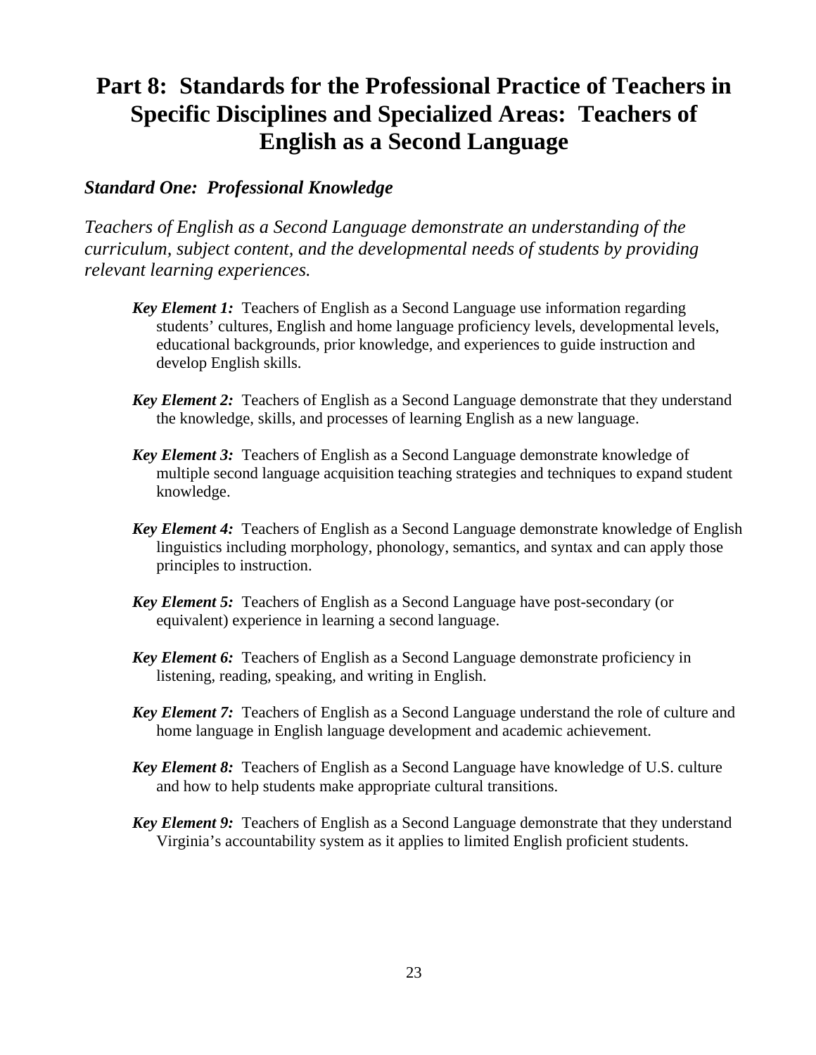# Part 8: Standards for the Professional Practice of Teachers in Specific Disciplines and Specialized Areas: Teachers of English as a Second Language

## *Standard One: Professional Knowledge*

*Teachers of English as a Second Language demonstrate an understanding of the curriculum, subject content, and the developmental needs of students by providing relevant learning experiences.*

***Key Element 1:*** Teachers of English as a Second Language use information regarding students' cultures, English and home language proficiency levels, developmental levels, educational backgrounds, prior knowledge, and experiences to guide instruction and develop English skills.

***Key Element 2:*** Teachers of English as a Second Language demonstrate that they understand the knowledge, skills, and processes of learning English as a new language.

***Key Element 3:*** Teachers of English as a Second Language demonstrate knowledge of multiple second language acquisition teaching strategies and techniques to expand student knowledge.

***Key Element 4:*** Teachers of English as a Second Language demonstrate knowledge of English linguistics including morphology, phonology, semantics, and syntax and can apply those principles to instruction.

***Key Element 5:*** Teachers of English as a Second Language have post-secondary (or equivalent) experience in learning a second language.

***Key Element 6:*** Teachers of English as a Second Language demonstrate proficiency in listening, reading, speaking, and writing in English.

***Key Element 7:*** Teachers of English as a Second Language understand the role of culture and home language in English language development and academic achievement.

***Key Element 8:*** Teachers of English as a Second Language have knowledge of U.S. culture and how to help students make appropriate cultural transitions.

***Key Element 9:*** Teachers of English as a Second Language demonstrate that they understand Virginia's accountability system as it applies to limited English proficient students.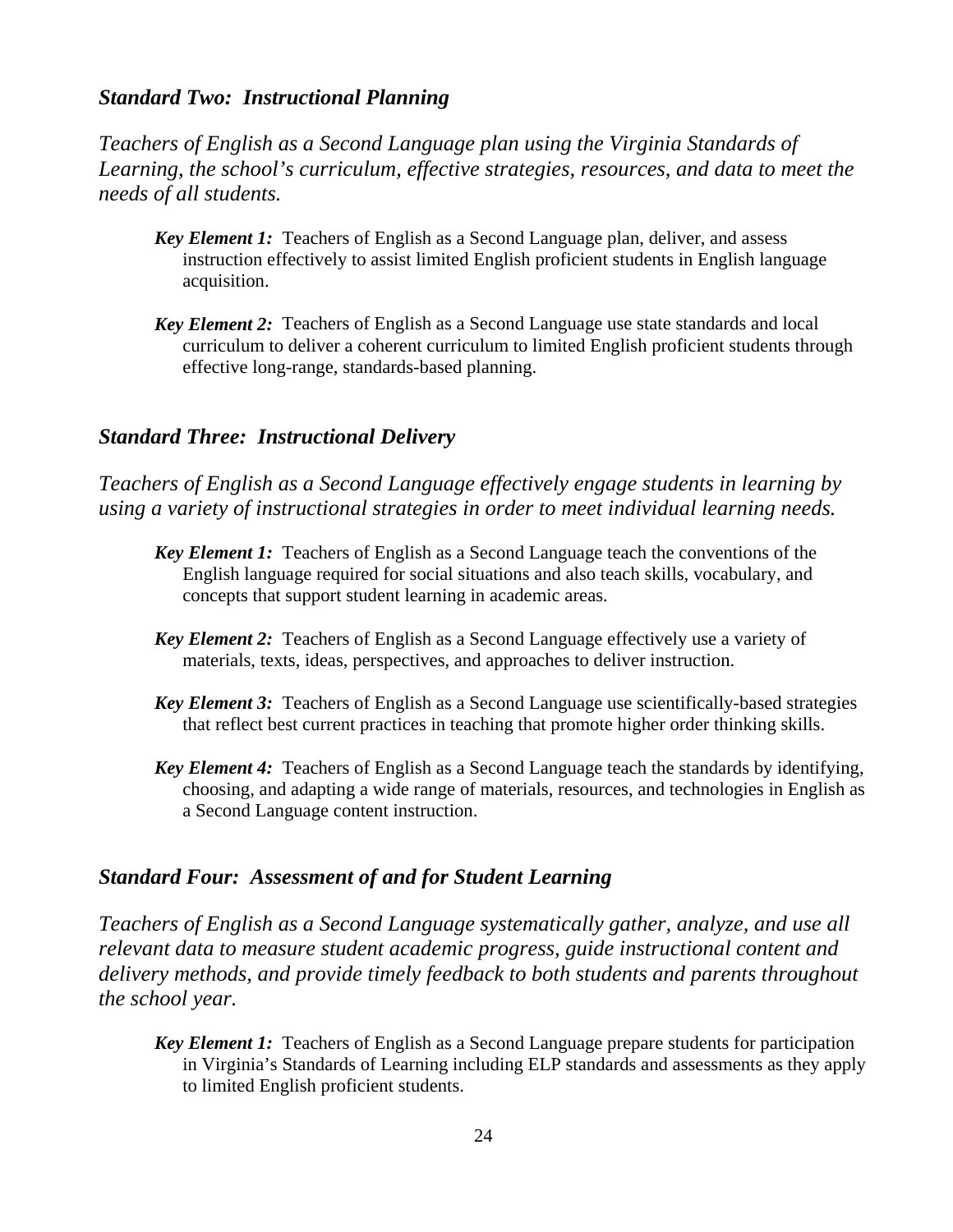### *Standard Two: Instructional Planning*

*Teachers of English as a Second Language plan using the Virginia Standards of Learning, the school's curriculum, effective strategies, resources, and data to meet the needs of all students.*

- ***Key Element 1:*** Teachers of English as a Second Language plan, deliver, and assess instruction effectively to assist limited English proficient students in English language acquisition.

- ***Key Element 2:*** Teachers of English as a Second Language use state standards and local curriculum to deliver a coherent curriculum to limited English proficient students through effective long-range, standards-based planning.

### *Standard Three: Instructional Delivery*

*Teachers of English as a Second Language effectively engage students in learning by using a variety of instructional strategies in order to meet individual learning needs.*

- ***Key Element 1:*** Teachers of English as a Second Language teach the conventions of the English language required for social situations and also teach skills, vocabulary, and concepts that support student learning in academic areas.

- ***Key Element 2:*** Teachers of English as a Second Language effectively use a variety of materials, texts, ideas, perspectives, and approaches to deliver instruction.

- ***Key Element 3:*** Teachers of English as a Second Language use scientifically-based strategies that reflect best current practices in teaching that promote higher order thinking skills.

- ***Key Element 4:*** Teachers of English as a Second Language teach the standards by identifying, choosing, and adapting a wide range of materials, resources, and technologies in English as a Second Language content instruction.

### *Standard Four: Assessment of and for Student Learning*

*Teachers of English as a Second Language systematically gather, analyze, and use all relevant data to measure student academic progress, guide instructional content and delivery methods, and provide timely feedback to both students and parents throughout the school year.*

- ***Key Element 1:*** Teachers of English as a Second Language prepare students for participation in Virginia's Standards of Learning including ELP standards and assessments as they apply to limited English proficient students.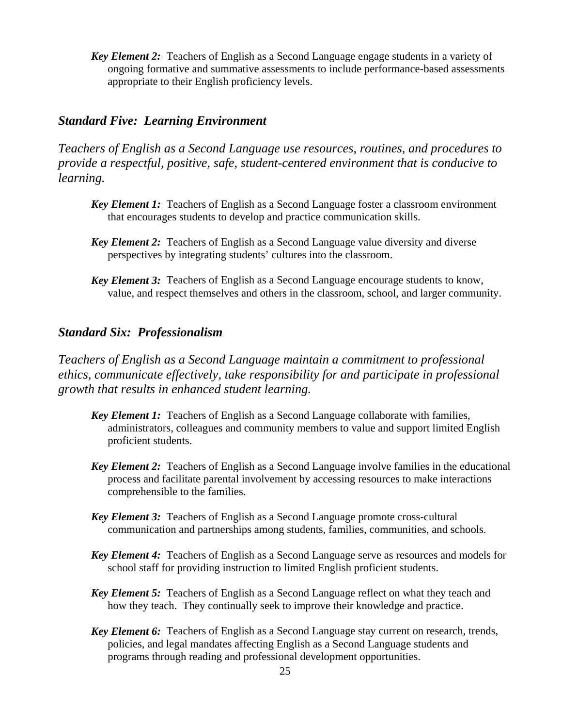*Key Element 2:* Teachers of English as a Second Language engage students in a variety of ongoing formative and summative assessments to include performance-based assessments appropriate to their English proficiency levels.

### *Standard Five: Learning Environment*

*Teachers of English as a Second Language use resources, routines, and procedures to provide a respectful, positive, safe, student-centered environment that is conducive to learning.*

*Key Element 1:* Teachers of English as a Second Language foster a classroom environment that encourages students to develop and practice communication skills.

*Key Element 2:* Teachers of English as a Second Language value diversity and diverse perspectives by integrating students' cultures into the classroom.

*Key Element 3:* Teachers of English as a Second Language encourage students to know, value, and respect themselves and others in the classroom, school, and larger community.

### *Standard Six: Professionalism*

*Teachers of English as a Second Language maintain a commitment to professional ethics, communicate effectively, take responsibility for and participate in professional growth that results in enhanced student learning.*

*Key Element 1:* Teachers of English as a Second Language collaborate with families, administrators, colleagues and community members to value and support limited English proficient students.

*Key Element 2:* Teachers of English as a Second Language involve families in the educational process and facilitate parental involvement by accessing resources to make interactions comprehensible to the families.

*Key Element 3:* Teachers of English as a Second Language promote cross-cultural communication and partnerships among students, families, communities, and schools.

*Key Element 4:* Teachers of English as a Second Language serve as resources and models for school staff for providing instruction to limited English proficient students.

*Key Element 5:* Teachers of English as a Second Language reflect on what they teach and how they teach. They continually seek to improve their knowledge and practice.

*Key Element 6:* Teachers of English as a Second Language stay current on research, trends, policies, and legal mandates affecting English as a Second Language students and programs through reading and professional development opportunities.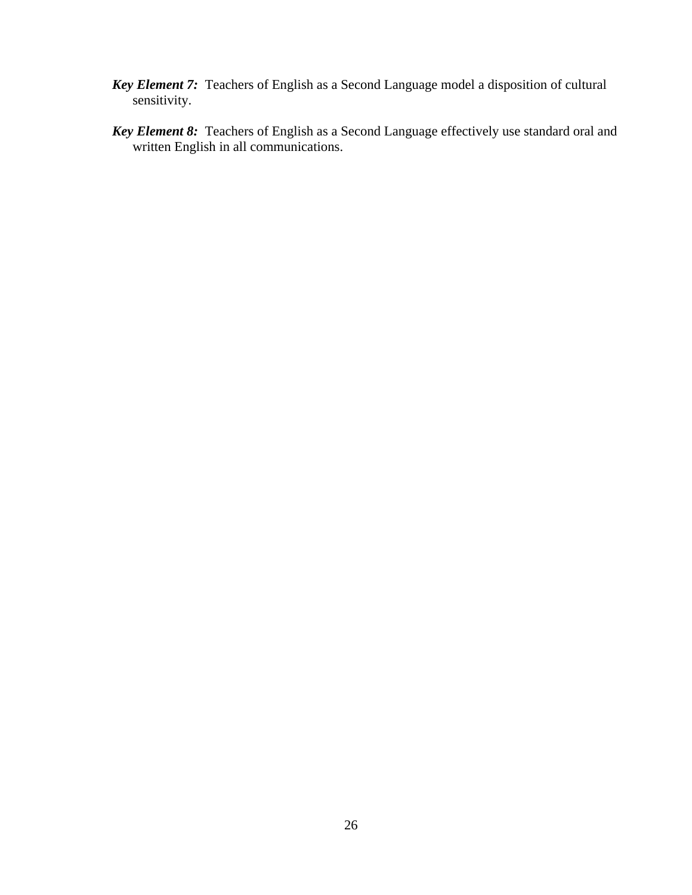***Key Element 7:*** Teachers of English as a Second Language model a disposition of cultural sensitivity.

***Key Element 8:*** Teachers of English as a Second Language effectively use standard oral and written English in all communications.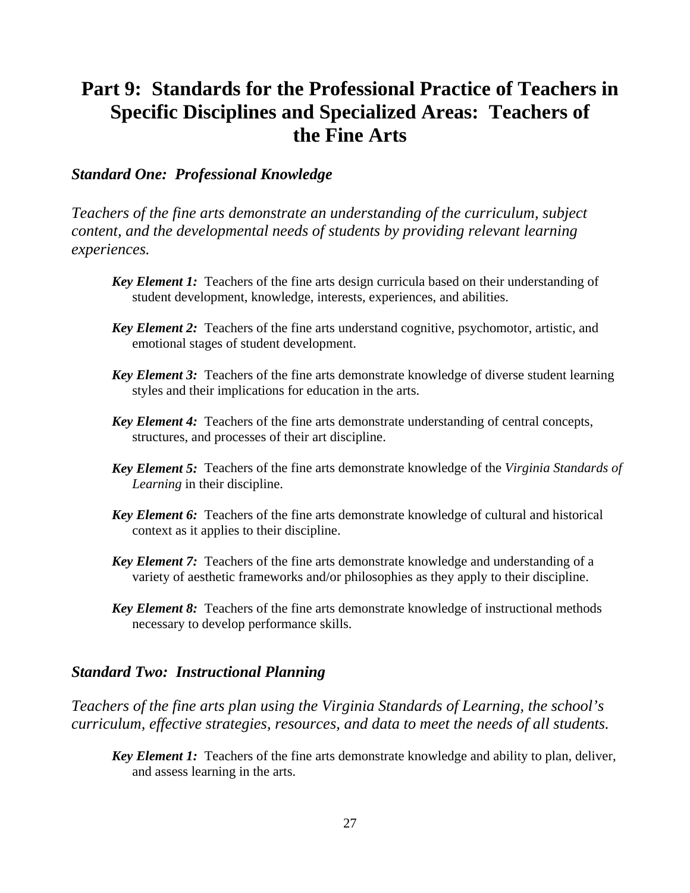# Part 9: Standards for the Professional Practice of Teachers in Specific Disciplines and Specialized Areas: Teachers of the Fine Arts

### *Standard One: Professional Knowledge*

*Teachers of the fine arts demonstrate an understanding of the curriculum, subject content, and the developmental needs of students by providing relevant learning experiences.*

- ***Key Element 1:*** Teachers of the fine arts design curricula based on their understanding of student development, knowledge, interests, experiences, and abilities.
- ***Key Element 2:*** Teachers of the fine arts understand cognitive, psychomotor, artistic, and emotional stages of student development.
- ***Key Element 3:*** Teachers of the fine arts demonstrate knowledge of diverse student learning styles and their implications for education in the arts.
- ***Key Element 4:*** Teachers of the fine arts demonstrate understanding of central concepts, structures, and processes of their art discipline.
- ***Key Element 5:*** Teachers of the fine arts demonstrate knowledge of the *Virginia Standards of Learning* in their discipline.
- ***Key Element 6:*** Teachers of the fine arts demonstrate knowledge of cultural and historical context as it applies to their discipline.
- ***Key Element 7:*** Teachers of the fine arts demonstrate knowledge and understanding of a variety of aesthetic frameworks and/or philosophies as they apply to their discipline.
- ***Key Element 8:*** Teachers of the fine arts demonstrate knowledge of instructional methods necessary to develop performance skills.

### *Standard Two: Instructional Planning*

*Teachers of the fine arts plan using the Virginia Standards of Learning, the school's curriculum, effective strategies, resources, and data to meet the needs of all students.*

- ***Key Element 1:*** Teachers of the fine arts demonstrate knowledge and ability to plan, deliver, and assess learning in the arts.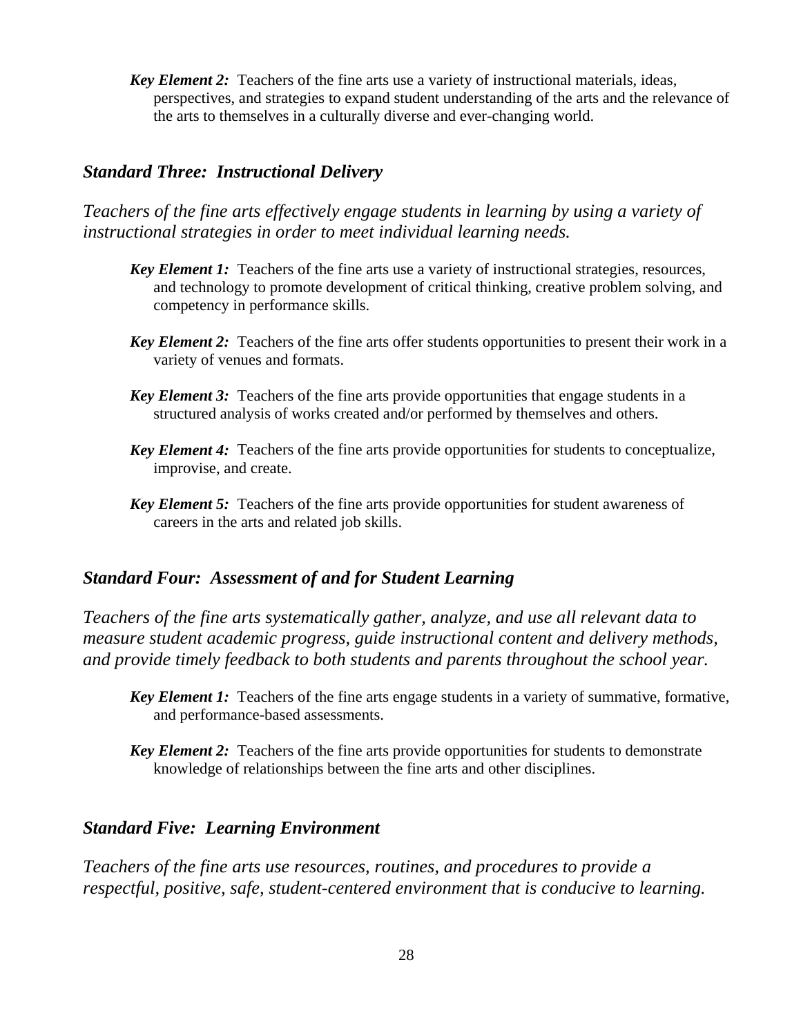***Key Element 2:*** Teachers of the fine arts use a variety of instructional materials, ideas, perspectives, and strategies to expand student understanding of the arts and the relevance of the arts to themselves in a culturally diverse and ever-changing world.

### *Standard Three: Instructional Delivery*

*Teachers of the fine arts effectively engage students in learning by using a variety of instructional strategies in order to meet individual learning needs.*

***Key Element 1:*** Teachers of the fine arts use a variety of instructional strategies, resources, and technology to promote development of critical thinking, creative problem solving, and competency in performance skills.

***Key Element 2:*** Teachers of the fine arts offer students opportunities to present their work in a variety of venues and formats.

***Key Element 3:*** Teachers of the fine arts provide opportunities that engage students in a structured analysis of works created and/or performed by themselves and others.

***Key Element 4:*** Teachers of the fine arts provide opportunities for students to conceptualize, improvise, and create.

***Key Element 5:*** Teachers of the fine arts provide opportunities for student awareness of careers in the arts and related job skills.

### *Standard Four: Assessment of and for Student Learning*

*Teachers of the fine arts systematically gather, analyze, and use all relevant data to measure student academic progress, guide instructional content and delivery methods, and provide timely feedback to both students and parents throughout the school year.*

***Key Element 1:*** Teachers of the fine arts engage students in a variety of summative, formative, and performance-based assessments.

***Key Element 2:*** Teachers of the fine arts provide opportunities for students to demonstrate knowledge of relationships between the fine arts and other disciplines.

### *Standard Five: Learning Environment*

*Teachers of the fine arts use resources, routines, and procedures to provide a respectful, positive, safe, student-centered environment that is conducive to learning.*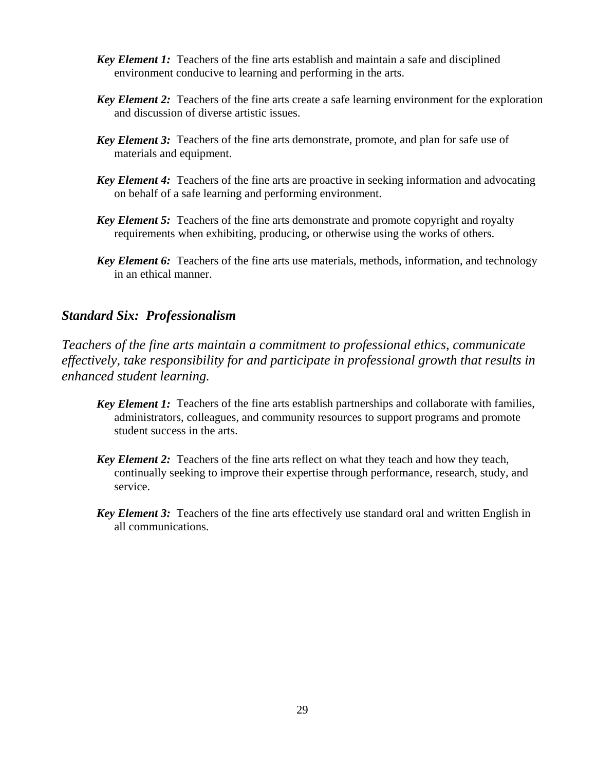***Key Element 1:*** Teachers of the fine arts establish and maintain a safe and disciplined environment conducive to learning and performing in the arts.

***Key Element 2:*** Teachers of the fine arts create a safe learning environment for the exploration and discussion of diverse artistic issues.

***Key Element 3:*** Teachers of the fine arts demonstrate, promote, and plan for safe use of materials and equipment.

***Key Element 4:*** Teachers of the fine arts are proactive in seeking information and advocating on behalf of a safe learning and performing environment.

***Key Element 5:*** Teachers of the fine arts demonstrate and promote copyright and royalty requirements when exhibiting, producing, or otherwise using the works of others.

***Key Element 6:*** Teachers of the fine arts use materials, methods, information, and technology in an ethical manner.

## *Standard Six: Professionalism*

*Teachers of the fine arts maintain a commitment to professional ethics, communicate effectively, take responsibility for and participate in professional growth that results in enhanced student learning.*

***Key Element 1:*** Teachers of the fine arts establish partnerships and collaborate with families, administrators, colleagues, and community resources to support programs and promote student success in the arts.

***Key Element 2:*** Teachers of the fine arts reflect on what they teach and how they teach, continually seeking to improve their expertise through performance, research, study, and service.

***Key Element 3:*** Teachers of the fine arts effectively use standard oral and written English in all communications.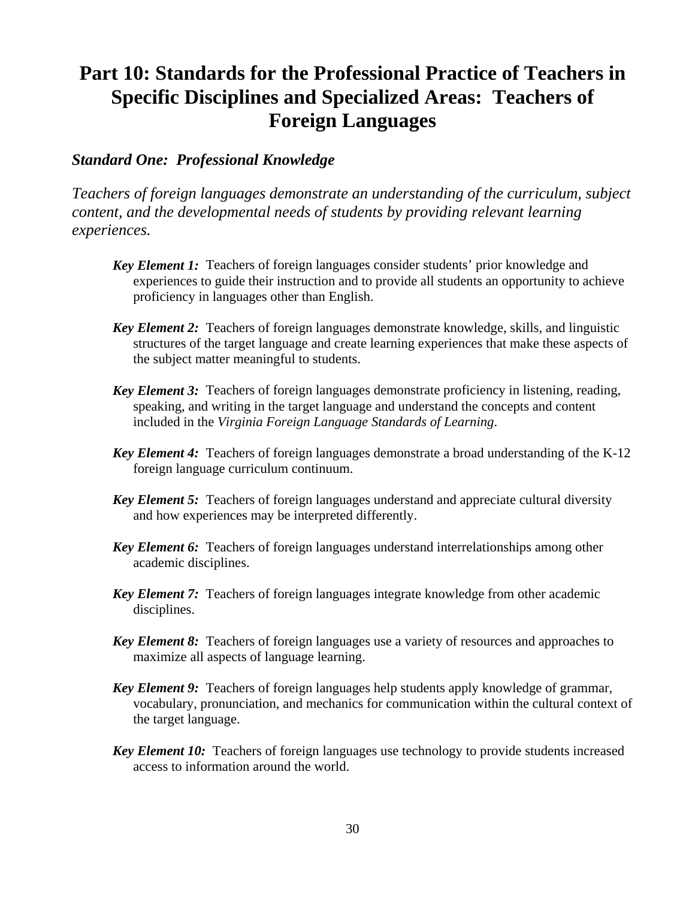# Part 10: Standards for the Professional Practice of Teachers in Specific Disciplines and Specialized Areas: Teachers of Foreign Languages

## *Standard One: Professional Knowledge*

*Teachers of foreign languages demonstrate an understanding of the curriculum, subject content, and the developmental needs of students by providing relevant learning experiences.*

- ***Key Element 1:*** Teachers of foreign languages consider students' prior knowledge and experiences to guide their instruction and to provide all students an opportunity to achieve proficiency in languages other than English.
- ***Key Element 2:*** Teachers of foreign languages demonstrate knowledge, skills, and linguistic structures of the target language and create learning experiences that make these aspects of the subject matter meaningful to students.
- ***Key Element 3:*** Teachers of foreign languages demonstrate proficiency in listening, reading, speaking, and writing in the target language and understand the concepts and content included in the *Virginia Foreign Language Standards of Learning*.
- ***Key Element 4:*** Teachers of foreign languages demonstrate a broad understanding of the K-12 foreign language curriculum continuum.
- ***Key Element 5:*** Teachers of foreign languages understand and appreciate cultural diversity and how experiences may be interpreted differently.
- ***Key Element 6:*** Teachers of foreign languages understand interrelationships among other academic disciplines.
- ***Key Element 7:*** Teachers of foreign languages integrate knowledge from other academic disciplines.
- ***Key Element 8:*** Teachers of foreign languages use a variety of resources and approaches to maximize all aspects of language learning.
- ***Key Element 9:*** Teachers of foreign languages help students apply knowledge of grammar, vocabulary, pronunciation, and mechanics for communication within the cultural context of the target language.
- ***Key Element 10:*** Teachers of foreign languages use technology to provide students increased access to information around the world.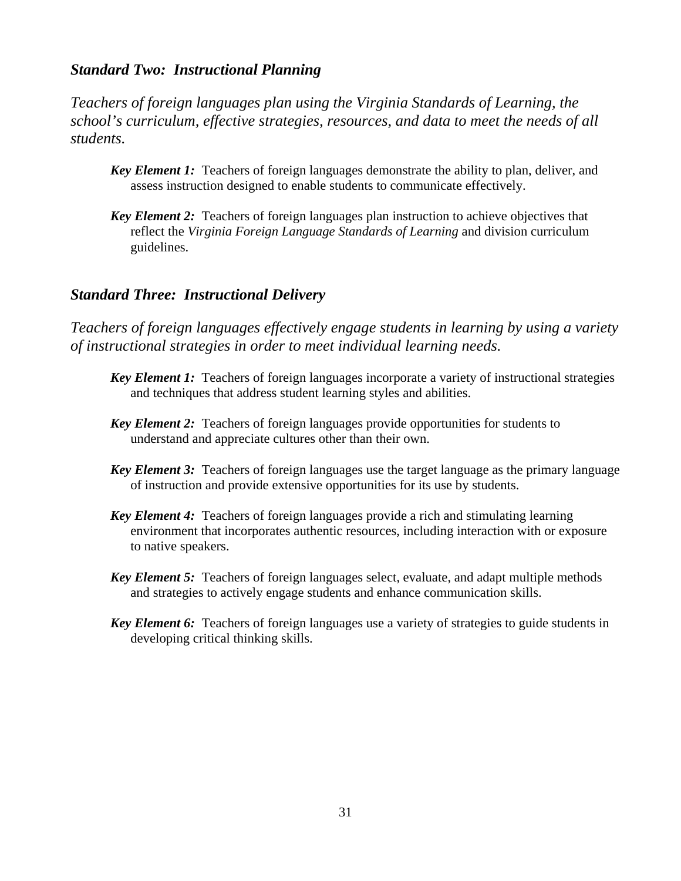### *Standard Two: Instructional Planning*

*Teachers of foreign languages plan using the Virginia Standards of Learning, the school's curriculum, effective strategies, resources, and data to meet the needs of all students.*

***Key Element 1:*** Teachers of foreign languages demonstrate the ability to plan, deliver, and assess instruction designed to enable students to communicate effectively.

***Key Element 2:*** Teachers of foreign languages plan instruction to achieve objectives that reflect the *Virginia Foreign Language Standards of Learning* and division curriculum guidelines.

### *Standard Three: Instructional Delivery*

*Teachers of foreign languages effectively engage students in learning by using a variety of instructional strategies in order to meet individual learning needs.*

***Key Element 1:*** Teachers of foreign languages incorporate a variety of instructional strategies and techniques that address student learning styles and abilities.

***Key Element 2:*** Teachers of foreign languages provide opportunities for students to understand and appreciate cultures other than their own.

***Key Element 3:*** Teachers of foreign languages use the target language as the primary language of instruction and provide extensive opportunities for its use by students.

***Key Element 4:*** Teachers of foreign languages provide a rich and stimulating learning environment that incorporates authentic resources, including interaction with or exposure to native speakers.

***Key Element 5:*** Teachers of foreign languages select, evaluate, and adapt multiple methods and strategies to actively engage students and enhance communication skills.

***Key Element 6:*** Teachers of foreign languages use a variety of strategies to guide students in developing critical thinking skills.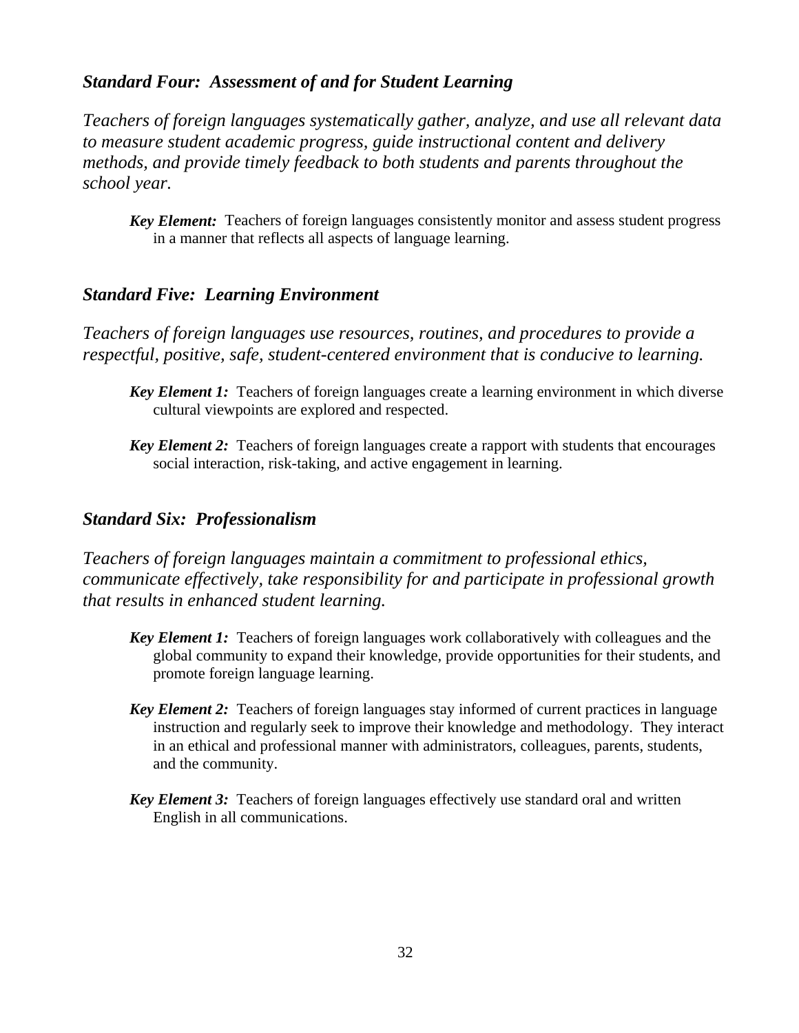### *Standard Four: Assessment of and for Student Learning*

*Teachers of foreign languages systematically gather, analyze, and use all relevant data to measure student academic progress, guide instructional content and delivery methods, and provide timely feedback to both students and parents throughout the school year.*

> ***Key Element:*** Teachers of foreign languages consistently monitor and assess student progress in a manner that reflects all aspects of language learning.

### *Standard Five: Learning Environment*

*Teachers of foreign languages use resources, routines, and procedures to provide a respectful, positive, safe, student-centered environment that is conducive to learning.*

> ***Key Element 1:*** Teachers of foreign languages create a learning environment in which diverse cultural viewpoints are explored and respected.
>
> ***Key Element 2:*** Teachers of foreign languages create a rapport with students that encourages social interaction, risk-taking, and active engagement in learning.

### *Standard Six: Professionalism*

*Teachers of foreign languages maintain a commitment to professional ethics, communicate effectively, take responsibility for and participate in professional growth that results in enhanced student learning.*

> ***Key Element 1:*** Teachers of foreign languages work collaboratively with colleagues and the global community to expand their knowledge, provide opportunities for their students, and promote foreign language learning.
>
> ***Key Element 2:*** Teachers of foreign languages stay informed of current practices in language instruction and regularly seek to improve their knowledge and methodology. They interact in an ethical and professional manner with administrators, colleagues, parents, students, and the community.
>
> ***Key Element 3:*** Teachers of foreign languages effectively use standard oral and written English in all communications.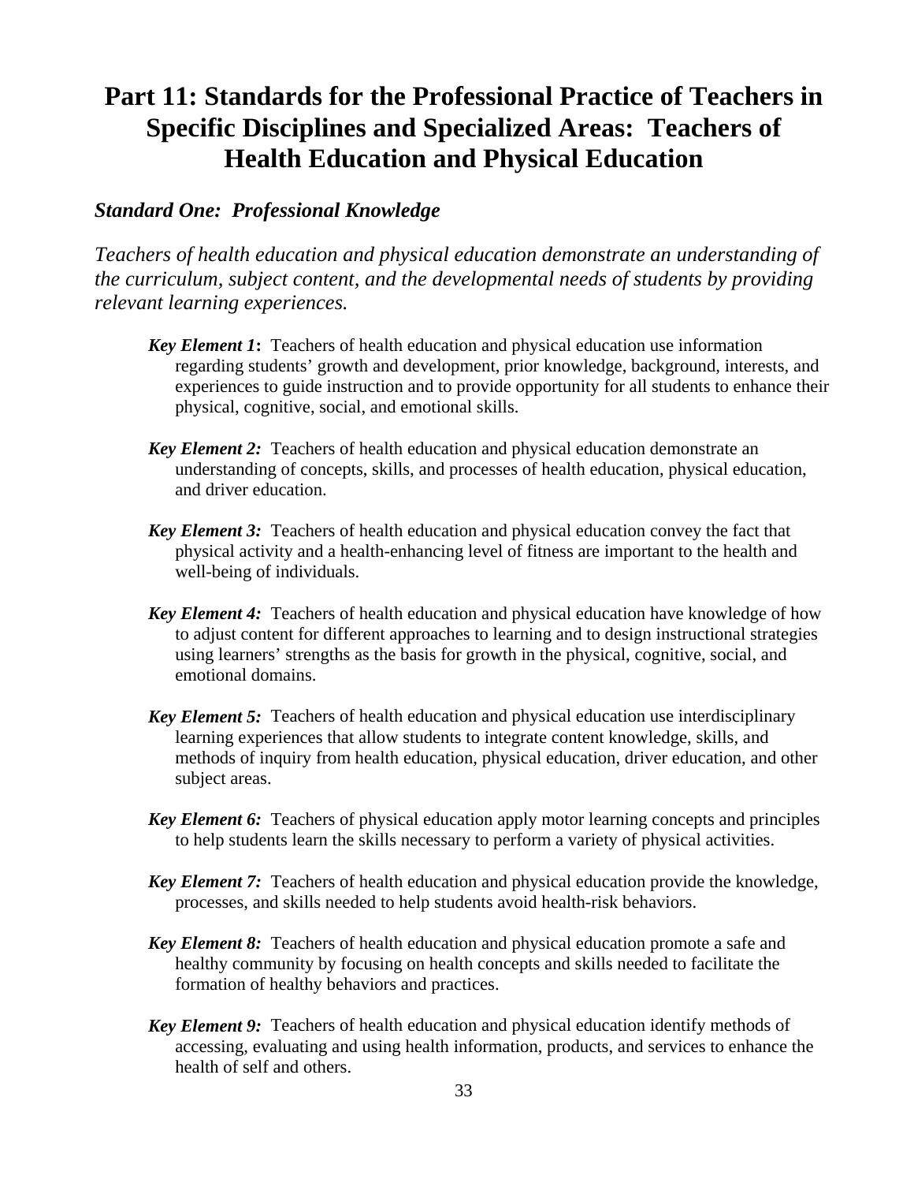# Part 11: Standards for the Professional Practice of Teachers in Specific Disciplines and Specialized Areas: Teachers of Health Education and Physical Education

### *Standard One: Professional Knowledge*

*Teachers of health education and physical education demonstrate an understanding of the curriculum, subject content, and the developmental needs of students by providing relevant learning experiences.*

***Key Element 1*****:** Teachers of health education and physical education use information regarding students' growth and development, prior knowledge, background, interests, and experiences to guide instruction and to provide opportunity for all students to enhance their physical, cognitive, social, and emotional skills.

***Key Element 2:*** Teachers of health education and physical education demonstrate an understanding of concepts, skills, and processes of health education, physical education, and driver education.

***Key Element 3:*** Teachers of health education and physical education convey the fact that physical activity and a health-enhancing level of fitness are important to the health and well-being of individuals.

***Key Element 4:*** Teachers of health education and physical education have knowledge of how to adjust content for different approaches to learning and to design instructional strategies using learners' strengths as the basis for growth in the physical, cognitive, social, and emotional domains.

***Key Element 5:*** Teachers of health education and physical education use interdisciplinary learning experiences that allow students to integrate content knowledge, skills, and methods of inquiry from health education, physical education, driver education, and other subject areas.

***Key Element 6:*** Teachers of physical education apply motor learning concepts and principles to help students learn the skills necessary to perform a variety of physical activities.

***Key Element 7:*** Teachers of health education and physical education provide the knowledge, processes, and skills needed to help students avoid health-risk behaviors.

***Key Element 8:*** Teachers of health education and physical education promote a safe and healthy community by focusing on health concepts and skills needed to facilitate the formation of healthy behaviors and practices.

***Key Element 9:*** Teachers of health education and physical education identify methods of accessing, evaluating and using health information, products, and services to enhance the health of self and others.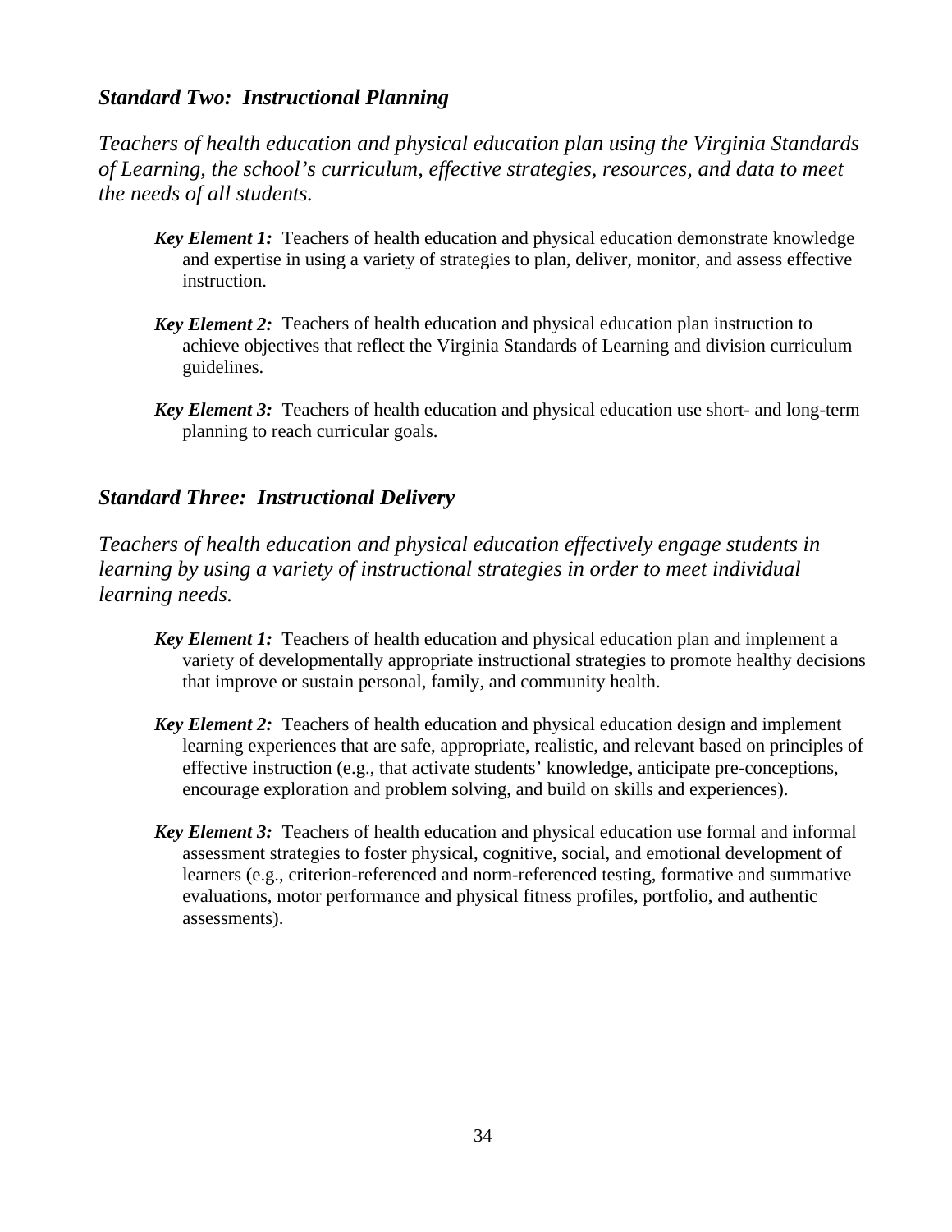### *Standard Two: Instructional Planning*

*Teachers of health education and physical education plan using the Virginia Standards of Learning, the school's curriculum, effective strategies, resources, and data to meet the needs of all students.*

- ***Key Element 1:*** Teachers of health education and physical education demonstrate knowledge and expertise in using a variety of strategies to plan, deliver, monitor, and assess effective instruction.
- ***Key Element 2:*** Teachers of health education and physical education plan instruction to achieve objectives that reflect the Virginia Standards of Learning and division curriculum guidelines.
- ***Key Element 3:*** Teachers of health education and physical education use short- and long-term planning to reach curricular goals.

### *Standard Three: Instructional Delivery*

*Teachers of health education and physical education effectively engage students in learning by using a variety of instructional strategies in order to meet individual learning needs.*

- ***Key Element 1:*** Teachers of health education and physical education plan and implement a variety of developmentally appropriate instructional strategies to promote healthy decisions that improve or sustain personal, family, and community health.
- ***Key Element 2:*** Teachers of health education and physical education design and implement learning experiences that are safe, appropriate, realistic, and relevant based on principles of effective instruction (e.g., that activate students' knowledge, anticipate pre-conceptions, encourage exploration and problem solving, and build on skills and experiences).
- ***Key Element 3:*** Teachers of health education and physical education use formal and informal assessment strategies to foster physical, cognitive, social, and emotional development of learners (e.g., criterion-referenced and norm-referenced testing, formative and summative evaluations, motor performance and physical fitness profiles, portfolio, and authentic assessments).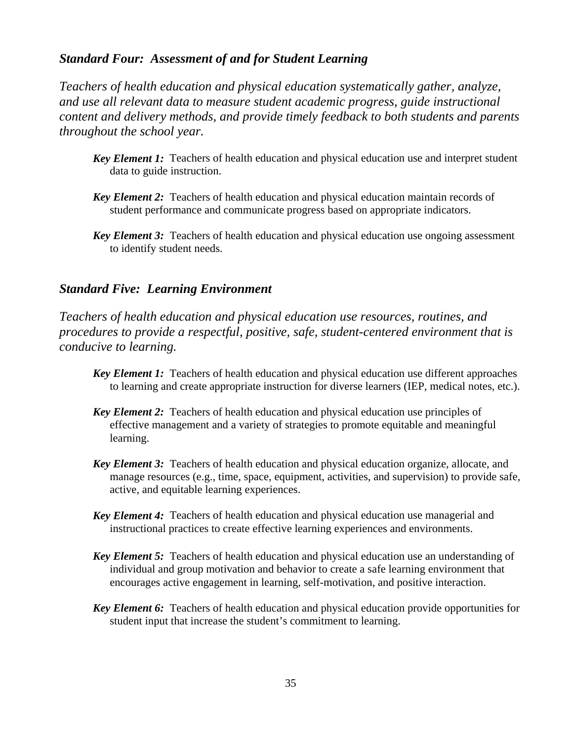### *Standard Four: Assessment of and for Student Learning*

*Teachers of health education and physical education systematically gather, analyze, and use all relevant data to measure student academic progress, guide instructional content and delivery methods, and provide timely feedback to both students and parents throughout the school year.*

- ***Key Element 1:*** Teachers of health education and physical education use and interpret student data to guide instruction.
- ***Key Element 2:*** Teachers of health education and physical education maintain records of student performance and communicate progress based on appropriate indicators.
- ***Key Element 3:*** Teachers of health education and physical education use ongoing assessment to identify student needs.

### *Standard Five: Learning Environment*

*Teachers of health education and physical education use resources, routines, and procedures to provide a respectful, positive, safe, student-centered environment that is conducive to learning.*

- ***Key Element 1:*** Teachers of health education and physical education use different approaches to learning and create appropriate instruction for diverse learners (IEP, medical notes, etc.).
- ***Key Element 2:*** Teachers of health education and physical education use principles of effective management and a variety of strategies to promote equitable and meaningful learning.
- ***Key Element 3:*** Teachers of health education and physical education organize, allocate, and manage resources (e.g., time, space, equipment, activities, and supervision) to provide safe, active, and equitable learning experiences.
- ***Key Element 4:*** Teachers of health education and physical education use managerial and instructional practices to create effective learning experiences and environments.
- ***Key Element 5:*** Teachers of health education and physical education use an understanding of individual and group motivation and behavior to create a safe learning environment that encourages active engagement in learning, self-motivation, and positive interaction.
- ***Key Element 6:*** Teachers of health education and physical education provide opportunities for student input that increase the student's commitment to learning.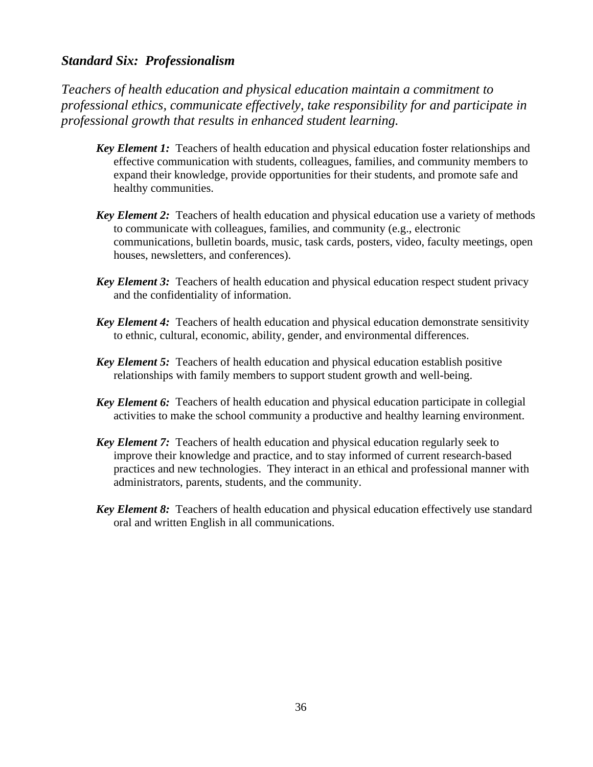### *Standard Six: Professionalism*

*Teachers of health education and physical education maintain a commitment to professional ethics, communicate effectively, take responsibility for and participate in professional growth that results in enhanced student learning.*

***Key Element 1:*** Teachers of health education and physical education foster relationships and effective communication with students, colleagues, families, and community members to expand their knowledge, provide opportunities for their students, and promote safe and healthy communities.

***Key Element 2:*** Teachers of health education and physical education use a variety of methods to communicate with colleagues, families, and community (e.g., electronic communications, bulletin boards, music, task cards, posters, video, faculty meetings, open houses, newsletters, and conferences).

***Key Element 3:*** Teachers of health education and physical education respect student privacy and the confidentiality of information.

***Key Element 4:*** Teachers of health education and physical education demonstrate sensitivity to ethnic, cultural, economic, ability, gender, and environmental differences.

***Key Element 5:*** Teachers of health education and physical education establish positive relationships with family members to support student growth and well-being.

***Key Element 6:*** Teachers of health education and physical education participate in collegial activities to make the school community a productive and healthy learning environment.

***Key Element 7:*** Teachers of health education and physical education regularly seek to improve their knowledge and practice, and to stay informed of current research-based practices and new technologies. They interact in an ethical and professional manner with administrators, parents, students, and the community.

***Key Element 8:*** Teachers of health education and physical education effectively use standard oral and written English in all communications.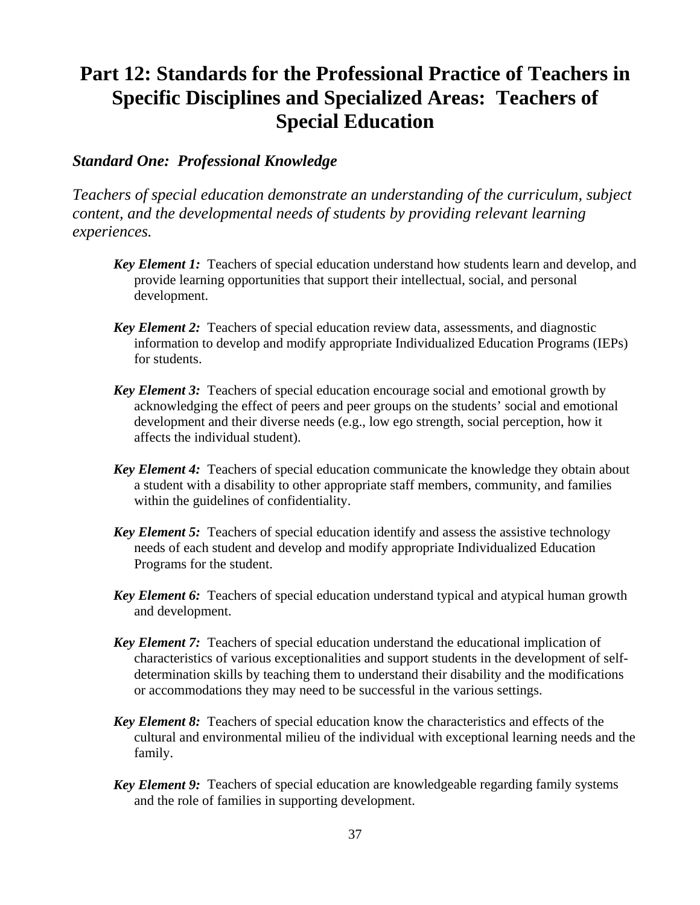# Part 12: Standards for the Professional Practice of Teachers in Specific Disciplines and Specialized Areas: Teachers of Special Education

## *Standard One: Professional Knowledge*

*Teachers of special education demonstrate an understanding of the curriculum, subject content, and the developmental needs of students by providing relevant learning experiences.*

***Key Element 1:*** Teachers of special education understand how students learn and develop, and provide learning opportunities that support their intellectual, social, and personal development.

***Key Element 2:*** Teachers of special education review data, assessments, and diagnostic information to develop and modify appropriate Individualized Education Programs (IEPs) for students.

***Key Element 3:*** Teachers of special education encourage social and emotional growth by acknowledging the effect of peers and peer groups on the students' social and emotional development and their diverse needs (e.g., low ego strength, social perception, how it affects the individual student).

***Key Element 4:*** Teachers of special education communicate the knowledge they obtain about a student with a disability to other appropriate staff members, community, and families within the guidelines of confidentiality.

***Key Element 5:*** Teachers of special education identify and assess the assistive technology needs of each student and develop and modify appropriate Individualized Education Programs for the student.

***Key Element 6:*** Teachers of special education understand typical and atypical human growth and development.

***Key Element 7:*** Teachers of special education understand the educational implication of characteristics of various exceptionalities and support students in the development of self-determination skills by teaching them to understand their disability and the modifications or accommodations they may need to be successful in the various settings.

***Key Element 8:*** Teachers of special education know the characteristics and effects of the cultural and environmental milieu of the individual with exceptional learning needs and the family.

***Key Element 9:*** Teachers of special education are knowledgeable regarding family systems and the role of families in supporting development.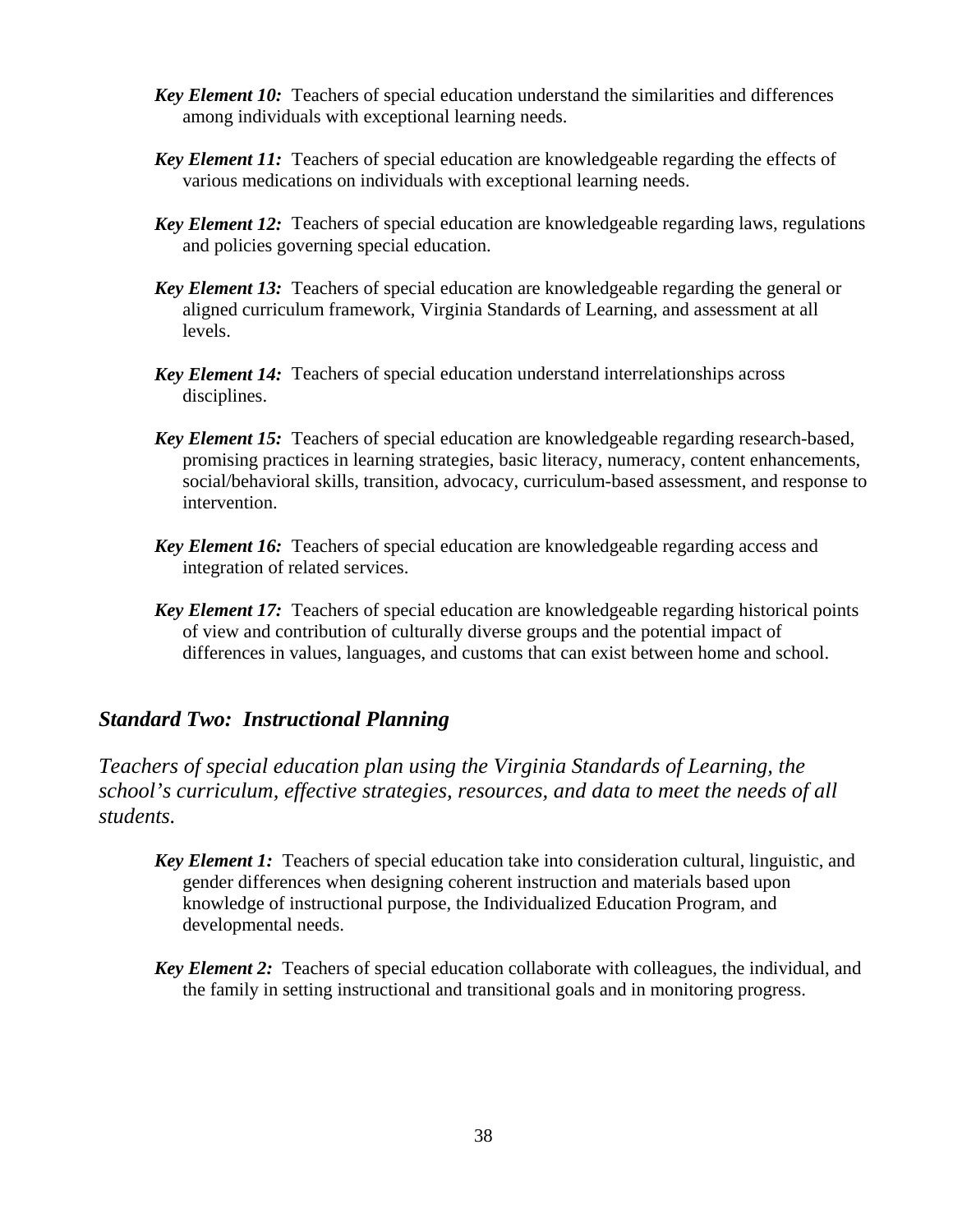***Key Element 10:*** Teachers of special education understand the similarities and differences among individuals with exceptional learning needs.

***Key Element 11:*** Teachers of special education are knowledgeable regarding the effects of various medications on individuals with exceptional learning needs.

***Key Element 12:*** Teachers of special education are knowledgeable regarding laws, regulations and policies governing special education.

***Key Element 13:*** Teachers of special education are knowledgeable regarding the general or aligned curriculum framework, Virginia Standards of Learning, and assessment at all levels.

***Key Element 14:*** Teachers of special education understand interrelationships across disciplines.

***Key Element 15:*** Teachers of special education are knowledgeable regarding research-based, promising practices in learning strategies, basic literacy, numeracy, content enhancements, social/behavioral skills, transition, advocacy, curriculum-based assessment, and response to intervention.

***Key Element 16:*** Teachers of special education are knowledgeable regarding access and integration of related services.

***Key Element 17:*** Teachers of special education are knowledgeable regarding historical points of view and contribution of culturally diverse groups and the potential impact of differences in values, languages, and customs that can exist between home and school.

## *Standard Two: Instructional Planning*

*Teachers of special education plan using the Virginia Standards of Learning, the school's curriculum, effective strategies, resources, and data to meet the needs of all students.*

***Key Element 1:*** Teachers of special education take into consideration cultural, linguistic, and gender differences when designing coherent instruction and materials based upon knowledge of instructional purpose, the Individualized Education Program, and developmental needs.

***Key Element 2:*** Teachers of special education collaborate with colleagues, the individual, and the family in setting instructional and transitional goals and in monitoring progress.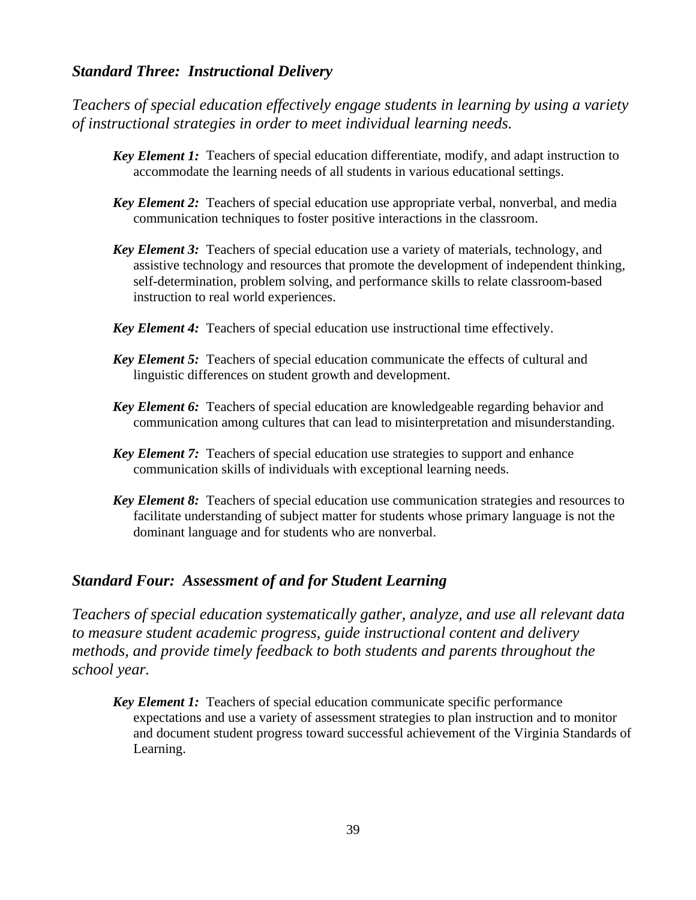### *Standard Three: Instructional Delivery*

*Teachers of special education effectively engage students in learning by using a variety of instructional strategies in order to meet individual learning needs.*

***Key Element 1:*** Teachers of special education differentiate, modify, and adapt instruction to accommodate the learning needs of all students in various educational settings.

***Key Element 2:*** Teachers of special education use appropriate verbal, nonverbal, and media communication techniques to foster positive interactions in the classroom.

***Key Element 3:*** Teachers of special education use a variety of materials, technology, and assistive technology and resources that promote the development of independent thinking, self-determination, problem solving, and performance skills to relate classroom-based instruction to real world experiences.

***Key Element 4:*** Teachers of special education use instructional time effectively.

***Key Element 5:*** Teachers of special education communicate the effects of cultural and linguistic differences on student growth and development.

***Key Element 6:*** Teachers of special education are knowledgeable regarding behavior and communication among cultures that can lead to misinterpretation and misunderstanding.

***Key Element 7:*** Teachers of special education use strategies to support and enhance communication skills of individuals with exceptional learning needs.

***Key Element 8:*** Teachers of special education use communication strategies and resources to facilitate understanding of subject matter for students whose primary language is not the dominant language and for students who are nonverbal.

### *Standard Four: Assessment of and for Student Learning*

*Teachers of special education systematically gather, analyze, and use all relevant data to measure student academic progress, guide instructional content and delivery methods, and provide timely feedback to both students and parents throughout the school year.*

***Key Element 1:*** Teachers of special education communicate specific performance expectations and use a variety of assessment strategies to plan instruction and to monitor and document student progress toward successful achievement of the Virginia Standards of Learning.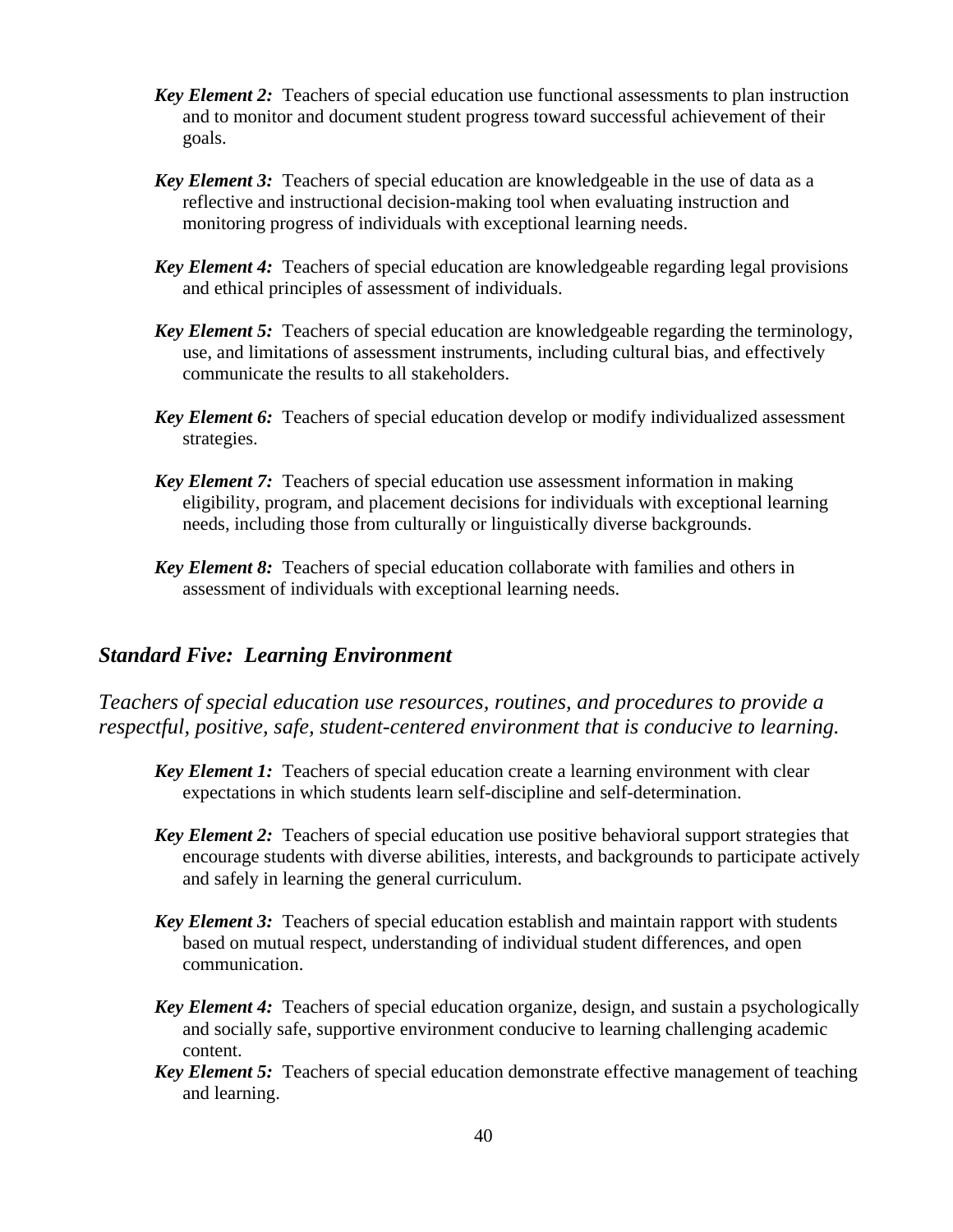***Key Element 2:*** Teachers of special education use functional assessments to plan instruction and to monitor and document student progress toward successful achievement of their goals.

***Key Element 3:*** Teachers of special education are knowledgeable in the use of data as a reflective and instructional decision-making tool when evaluating instruction and monitoring progress of individuals with exceptional learning needs.

***Key Element 4:*** Teachers of special education are knowledgeable regarding legal provisions and ethical principles of assessment of individuals.

***Key Element 5:*** Teachers of special education are knowledgeable regarding the terminology, use, and limitations of assessment instruments, including cultural bias, and effectively communicate the results to all stakeholders.

***Key Element 6:*** Teachers of special education develop or modify individualized assessment strategies.

***Key Element 7:*** Teachers of special education use assessment information in making eligibility, program, and placement decisions for individuals with exceptional learning needs, including those from culturally or linguistically diverse backgrounds.

***Key Element 8:*** Teachers of special education collaborate with families and others in assessment of individuals with exceptional learning needs.

## ***Standard Five: Learning Environment***

*Teachers of special education use resources, routines, and procedures to provide a respectful, positive, safe, student-centered environment that is conducive to learning.*

***Key Element 1:*** Teachers of special education create a learning environment with clear expectations in which students learn self-discipline and self-determination.

***Key Element 2:*** Teachers of special education use positive behavioral support strategies that encourage students with diverse abilities, interests, and backgrounds to participate actively and safely in learning the general curriculum.

***Key Element 3:*** Teachers of special education establish and maintain rapport with students based on mutual respect, understanding of individual student differences, and open communication.

***Key Element 4:*** Teachers of special education organize, design, and sustain a psychologically and socially safe, supportive environment conducive to learning challenging academic content.

***Key Element 5:*** Teachers of special education demonstrate effective management of teaching and learning.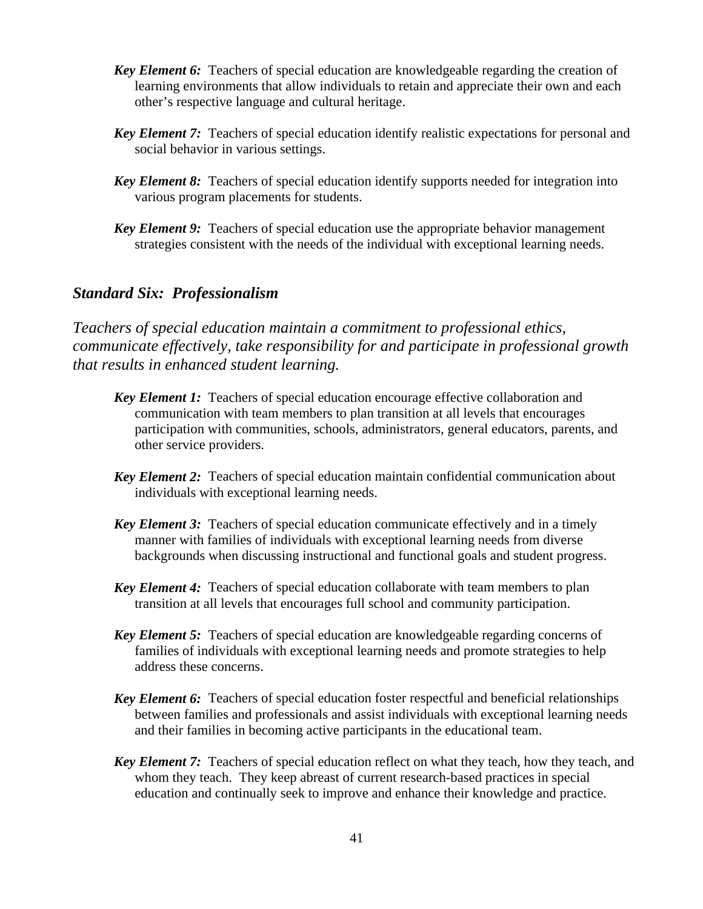***Key Element 6:*** Teachers of special education are knowledgeable regarding the creation of learning environments that allow individuals to retain and appreciate their own and each other's respective language and cultural heritage.

***Key Element 7:*** Teachers of special education identify realistic expectations for personal and social behavior in various settings.

***Key Element 8:*** Teachers of special education identify supports needed for integration into various program placements for students.

***Key Element 9:*** Teachers of special education use the appropriate behavior management strategies consistent with the needs of the individual with exceptional learning needs.

## *Standard Six: Professionalism*

*Teachers of special education maintain a commitment to professional ethics, communicate effectively, take responsibility for and participate in professional growth that results in enhanced student learning.*

***Key Element 1:*** Teachers of special education encourage effective collaboration and communication with team members to plan transition at all levels that encourages participation with communities, schools, administrators, general educators, parents, and other service providers.

***Key Element 2:*** Teachers of special education maintain confidential communication about individuals with exceptional learning needs.

***Key Element 3:*** Teachers of special education communicate effectively and in a timely manner with families of individuals with exceptional learning needs from diverse backgrounds when discussing instructional and functional goals and student progress.

***Key Element 4:*** Teachers of special education collaborate with team members to plan transition at all levels that encourages full school and community participation.

***Key Element 5:*** Teachers of special education are knowledgeable regarding concerns of families of individuals with exceptional learning needs and promote strategies to help address these concerns.

***Key Element 6:*** Teachers of special education foster respectful and beneficial relationships between families and professionals and assist individuals with exceptional learning needs and their families in becoming active participants in the educational team.

***Key Element 7:*** Teachers of special education reflect on what they teach, how they teach, and whom they teach. They keep abreast of current research-based practices in special education and continually seek to improve and enhance their knowledge and practice.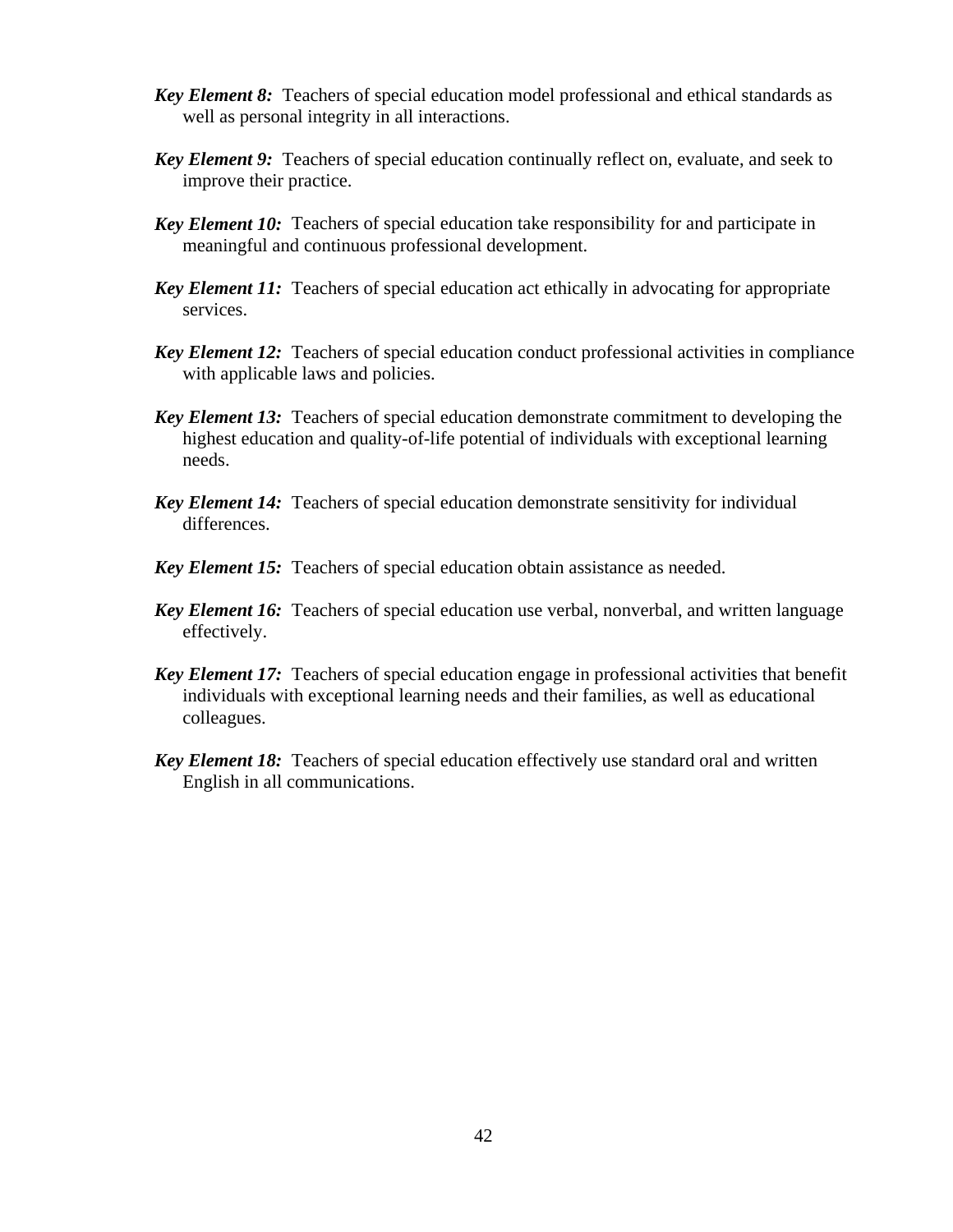***Key Element 8:*** Teachers of special education model professional and ethical standards as well as personal integrity in all interactions.

***Key Element 9:*** Teachers of special education continually reflect on, evaluate, and seek to improve their practice.

***Key Element 10:*** Teachers of special education take responsibility for and participate in meaningful and continuous professional development.

***Key Element 11:*** Teachers of special education act ethically in advocating for appropriate services.

***Key Element 12:*** Teachers of special education conduct professional activities in compliance with applicable laws and policies.

***Key Element 13:*** Teachers of special education demonstrate commitment to developing the highest education and quality-of-life potential of individuals with exceptional learning needs.

***Key Element 14:*** Teachers of special education demonstrate sensitivity for individual differences.

***Key Element 15:*** Teachers of special education obtain assistance as needed.

***Key Element 16:*** Teachers of special education use verbal, nonverbal, and written language effectively.

***Key Element 17:*** Teachers of special education engage in professional activities that benefit individuals with exceptional learning needs and their families, as well as educational colleagues.

***Key Element 18:*** Teachers of special education effectively use standard oral and written English in all communications.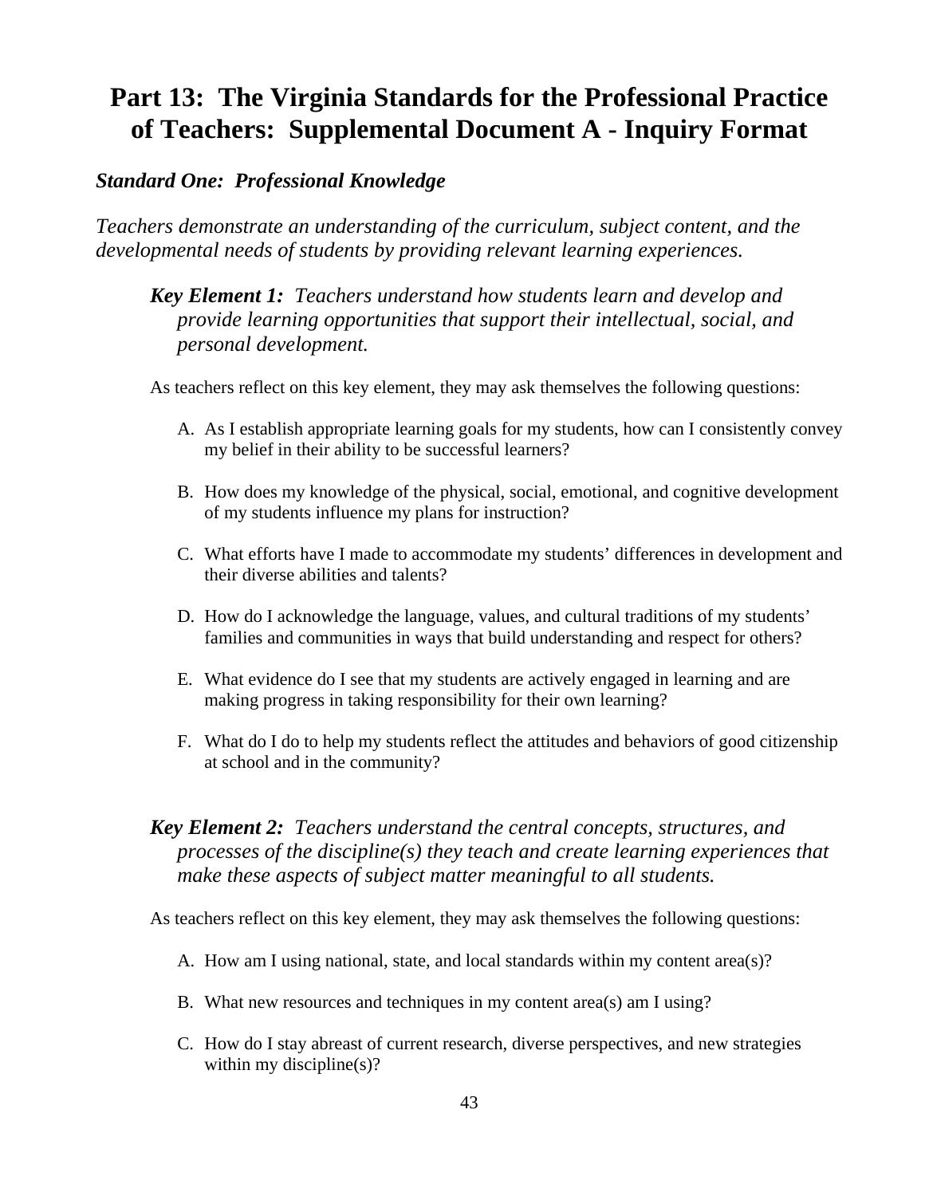# Part 13: The Virginia Standards for the Professional Practice of Teachers: Supplemental Document A - Inquiry Format

### *Standard One: Professional Knowledge*

*Teachers demonstrate an understanding of the curriculum, subject content, and the developmental needs of students by providing relevant learning experiences.*

***Key Element 1:** Teachers understand how students learn and develop and provide learning opportunities that support their intellectual, social, and personal development.*

As teachers reflect on this key element, they may ask themselves the following questions:

A. As I establish appropriate learning goals for my students, how can I consistently convey my belief in their ability to be successful learners?

B. How does my knowledge of the physical, social, emotional, and cognitive development of my students influence my plans for instruction?

C. What efforts have I made to accommodate my students' differences in development and their diverse abilities and talents?

D. How do I acknowledge the language, values, and cultural traditions of my students' families and communities in ways that build understanding and respect for others?

E. What evidence do I see that my students are actively engaged in learning and are making progress in taking responsibility for their own learning?

F. What do I do to help my students reflect the attitudes and behaviors of good citizenship at school and in the community?

***Key Element 2:** Teachers understand the central concepts, structures, and processes of the discipline(s) they teach and create learning experiences that make these aspects of subject matter meaningful to all students.*

As teachers reflect on this key element, they may ask themselves the following questions:

A. How am I using national, state, and local standards within my content area(s)?

B. What new resources and techniques in my content area(s) am I using?

C. How do I stay abreast of current research, diverse perspectives, and new strategies within my discipline(s)?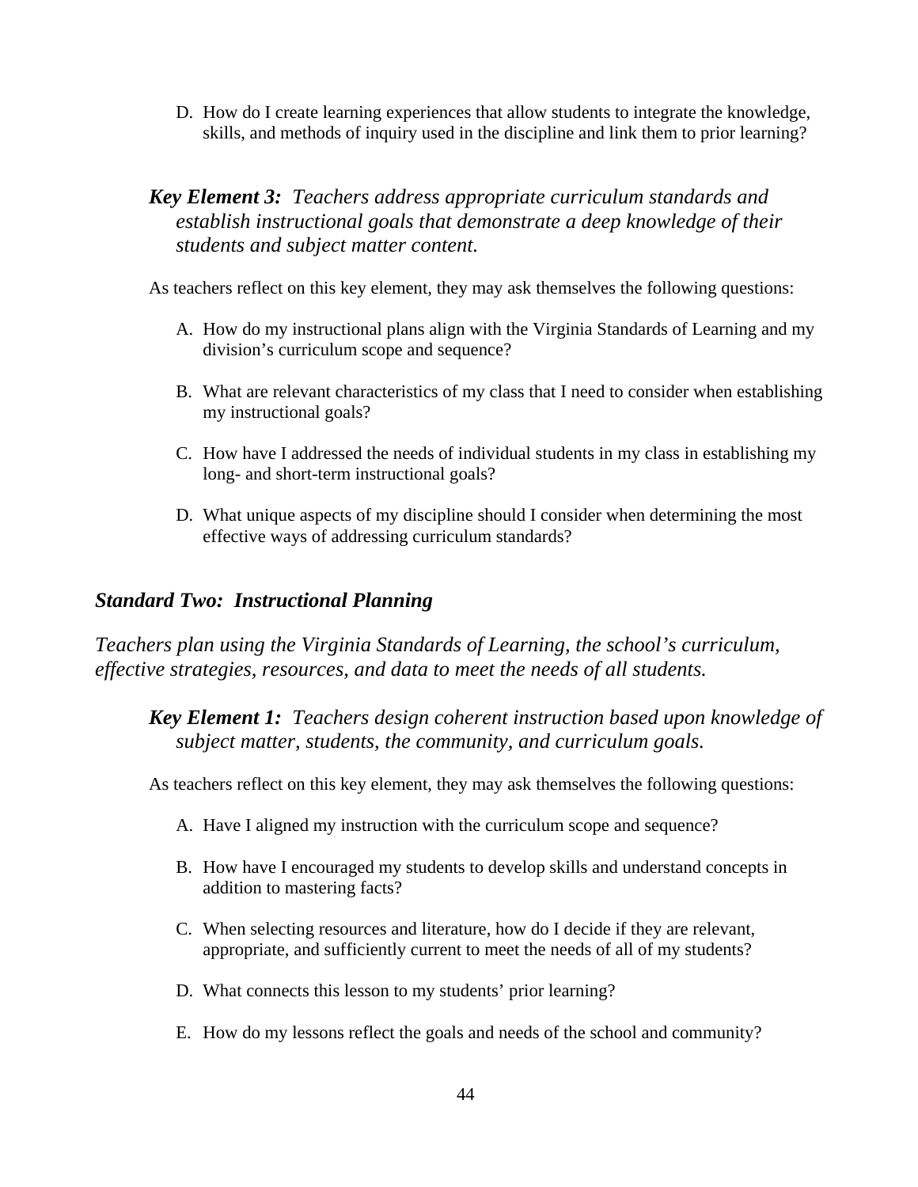D. How do I create learning experiences that allow students to integrate the knowledge, skills, and methods of inquiry used in the discipline and link them to prior learning?

### ***Key Element 3:*** *Teachers address appropriate curriculum standards and establish instructional goals that demonstrate a deep knowledge of their students and subject matter content.*

As teachers reflect on this key element, they may ask themselves the following questions:

A. How do my instructional plans align with the Virginia Standards of Learning and my division's curriculum scope and sequence?

B. What are relevant characteristics of my class that I need to consider when establishing my instructional goals?

C. How have I addressed the needs of individual students in my class in establishing my long- and short-term instructional goals?

D. What unique aspects of my discipline should I consider when determining the most effective ways of addressing curriculum standards?

## ***Standard Two: Instructional Planning***

*Teachers plan using the Virginia Standards of Learning, the school's curriculum, effective strategies, resources, and data to meet the needs of all students.*

### ***Key Element 1:*** *Teachers design coherent instruction based upon knowledge of subject matter, students, the community, and curriculum goals.*

As teachers reflect on this key element, they may ask themselves the following questions:

A. Have I aligned my instruction with the curriculum scope and sequence?

B. How have I encouraged my students to develop skills and understand concepts in addition to mastering facts?

C. When selecting resources and literature, how do I decide if they are relevant, appropriate, and sufficiently current to meet the needs of all of my students?

D. What connects this lesson to my students' prior learning?

E. How do my lessons reflect the goals and needs of the school and community?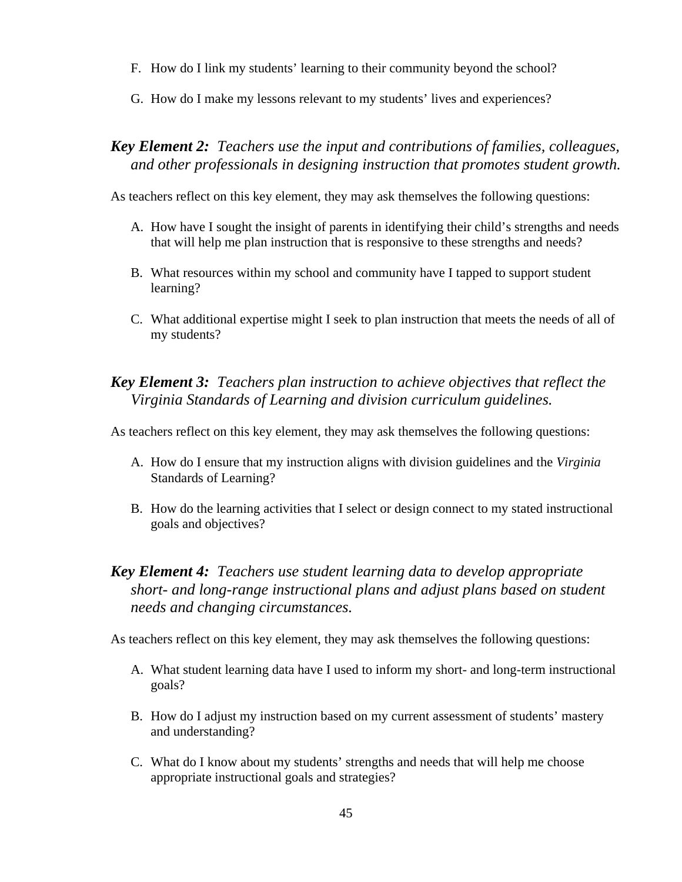F. How do I link my students' learning to their community beyond the school?

G. How do I make my lessons relevant to my students' lives and experiences?

### ***Key Element 2:*** *Teachers use the input and contributions of families, colleagues, and other professionals in designing instruction that promotes student growth.*

As teachers reflect on this key element, they may ask themselves the following questions:

A. How have I sought the insight of parents in identifying their child's strengths and needs that will help me plan instruction that is responsive to these strengths and needs?

B. What resources within my school and community have I tapped to support student learning?

C. What additional expertise might I seek to plan instruction that meets the needs of all of my students?

### ***Key Element 3:*** *Teachers plan instruction to achieve objectives that reflect the Virginia Standards of Learning and division curriculum guidelines.*

As teachers reflect on this key element, they may ask themselves the following questions:

A. How do I ensure that my instruction aligns with division guidelines and the *Virginia* Standards of Learning?

B. How do the learning activities that I select or design connect to my stated instructional goals and objectives?

### ***Key Element 4:*** *Teachers use student learning data to develop appropriate short- and long-range instructional plans and adjust plans based on student needs and changing circumstances.*

As teachers reflect on this key element, they may ask themselves the following questions:

A. What student learning data have I used to inform my short- and long-term instructional goals?

B. How do I adjust my instruction based on my current assessment of students' mastery and understanding?

C. What do I know about my students' strengths and needs that will help me choose appropriate instructional goals and strategies?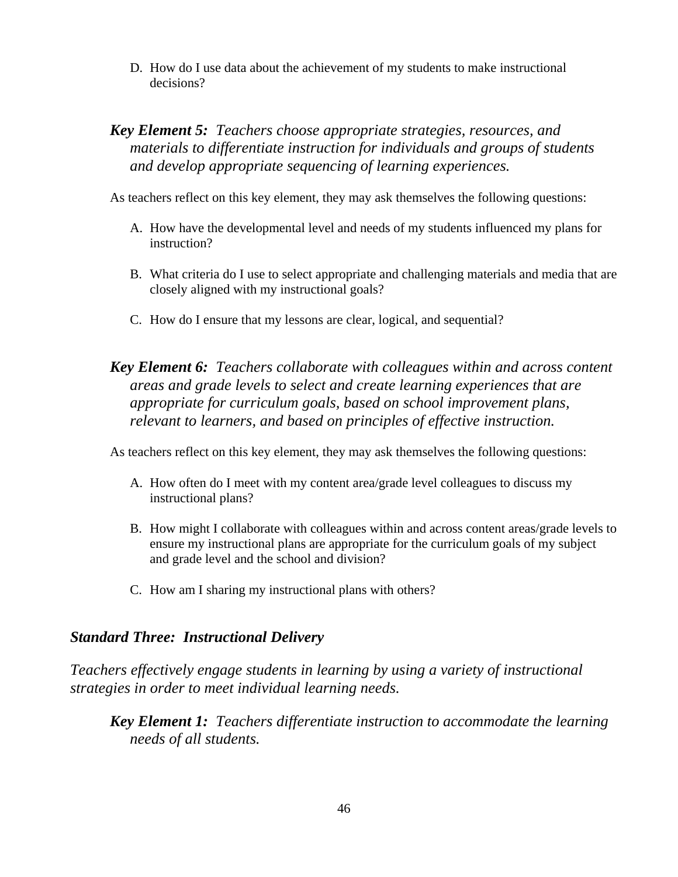D. How do I use data about the achievement of my students to make instructional decisions?

***Key Element 5:*** *Teachers choose appropriate strategies, resources, and materials to differentiate instruction for individuals and groups of students and develop appropriate sequencing of learning experiences.*

As teachers reflect on this key element, they may ask themselves the following questions:

A. How have the developmental level and needs of my students influenced my plans for instruction?

B. What criteria do I use to select appropriate and challenging materials and media that are closely aligned with my instructional goals?

C. How do I ensure that my lessons are clear, logical, and sequential?

***Key Element 6:*** *Teachers collaborate with colleagues within and across content areas and grade levels to select and create learning experiences that are appropriate for curriculum goals, based on school improvement plans, relevant to learners, and based on principles of effective instruction.*

As teachers reflect on this key element, they may ask themselves the following questions:

A. How often do I meet with my content area/grade level colleagues to discuss my instructional plans?

B. How might I collaborate with colleagues within and across content areas/grade levels to ensure my instructional plans are appropriate for the curriculum goals of my subject and grade level and the school and division?

C. How am I sharing my instructional plans with others?

### *Standard Three: Instructional Delivery*

*Teachers effectively engage students in learning by using a variety of instructional strategies in order to meet individual learning needs.*

***Key Element 1:*** *Teachers differentiate instruction to accommodate the learning needs of all students.*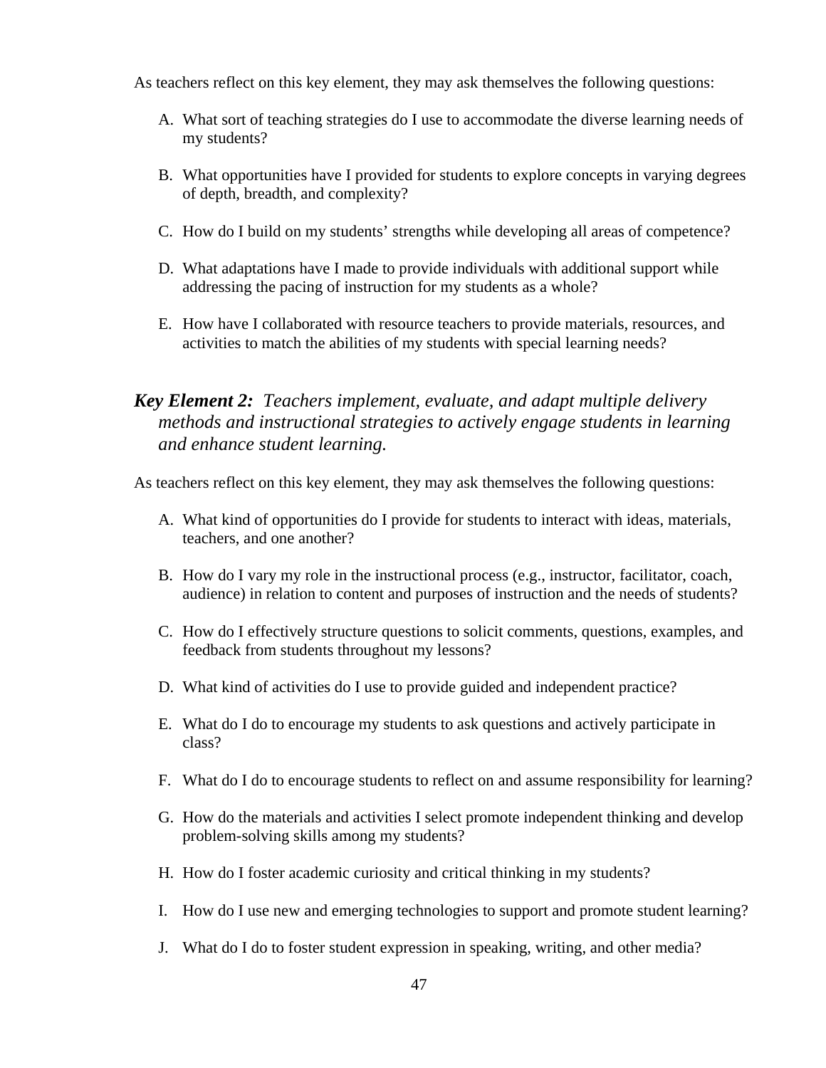As teachers reflect on this key element, they may ask themselves the following questions:

A. What sort of teaching strategies do I use to accommodate the diverse learning needs of my students?

B. What opportunities have I provided for students to explore concepts in varying degrees of depth, breadth, and complexity?

C. How do I build on my students' strengths while developing all areas of competence?

D. What adaptations have I made to provide individuals with additional support while addressing the pacing of instruction for my students as a whole?

E. How have I collaborated with resource teachers to provide materials, resources, and activities to match the abilities of my students with special learning needs?

## ***Key Element 2:*** *Teachers implement, evaluate, and adapt multiple delivery methods and instructional strategies to actively engage students in learning and enhance student learning.*

As teachers reflect on this key element, they may ask themselves the following questions:

A. What kind of opportunities do I provide for students to interact with ideas, materials, teachers, and one another?

B. How do I vary my role in the instructional process (e.g., instructor, facilitator, coach, audience) in relation to content and purposes of instruction and the needs of students?

C. How do I effectively structure questions to solicit comments, questions, examples, and feedback from students throughout my lessons?

D. What kind of activities do I use to provide guided and independent practice?

E. What do I do to encourage my students to ask questions and actively participate in class?

F. What do I do to encourage students to reflect on and assume responsibility for learning?

G. How do the materials and activities I select promote independent thinking and develop problem-solving skills among my students?

H. How do I foster academic curiosity and critical thinking in my students?

I. How do I use new and emerging technologies to support and promote student learning?

J. What do I do to foster student expression in speaking, writing, and other media?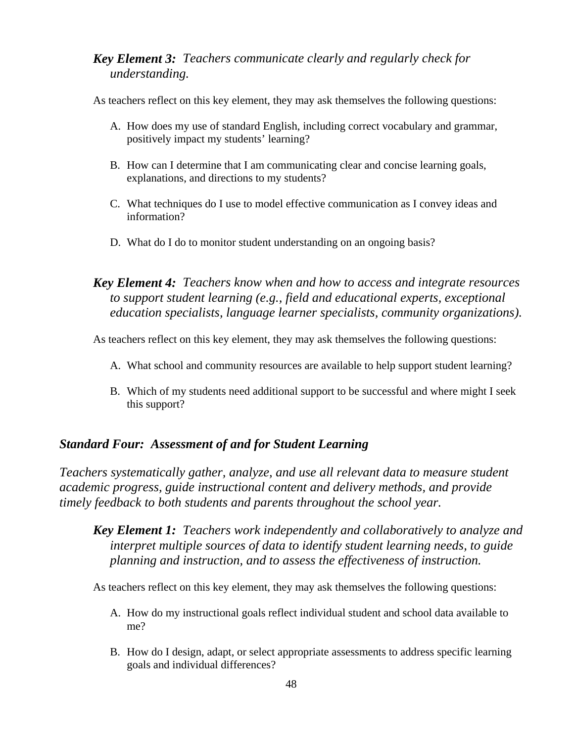***Key Element 3:*** *Teachers communicate clearly and regularly check for understanding.*

As teachers reflect on this key element, they may ask themselves the following questions:

A. How does my use of standard English, including correct vocabulary and grammar, positively impact my students' learning?

B. How can I determine that I am communicating clear and concise learning goals, explanations, and directions to my students?

C. What techniques do I use to model effective communication as I convey ideas and information?

D. What do I do to monitor student understanding on an ongoing basis?

***Key Element 4:*** *Teachers know when and how to access and integrate resources to support student learning (e.g., field and educational experts, exceptional education specialists, language learner specialists, community organizations).*

As teachers reflect on this key element, they may ask themselves the following questions:

A. What school and community resources are available to help support student learning?

B. Which of my students need additional support to be successful and where might I seek this support?

## *Standard Four: Assessment of and for Student Learning*

***Teachers systematically gather, analyze, and use all relevant data to measure student academic progress, guide instructional content and delivery methods, and provide timely feedback to both students and parents throughout the school year.***

***Key Element 1:*** *Teachers work independently and collaboratively to analyze and interpret multiple sources of data to identify student learning needs, to guide planning and instruction, and to assess the effectiveness of instruction.*

As teachers reflect on this key element, they may ask themselves the following questions:

A. How do my instructional goals reflect individual student and school data available to me?

B. How do I design, adapt, or select appropriate assessments to address specific learning goals and individual differences?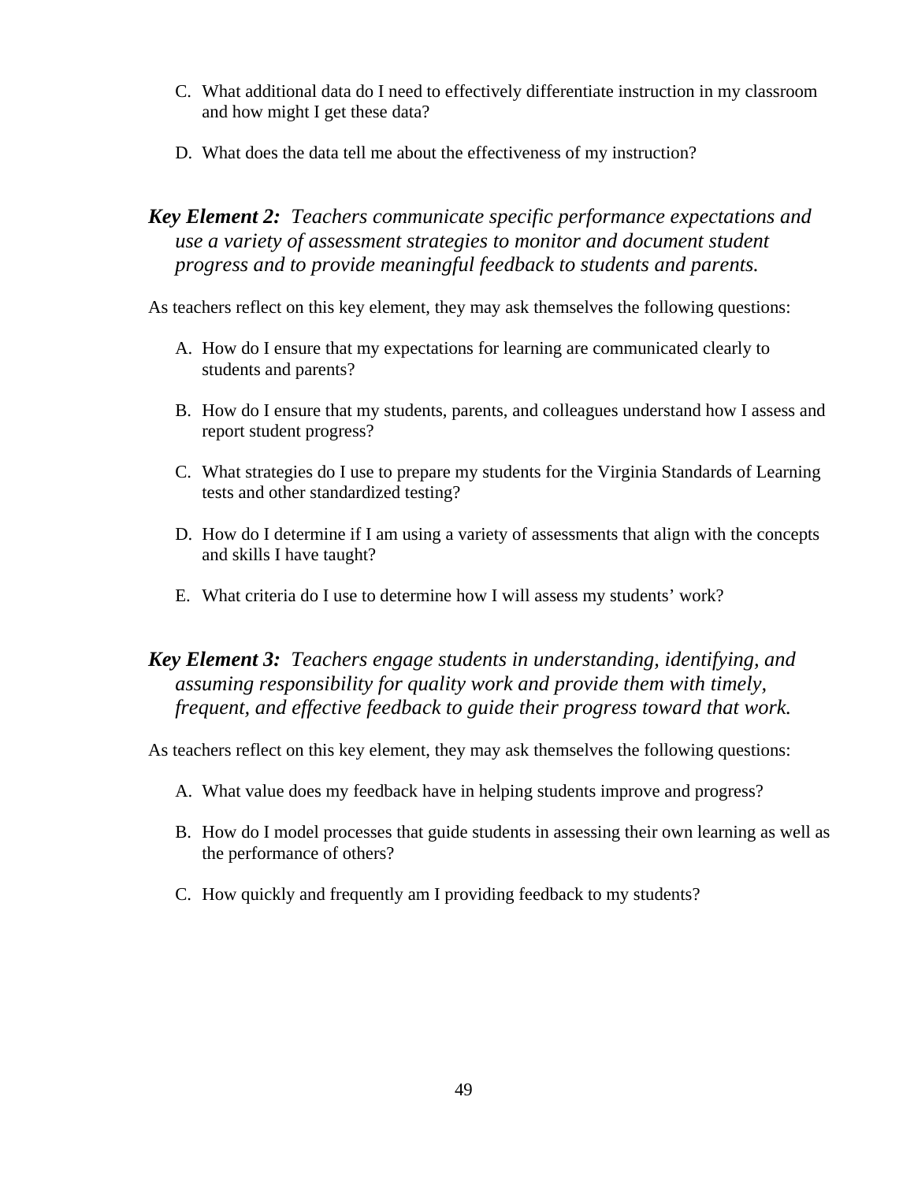C. What additional data do I need to effectively differentiate instruction in my classroom and how might I get these data?

D. What does the data tell me about the effectiveness of my instruction?

### ***Key Element 2:*** *Teachers communicate specific performance expectations and use a variety of assessment strategies to monitor and document student progress and to provide meaningful feedback to students and parents.*

As teachers reflect on this key element, they may ask themselves the following questions:

A. How do I ensure that my expectations for learning are communicated clearly to students and parents?

B. How do I ensure that my students, parents, and colleagues understand how I assess and report student progress?

C. What strategies do I use to prepare my students for the Virginia Standards of Learning tests and other standardized testing?

D. How do I determine if I am using a variety of assessments that align with the concepts and skills I have taught?

E. What criteria do I use to determine how I will assess my students' work?

### ***Key Element 3:*** *Teachers engage students in understanding, identifying, and assuming responsibility for quality work and provide them with timely, frequent, and effective feedback to guide their progress toward that work.*

As teachers reflect on this key element, they may ask themselves the following questions:

A. What value does my feedback have in helping students improve and progress?

B. How do I model processes that guide students in assessing their own learning as well as the performance of others?

C. How quickly and frequently am I providing feedback to my students?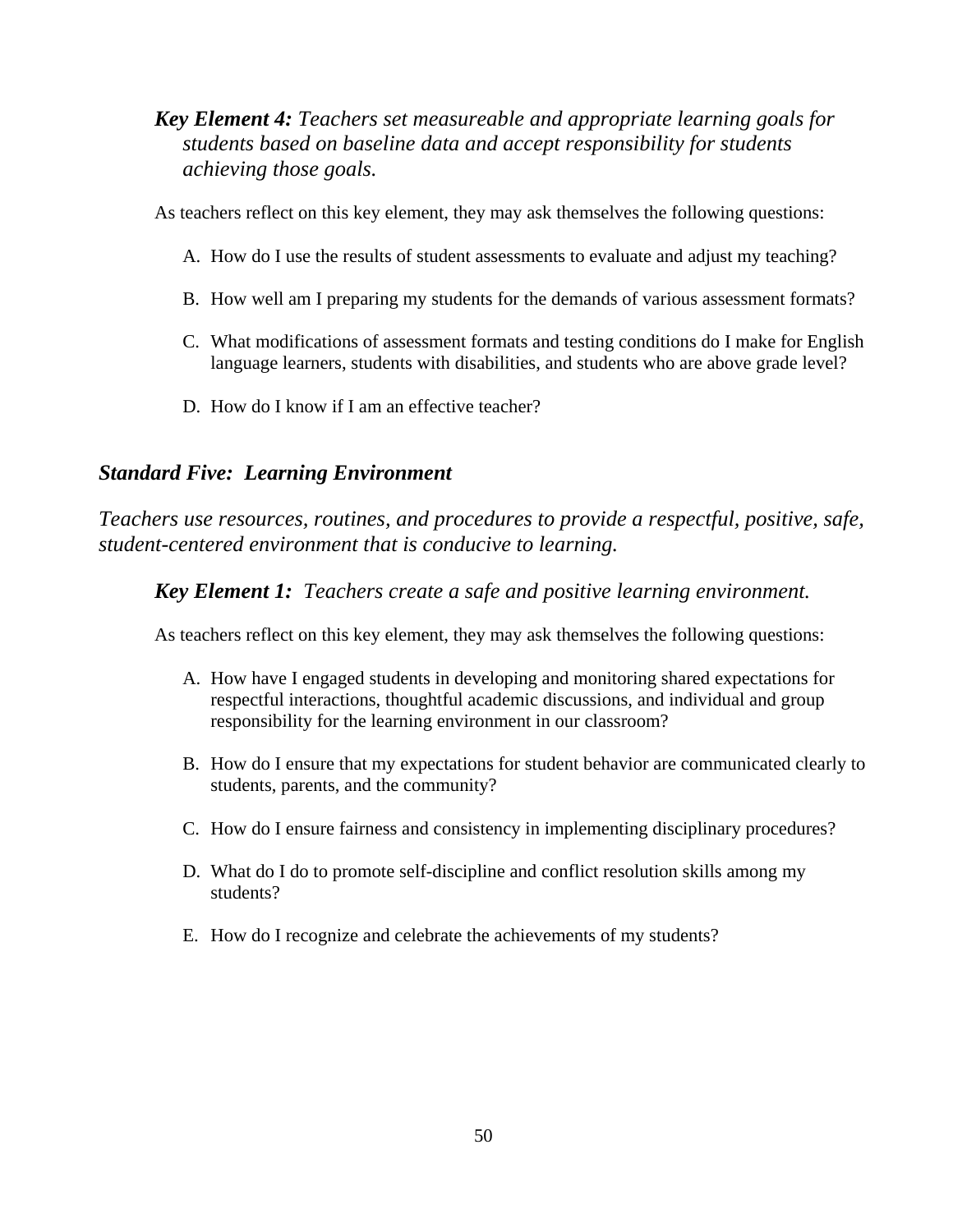***Key Element 4:*** *Teachers set measureable and appropriate learning goals for students based on baseline data and accept responsibility for students achieving those goals.*

As teachers reflect on this key element, they may ask themselves the following questions:

A. How do I use the results of student assessments to evaluate and adjust my teaching?

B. How well am I preparing my students for the demands of various assessment formats?

C. What modifications of assessment formats and testing conditions do I make for English language learners, students with disabilities, and students who are above grade level?

D. How do I know if I am an effective teacher?

## *Standard Five: Learning Environment*

*Teachers use resources, routines, and procedures to provide a respectful, positive, safe, student-centered environment that is conducive to learning.*

***Key Element 1:*** *Teachers create a safe and positive learning environment.*

As teachers reflect on this key element, they may ask themselves the following questions:

A. How have I engaged students in developing and monitoring shared expectations for respectful interactions, thoughtful academic discussions, and individual and group responsibility for the learning environment in our classroom?

B. How do I ensure that my expectations for student behavior are communicated clearly to students, parents, and the community?

C. How do I ensure fairness and consistency in implementing disciplinary procedures?

D. What do I do to promote self-discipline and conflict resolution skills among my students?

E. How do I recognize and celebrate the achievements of my students?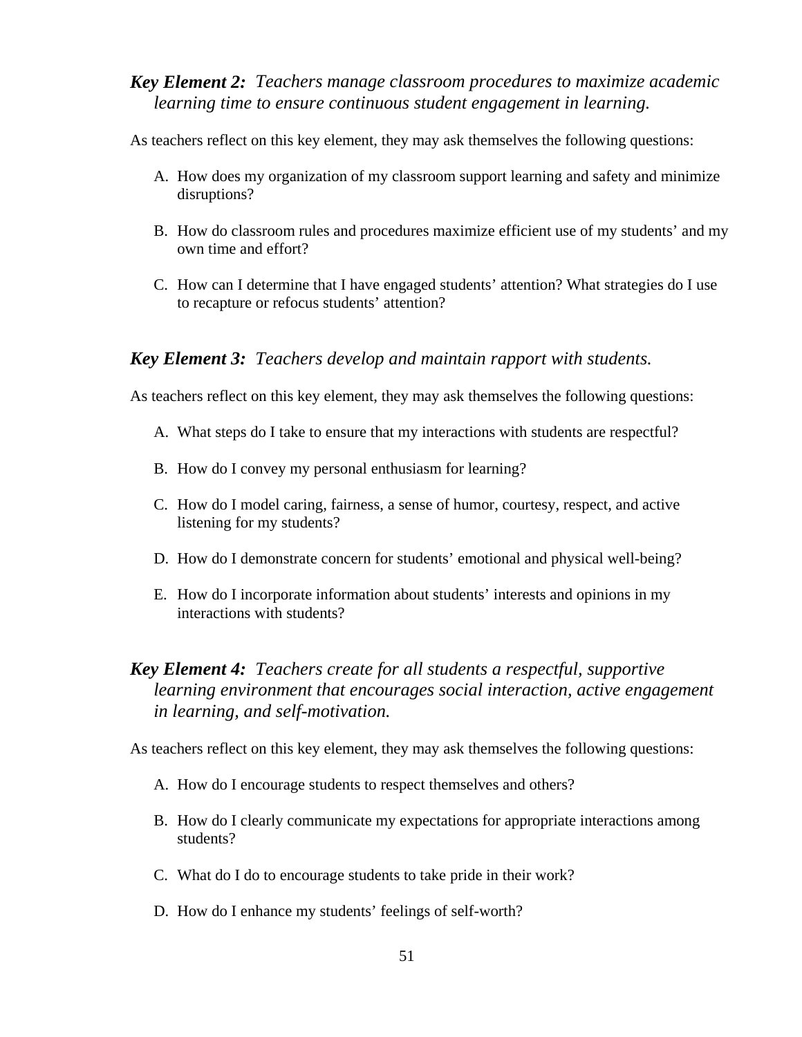### ***Key Element 2:*** *Teachers manage classroom procedures to maximize academic learning time to ensure continuous student engagement in learning.*

As teachers reflect on this key element, they may ask themselves the following questions:

A. How does my organization of my classroom support learning and safety and minimize disruptions?

B. How do classroom rules and procedures maximize efficient use of my students' and my own time and effort?

C. How can I determine that I have engaged students' attention? What strategies do I use to recapture or refocus students' attention?

### ***Key Element 3:*** *Teachers develop and maintain rapport with students.*

As teachers reflect on this key element, they may ask themselves the following questions:

A. What steps do I take to ensure that my interactions with students are respectful?

B. How do I convey my personal enthusiasm for learning?

C. How do I model caring, fairness, a sense of humor, courtesy, respect, and active listening for my students?

D. How do I demonstrate concern for students' emotional and physical well-being?

E. How do I incorporate information about students' interests and opinions in my interactions with students?

### ***Key Element 4:*** *Teachers create for all students a respectful, supportive learning environment that encourages social interaction, active engagement in learning, and self-motivation.*

As teachers reflect on this key element, they may ask themselves the following questions:

A. How do I encourage students to respect themselves and others?

B. How do I clearly communicate my expectations for appropriate interactions among students?

C. What do I do to encourage students to take pride in their work?

D. How do I enhance my students' feelings of self-worth?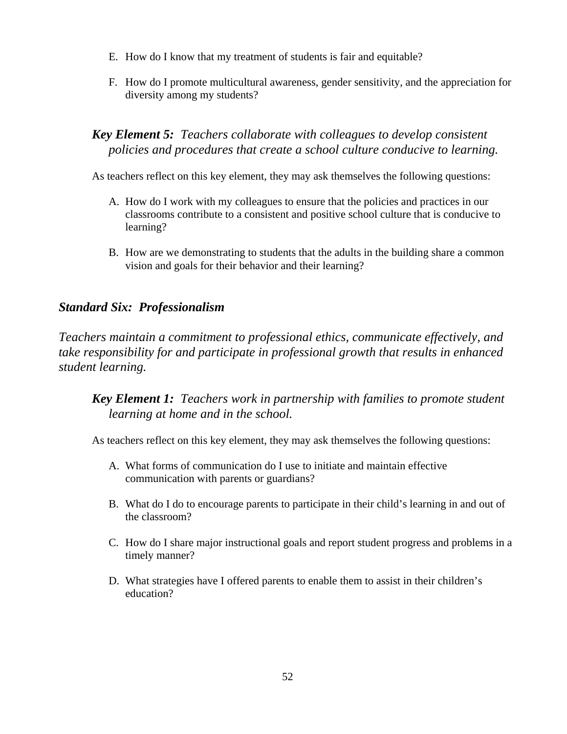E. How do I know that my treatment of students is fair and equitable?

F. How do I promote multicultural awareness, gender sensitivity, and the appreciation for diversity among my students?

### ***Key Element 5:*** *Teachers collaborate with colleagues to develop consistent policies and procedures that create a school culture conducive to learning.*

As teachers reflect on this key element, they may ask themselves the following questions:

A. How do I work with my colleagues to ensure that the policies and practices in our classrooms contribute to a consistent and positive school culture that is conducive to learning?

B. How are we demonstrating to students that the adults in the building share a common vision and goals for their behavior and their learning?

## ***Standard Six: Professionalism***

*Teachers maintain a commitment to professional ethics, communicate effectively, and take responsibility for and participate in professional growth that results in enhanced student learning.*

### ***Key Element 1:*** *Teachers work in partnership with families to promote student learning at home and in the school.*

As teachers reflect on this key element, they may ask themselves the following questions:

A. What forms of communication do I use to initiate and maintain effective communication with parents or guardians?

B. What do I do to encourage parents to participate in their child's learning in and out of the classroom?

C. How do I share major instructional goals and report student progress and problems in a timely manner?

D. What strategies have I offered parents to enable them to assist in their children's education?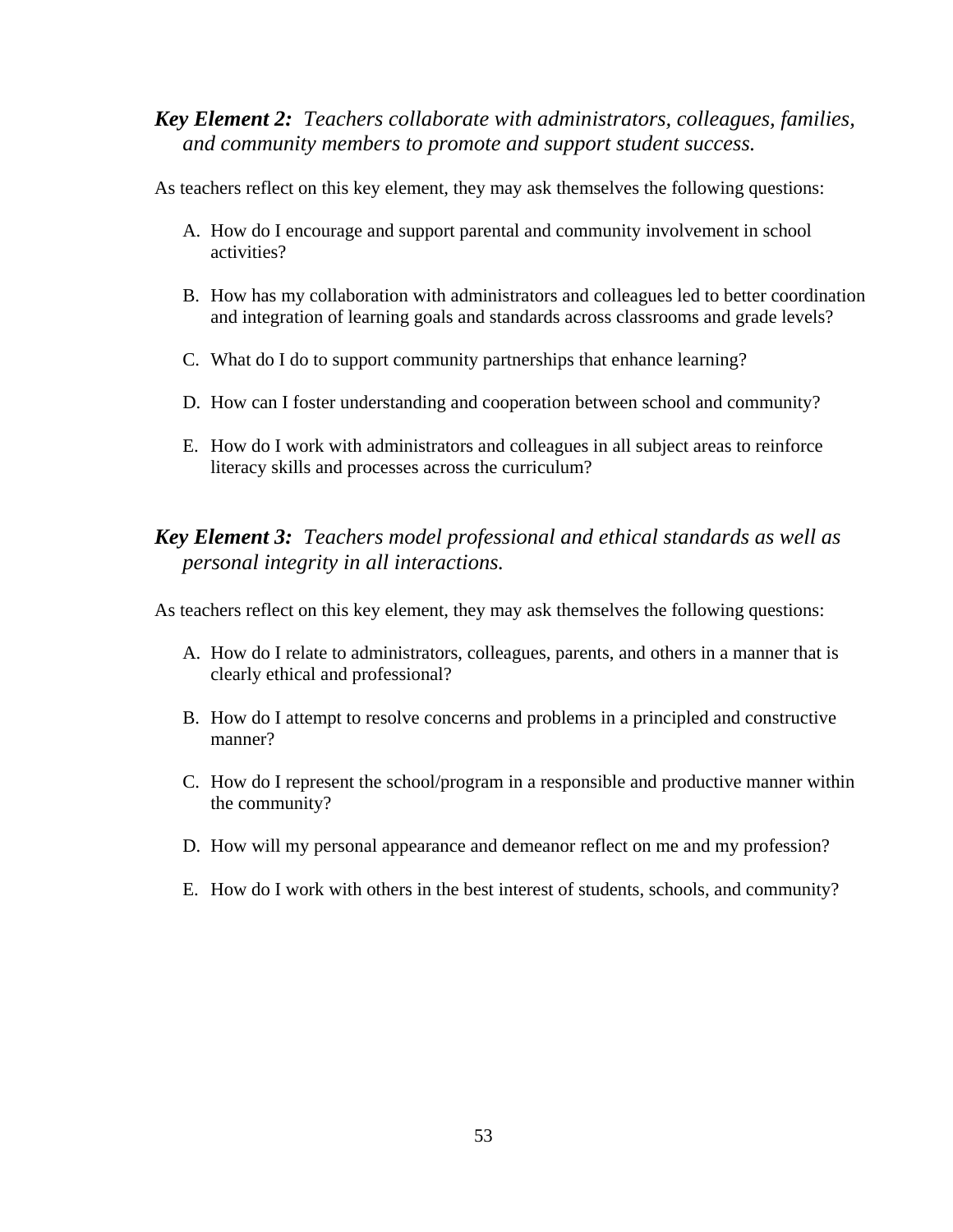### ***Key Element 2:*** *Teachers collaborate with administrators, colleagues, families, and community members to promote and support student success.*

As teachers reflect on this key element, they may ask themselves the following questions:

A. How do I encourage and support parental and community involvement in school activities?

B. How has my collaboration with administrators and colleagues led to better coordination and integration of learning goals and standards across classrooms and grade levels?

C. What do I do to support community partnerships that enhance learning?

D. How can I foster understanding and cooperation between school and community?

E. How do I work with administrators and colleagues in all subject areas to reinforce literacy skills and processes across the curriculum?

### ***Key Element 3:*** *Teachers model professional and ethical standards as well as personal integrity in all interactions.*

As teachers reflect on this key element, they may ask themselves the following questions:

A. How do I relate to administrators, colleagues, parents, and others in a manner that is clearly ethical and professional?

B. How do I attempt to resolve concerns and problems in a principled and constructive manner?

C. How do I represent the school/program in a responsible and productive manner within the community?

D. How will my personal appearance and demeanor reflect on me and my profession?

E. How do I work with others in the best interest of students, schools, and community?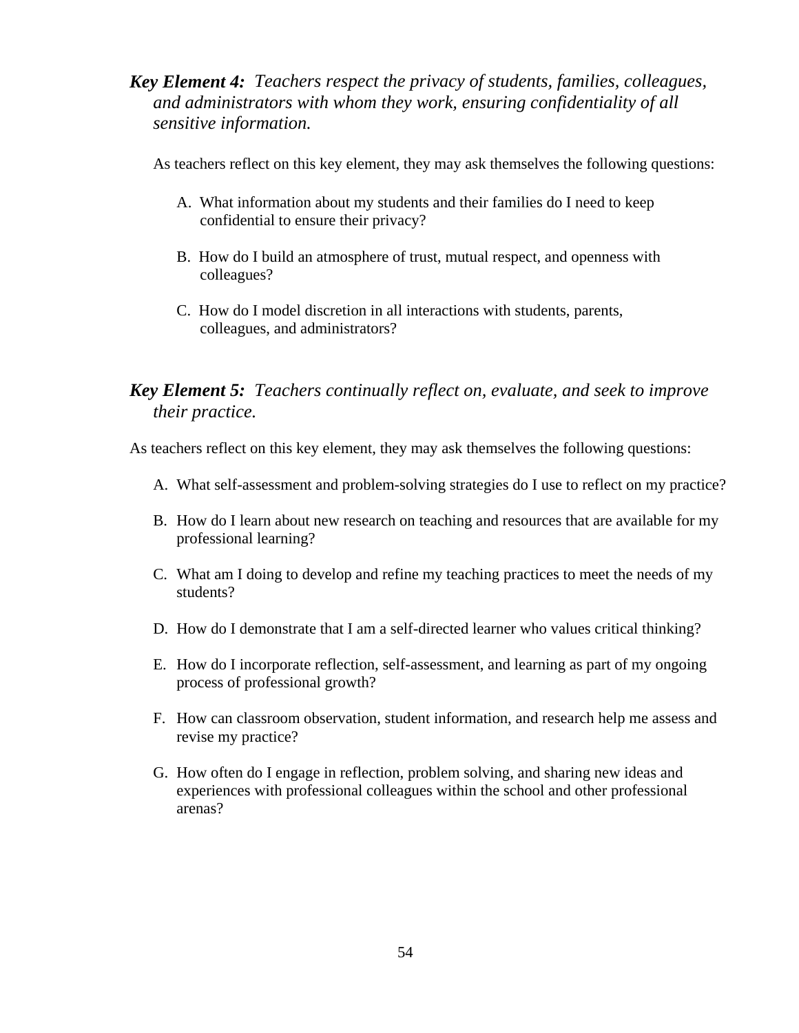***Key Element 4:*** *Teachers respect the privacy of students, families, colleagues, and administrators with whom they work, ensuring confidentiality of all sensitive information.*

As teachers reflect on this key element, they may ask themselves the following questions:

A. What information about my students and their families do I need to keep confidential to ensure their privacy?

B. How do I build an atmosphere of trust, mutual respect, and openness with colleagues?

C. How do I model discretion in all interactions with students, parents, colleagues, and administrators?

***Key Element 5:*** *Teachers continually reflect on, evaluate, and seek to improve their practice.*

As teachers reflect on this key element, they may ask themselves the following questions:

A. What self-assessment and problem-solving strategies do I use to reflect on my practice?

B. How do I learn about new research on teaching and resources that are available for my professional learning?

C. What am I doing to develop and refine my teaching practices to meet the needs of my students?

D. How do I demonstrate that I am a self-directed learner who values critical thinking?

E. How do I incorporate reflection, self-assessment, and learning as part of my ongoing process of professional growth?

F. How can classroom observation, student information, and research help me assess and revise my practice?

G. How often do I engage in reflection, problem solving, and sharing new ideas and experiences with professional colleagues within the school and other professional arenas?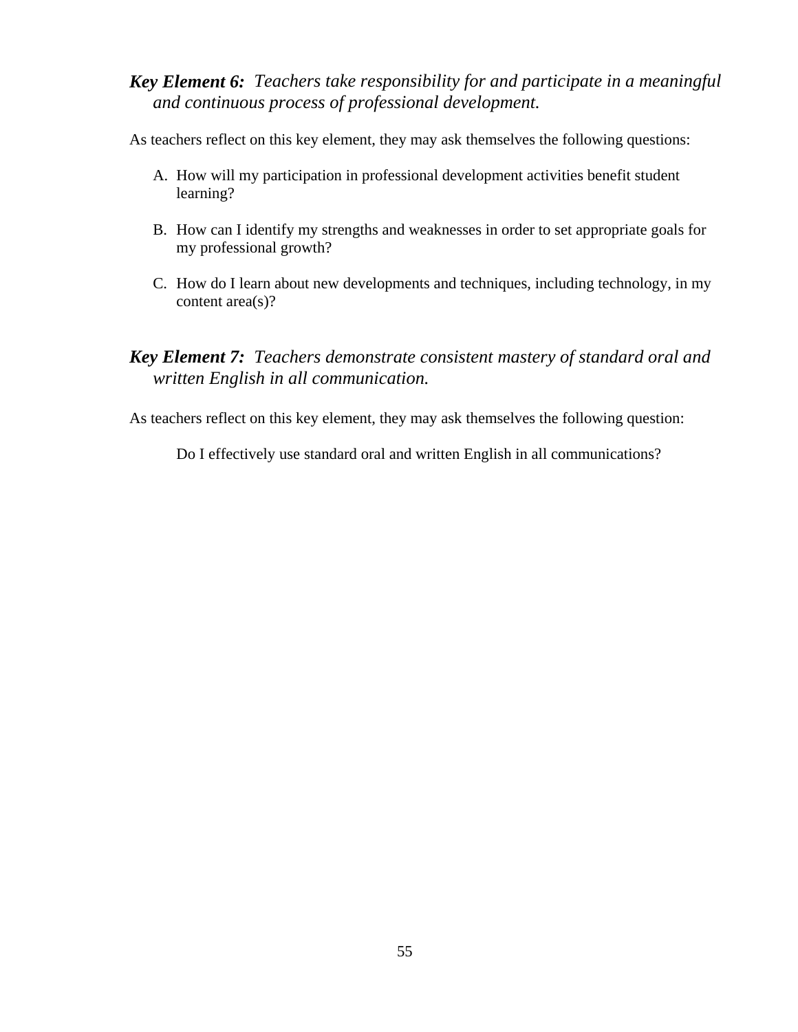### ***Key Element 6:*** *Teachers take responsibility for and participate in a meaningful and continuous process of professional development.*

As teachers reflect on this key element, they may ask themselves the following questions:

A. How will my participation in professional development activities benefit student learning?

B. How can I identify my strengths and weaknesses in order to set appropriate goals for my professional growth?

C. How do I learn about new developments and techniques, including technology, in my content area(s)?

### ***Key Element 7:*** *Teachers demonstrate consistent mastery of standard oral and written English in all communication.*

As teachers reflect on this key element, they may ask themselves the following question:

Do I effectively use standard oral and written English in all communications?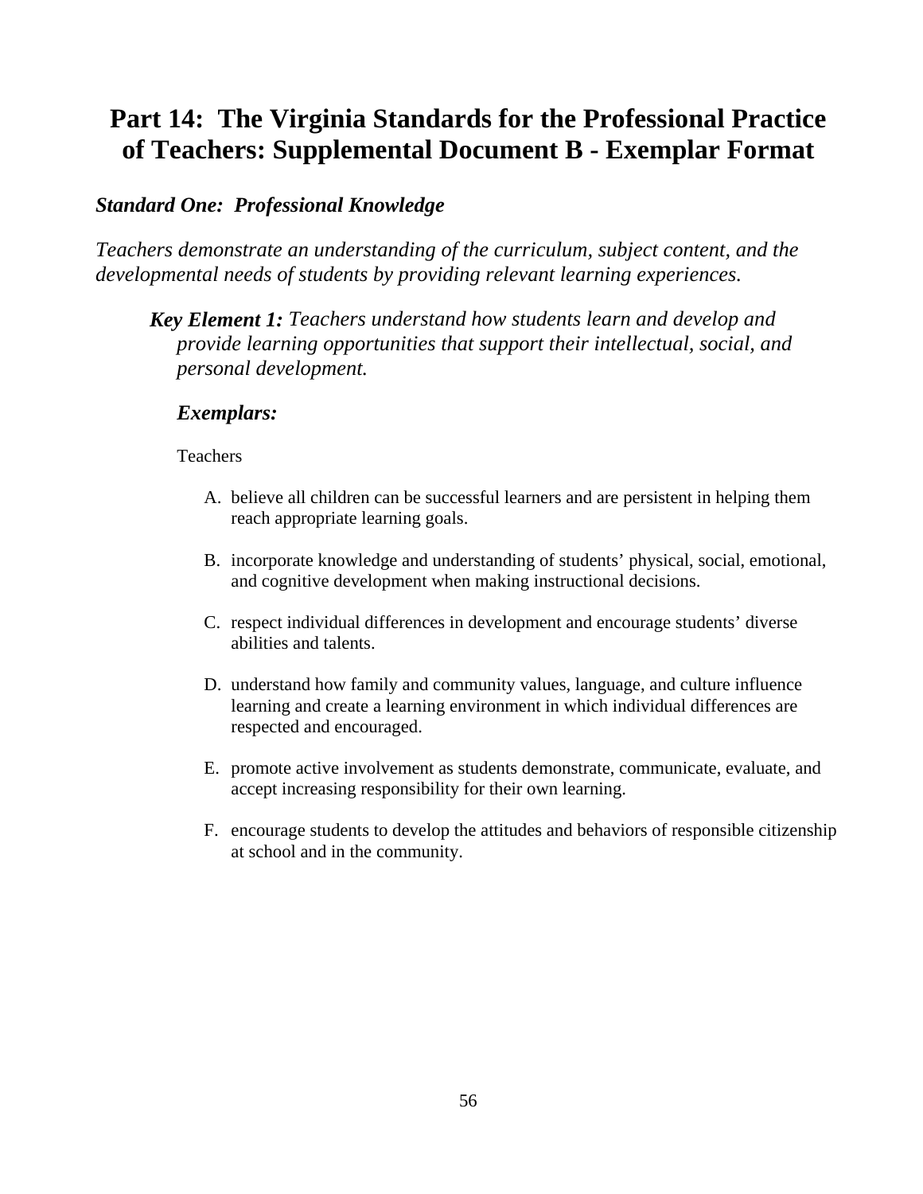# Part 14: The Virginia Standards for the Professional Practice of Teachers: Supplemental Document B - Exemplar Format

***Standard One: Professional Knowledge***

*Teachers demonstrate an understanding of the curriculum, subject content, and the developmental needs of students by providing relevant learning experiences.*

***Key Element 1:*** *Teachers understand how students learn and develop and provide learning opportunities that support their intellectual, social, and personal development.*

***Exemplars:***

Teachers

A. believe all children can be successful learners and are persistent in helping them reach appropriate learning goals.

B. incorporate knowledge and understanding of students' physical, social, emotional, and cognitive development when making instructional decisions.

C. respect individual differences in development and encourage students' diverse abilities and talents.

D. understand how family and community values, language, and culture influence learning and create a learning environment in which individual differences are respected and encouraged.

E. promote active involvement as students demonstrate, communicate, evaluate, and accept increasing responsibility for their own learning.

F. encourage students to develop the attitudes and behaviors of responsible citizenship at school and in the community.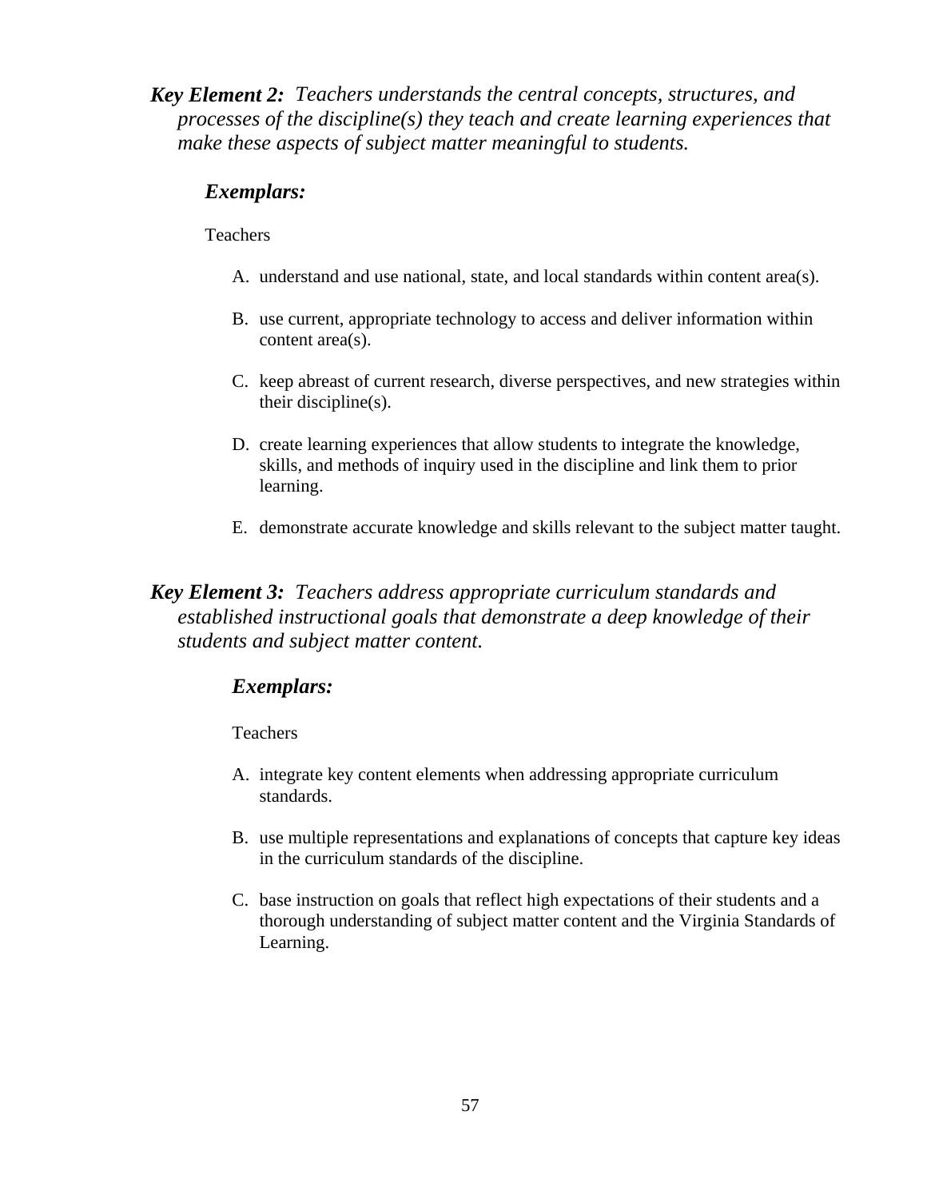***Key Element 2:*** *Teachers understands the central concepts, structures, and processes of the discipline(s) they teach and create learning experiences that make these aspects of subject matter meaningful to students.*

***Exemplars:***

Teachers

A. understand and use national, state, and local standards within content area(s).

B. use current, appropriate technology to access and deliver information within content area(s).

C. keep abreast of current research, diverse perspectives, and new strategies within their discipline(s).

D. create learning experiences that allow students to integrate the knowledge, skills, and methods of inquiry used in the discipline and link them to prior learning.

E. demonstrate accurate knowledge and skills relevant to the subject matter taught.

***Key Element 3:*** *Teachers address appropriate curriculum standards and established instructional goals that demonstrate a deep knowledge of their students and subject matter content.*

***Exemplars:***

Teachers

A. integrate key content elements when addressing appropriate curriculum standards.

B. use multiple representations and explanations of concepts that capture key ideas in the curriculum standards of the discipline.

C. base instruction on goals that reflect high expectations of their students and a thorough understanding of subject matter content and the Virginia Standards of Learning.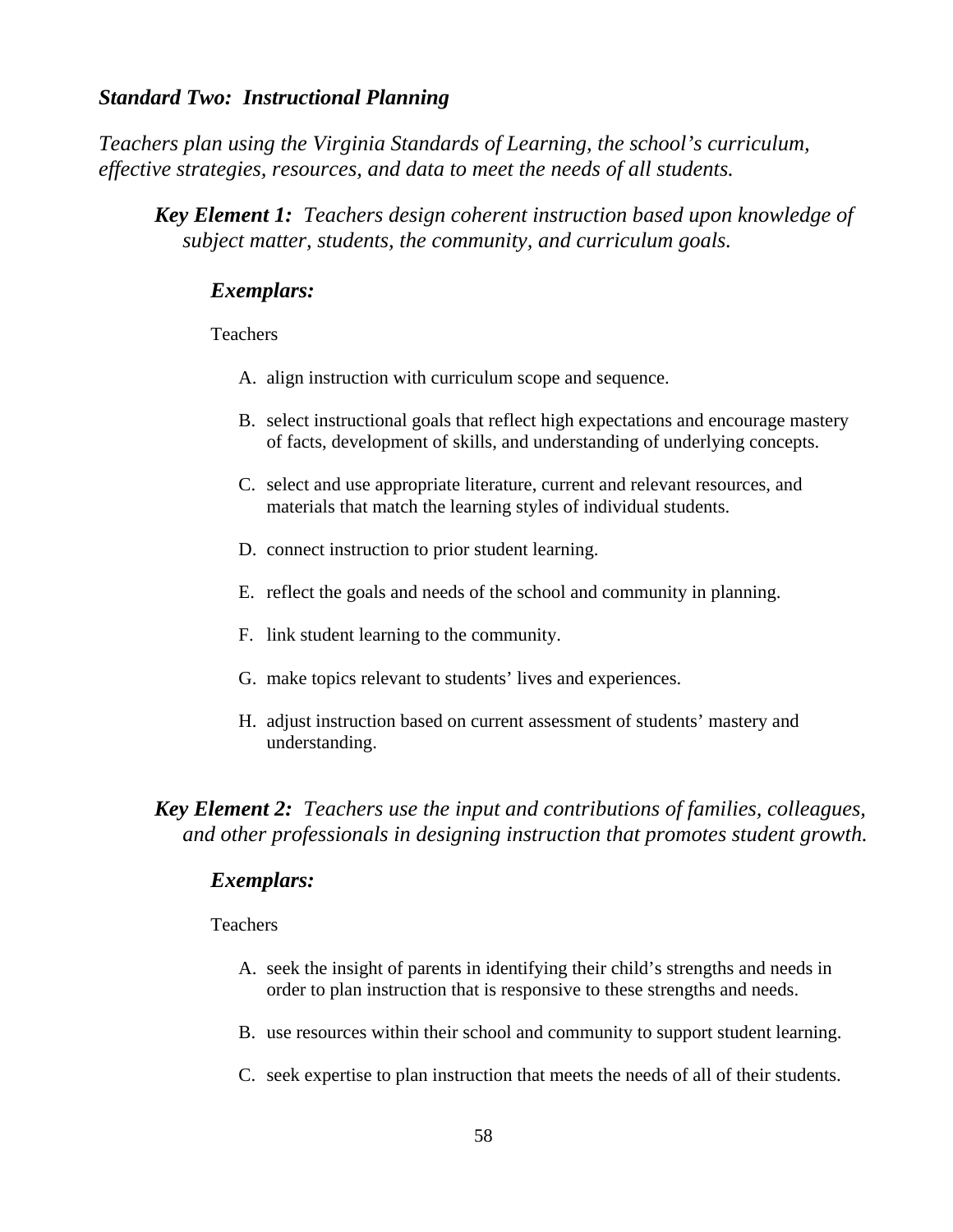### *Standard Two: Instructional Planning*

*Teachers plan using the Virginia Standards of Learning, the school's curriculum, effective strategies, resources, and data to meet the needs of all students.*

***Key Element 1:*** *Teachers design coherent instruction based upon knowledge of subject matter, students, the community, and curriculum goals.*

***Exemplars:***

Teachers

A. align instruction with curriculum scope and sequence.

B. select instructional goals that reflect high expectations and encourage mastery of facts, development of skills, and understanding of underlying concepts.

C. select and use appropriate literature, current and relevant resources, and materials that match the learning styles of individual students.

D. connect instruction to prior student learning.

E. reflect the goals and needs of the school and community in planning.

F. link student learning to the community.

G. make topics relevant to students' lives and experiences.

H. adjust instruction based on current assessment of students' mastery and understanding.

***Key Element 2:*** *Teachers use the input and contributions of families, colleagues, and other professionals in designing instruction that promotes student growth.*

***Exemplars:***

Teachers

A. seek the insight of parents in identifying their child's strengths and needs in order to plan instruction that is responsive to these strengths and needs.

B. use resources within their school and community to support student learning.

C. seek expertise to plan instruction that meets the needs of all of their students.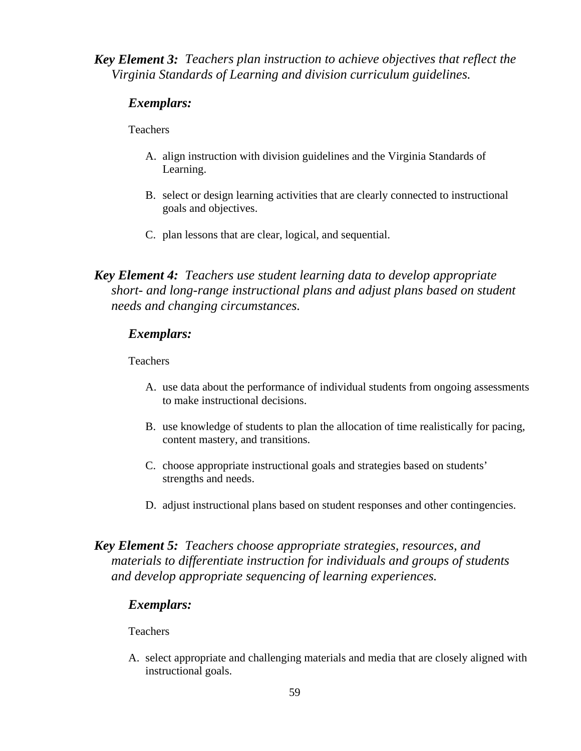***Key Element 3:*** *Teachers plan instruction to achieve objectives that reflect the Virginia Standards of Learning and division curriculum guidelines.*

***Exemplars:***

Teachers

A. align instruction with division guidelines and the Virginia Standards of Learning.

B. select or design learning activities that are clearly connected to instructional goals and objectives.

C. plan lessons that are clear, logical, and sequential.

***Key Element 4:*** *Teachers use student learning data to develop appropriate short- and long-range instructional plans and adjust plans based on student needs and changing circumstances.*

***Exemplars:***

Teachers

A. use data about the performance of individual students from ongoing assessments to make instructional decisions.

B. use knowledge of students to plan the allocation of time realistically for pacing, content mastery, and transitions.

C. choose appropriate instructional goals and strategies based on students' strengths and needs.

D. adjust instructional plans based on student responses and other contingencies.

***Key Element 5:*** *Teachers choose appropriate strategies, resources, and materials to differentiate instruction for individuals and groups of students and develop appropriate sequencing of learning experiences.*

***Exemplars:***

Teachers

A. select appropriate and challenging materials and media that are closely aligned with instructional goals.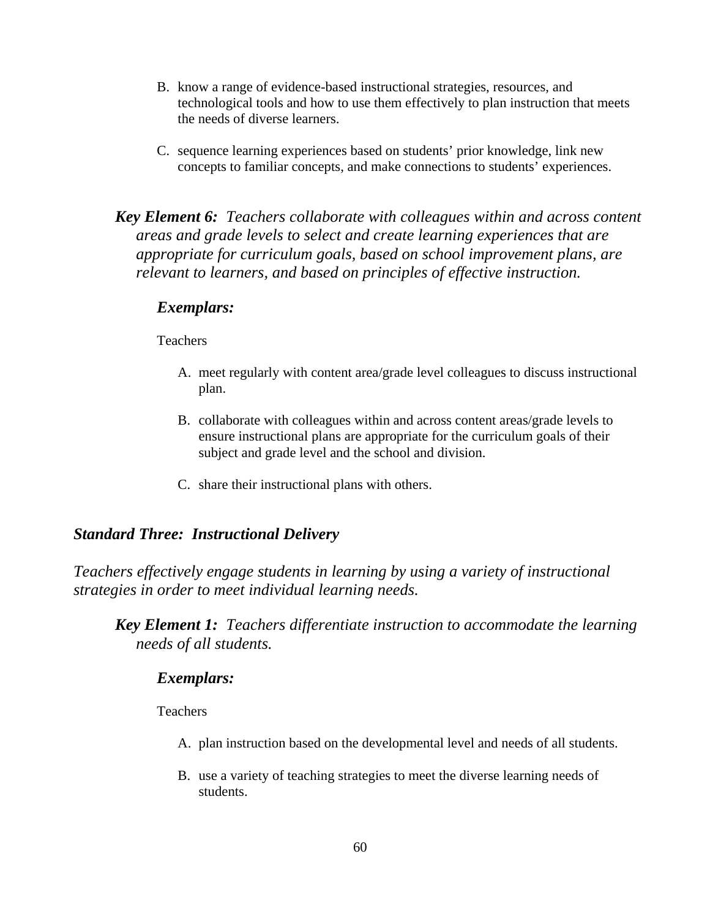B. know a range of evidence-based instructional strategies, resources, and technological tools and how to use them effectively to plan instruction that meets the needs of diverse learners.

C. sequence learning experiences based on students' prior knowledge, link new concepts to familiar concepts, and make connections to students' experiences.

***Key Element 6:** Teachers collaborate with colleagues within and across content areas and grade levels to select and create learning experiences that are appropriate for curriculum goals, based on school improvement plans, are relevant to learners, and based on principles of effective instruction.*

***Exemplars:***

Teachers

A. meet regularly with content area/grade level colleagues to discuss instructional plan.

B. collaborate with colleagues within and across content areas/grade levels to ensure instructional plans are appropriate for the curriculum goals of their subject and grade level and the school and division.

C. share their instructional plans with others.

## ***Standard Three: Instructional Delivery***

*Teachers effectively engage students in learning by using a variety of instructional strategies in order to meet individual learning needs.*

***Key Element 1:** Teachers differentiate instruction to accommodate the learning needs of all students.*

***Exemplars:***

Teachers

A. plan instruction based on the developmental level and needs of all students.

B. use a variety of teaching strategies to meet the diverse learning needs of students.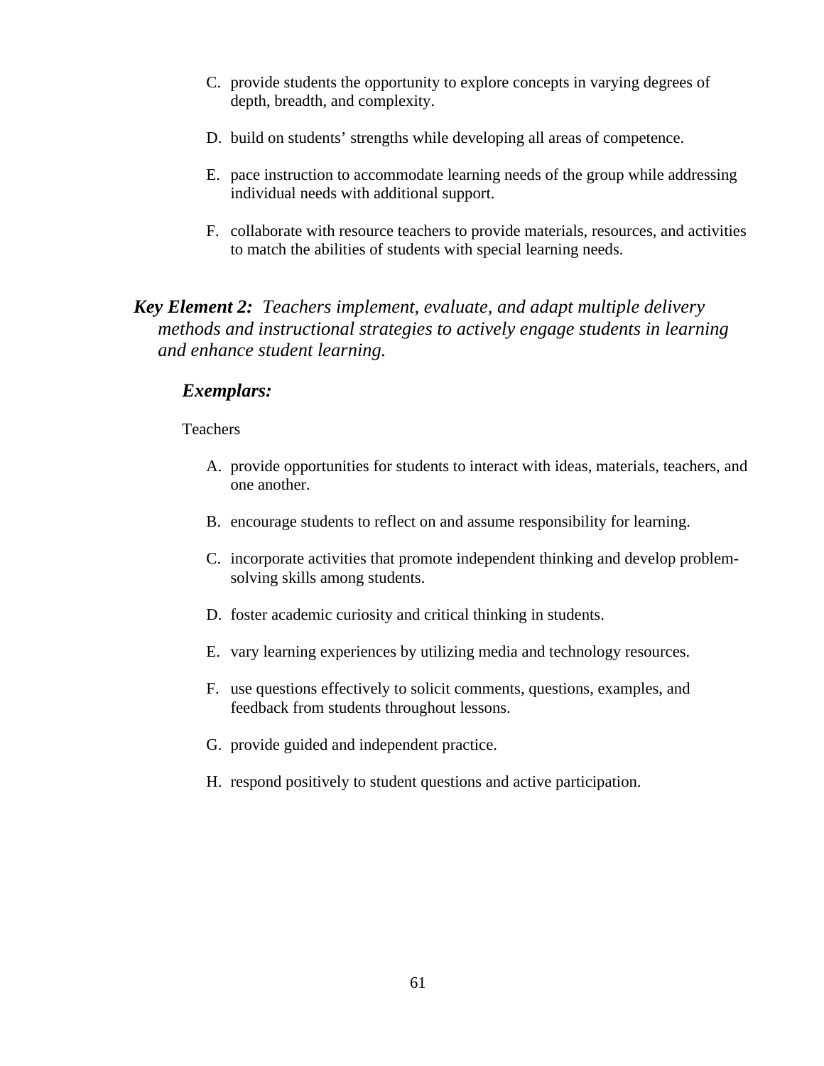C. provide students the opportunity to explore concepts in varying degrees of depth, breadth, and complexity.

D. build on students' strengths while developing all areas of competence.

E. pace instruction to accommodate learning needs of the group while addressing individual needs with additional support.

F. collaborate with resource teachers to provide materials, resources, and activities to match the abilities of students with special learning needs.

***Key Element 2:*** *Teachers implement, evaluate, and adapt multiple delivery methods and instructional strategies to actively engage students in learning and enhance student learning.*

***Exemplars:***

Teachers

A. provide opportunities for students to interact with ideas, materials, teachers, and one another.

B. encourage students to reflect on and assume responsibility for learning.

C. incorporate activities that promote independent thinking and develop problem-solving skills among students.

D. foster academic curiosity and critical thinking in students.

E. vary learning experiences by utilizing media and technology resources.

F. use questions effectively to solicit comments, questions, examples, and feedback from students throughout lessons.

G. provide guided and independent practice.

H. respond positively to student questions and active participation.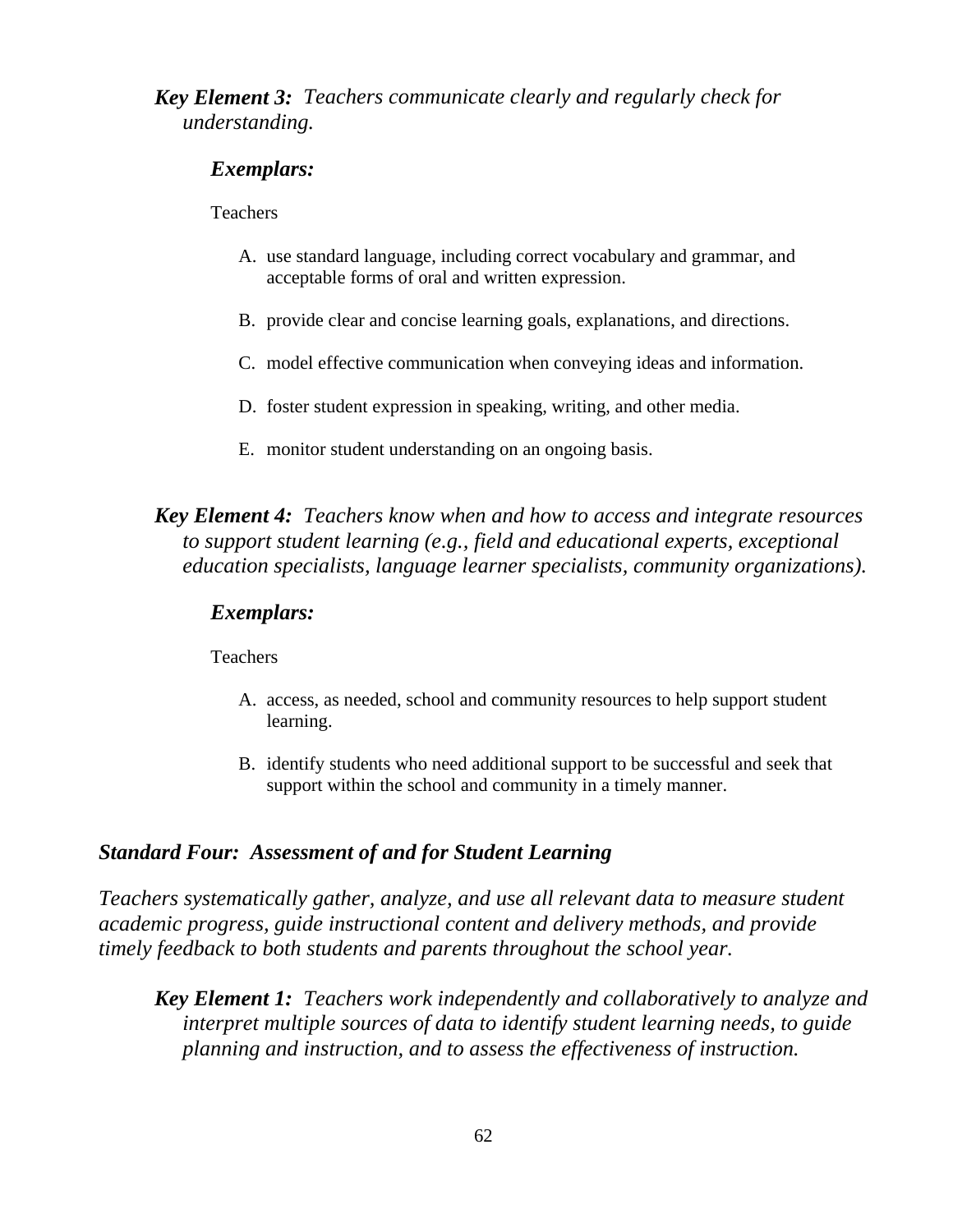***Key Element 3:*** *Teachers communicate clearly and regularly check for understanding.*

***Exemplars:***

Teachers

A. use standard language, including correct vocabulary and grammar, and acceptable forms of oral and written expression.

B. provide clear and concise learning goals, explanations, and directions.

C. model effective communication when conveying ideas and information.

D. foster student expression in speaking, writing, and other media.

E. monitor student understanding on an ongoing basis.

***Key Element 4:*** *Teachers know when and how to access and integrate resources to support student learning (e.g., field and educational experts, exceptional education specialists, language learner specialists, community organizations).*

***Exemplars:***

Teachers

A. access, as needed, school and community resources to help support student learning.

B. identify students who need additional support to be successful and seek that support within the school and community in a timely manner.

## *Standard Four: Assessment of and for Student Learning*

*Teachers systematically gather, analyze, and use all relevant data to measure student academic progress, guide instructional content and delivery methods, and provide timely feedback to both students and parents throughout the school year.*

***Key Element 1:*** *Teachers work independently and collaboratively to analyze and interpret multiple sources of data to identify student learning needs, to guide planning and instruction, and to assess the effectiveness of instruction.*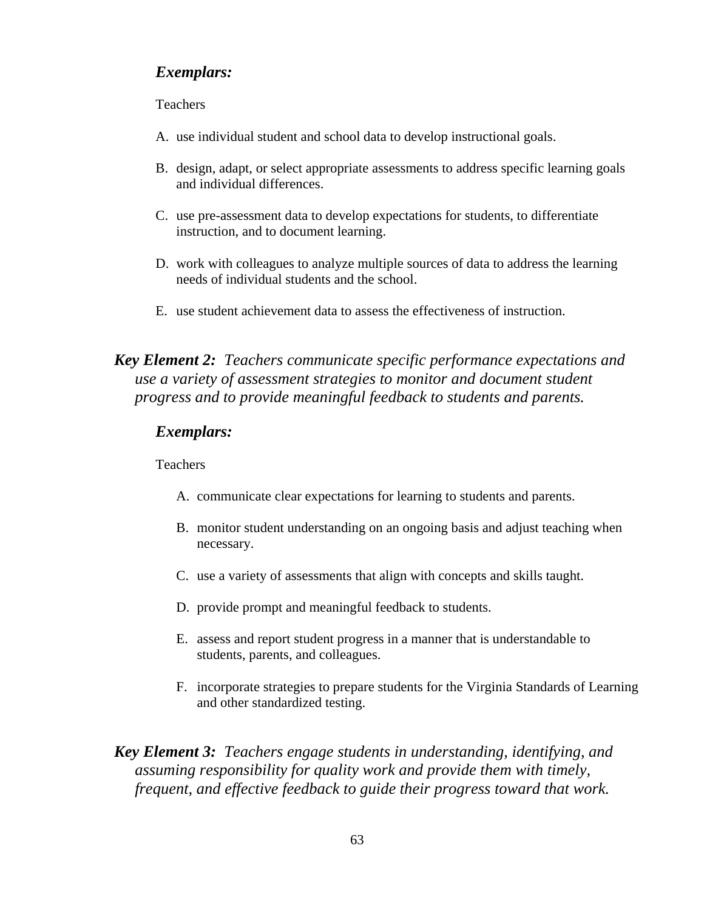***Exemplars:***

Teachers

A. use individual student and school data to develop instructional goals.

B. design, adapt, or select appropriate assessments to address specific learning goals and individual differences.

C. use pre-assessment data to develop expectations for students, to differentiate instruction, and to document learning.

D. work with colleagues to analyze multiple sources of data to address the learning needs of individual students and the school.

E. use student achievement data to assess the effectiveness of instruction.

***Key Element 2:*** *Teachers communicate specific performance expectations and use a variety of assessment strategies to monitor and document student progress and to provide meaningful feedback to students and parents.*

***Exemplars:***

Teachers

A. communicate clear expectations for learning to students and parents.

B. monitor student understanding on an ongoing basis and adjust teaching when necessary.

C. use a variety of assessments that align with concepts and skills taught.

D. provide prompt and meaningful feedback to students.

E. assess and report student progress in a manner that is understandable to students, parents, and colleagues.

F. incorporate strategies to prepare students for the Virginia Standards of Learning and other standardized testing.

***Key Element 3:*** *Teachers engage students in understanding, identifying, and assuming responsibility for quality work and provide them with timely, frequent, and effective feedback to guide their progress toward that work.*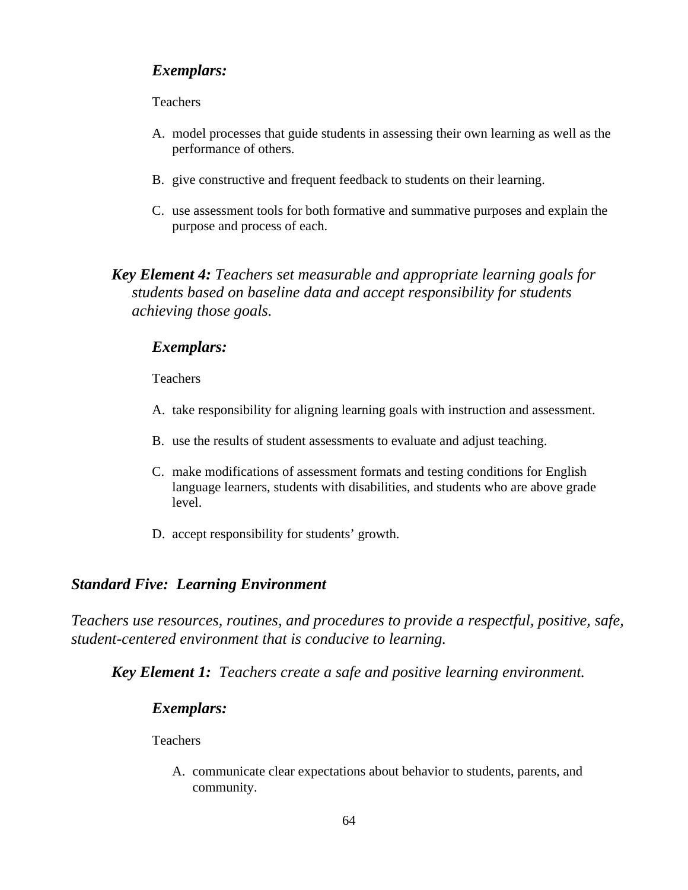***Exemplars:***

Teachers

A. model processes that guide students in assessing their own learning as well as the performance of others.

B. give constructive and frequent feedback to students on their learning.

C. use assessment tools for both formative and summative purposes and explain the purpose and process of each.

***Key Element 4:*** *Teachers set measurable and appropriate learning goals for students based on baseline data and accept responsibility for students achieving those goals.*

***Exemplars:***

Teachers

A. take responsibility for aligning learning goals with instruction and assessment.

B. use the results of student assessments to evaluate and adjust teaching.

C. make modifications of assessment formats and testing conditions for English language learners, students with disabilities, and students who are above grade level.

D. accept responsibility for students' growth.

## ***Standard Five: Learning Environment***

*Teachers use resources, routines, and procedures to provide a respectful, positive, safe, student-centered environment that is conducive to learning.*

***Key Element 1:*** *Teachers create a safe and positive learning environment.*

***Exemplars:***

Teachers

A. communicate clear expectations about behavior to students, parents, and community.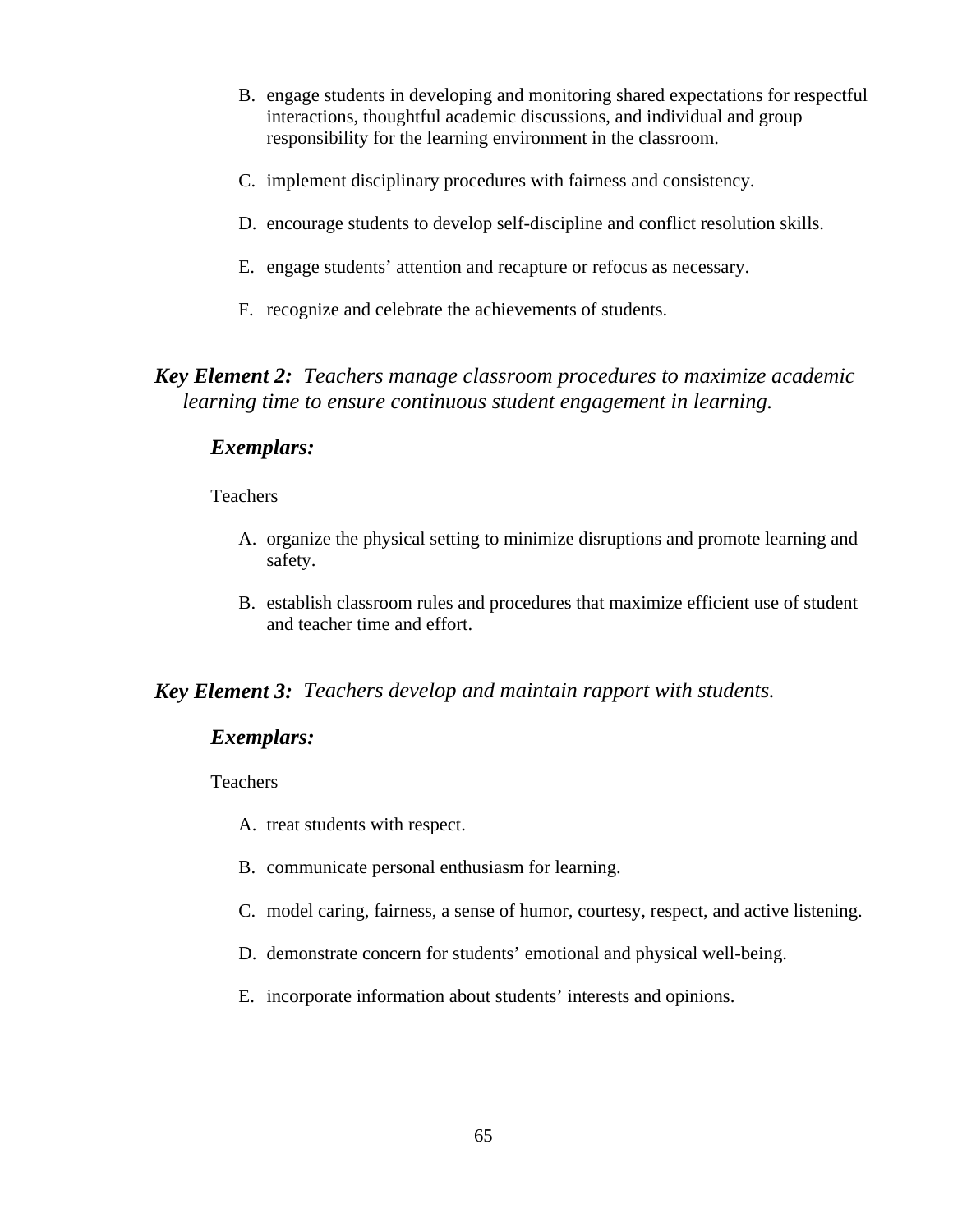B. engage students in developing and monitoring shared expectations for respectful interactions, thoughtful academic discussions, and individual and group responsibility for the learning environment in the classroom.

C. implement disciplinary procedures with fairness and consistency.

D. encourage students to develop self-discipline and conflict resolution skills.

E. engage students' attention and recapture or refocus as necessary.

F. recognize and celebrate the achievements of students.

***Key Element 2:*** *Teachers manage classroom procedures to maximize academic learning time to ensure continuous student engagement in learning.*

***Exemplars:***

Teachers

A. organize the physical setting to minimize disruptions and promote learning and safety.

B. establish classroom rules and procedures that maximize efficient use of student and teacher time and effort.

***Key Element 3:*** *Teachers develop and maintain rapport with students.*

***Exemplars:***

Teachers

A. treat students with respect.

B. communicate personal enthusiasm for learning.

C. model caring, fairness, a sense of humor, courtesy, respect, and active listening.

D. demonstrate concern for students' emotional and physical well-being.

E. incorporate information about students' interests and opinions.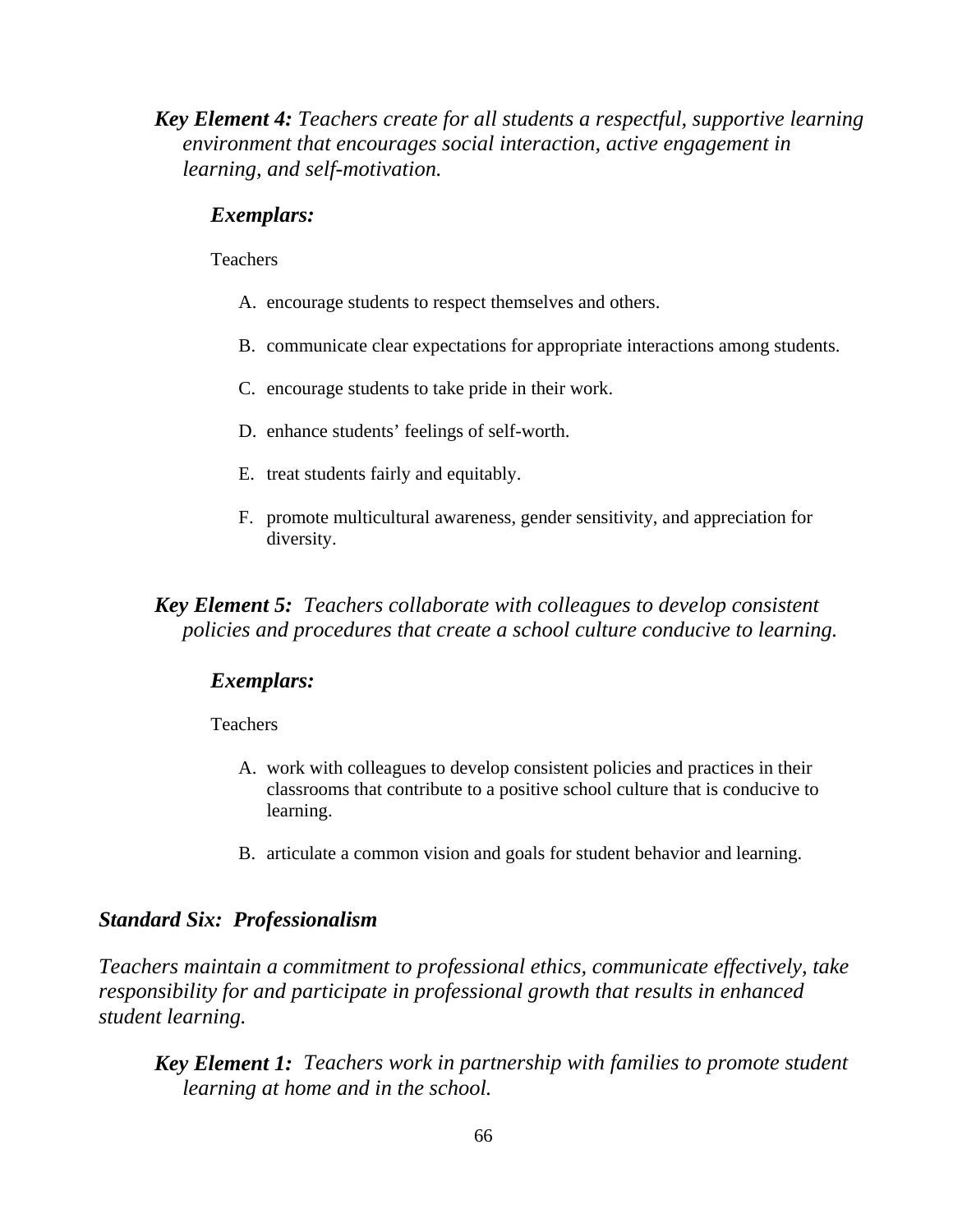***Key Element 4:*** *Teachers create for all students a respectful, supportive learning environment that encourages social interaction, active engagement in learning, and self-motivation.*

***Exemplars:***

Teachers

A. encourage students to respect themselves and others.

B. communicate clear expectations for appropriate interactions among students.

C. encourage students to take pride in their work.

D. enhance students' feelings of self-worth.

E. treat students fairly and equitably.

F. promote multicultural awareness, gender sensitivity, and appreciation for diversity.

***Key Element 5:*** *Teachers collaborate with colleagues to develop consistent policies and procedures that create a school culture conducive to learning.*

***Exemplars:***

Teachers

A. work with colleagues to develop consistent policies and practices in their classrooms that contribute to a positive school culture that is conducive to learning.

B. articulate a common vision and goals for student behavior and learning.

## *Standard Six: Professionalism*

*Teachers maintain a commitment to professional ethics, communicate effectively, take responsibility for and participate in professional growth that results in enhanced student learning.*

***Key Element 1:*** *Teachers work in partnership with families to promote student learning at home and in the school.*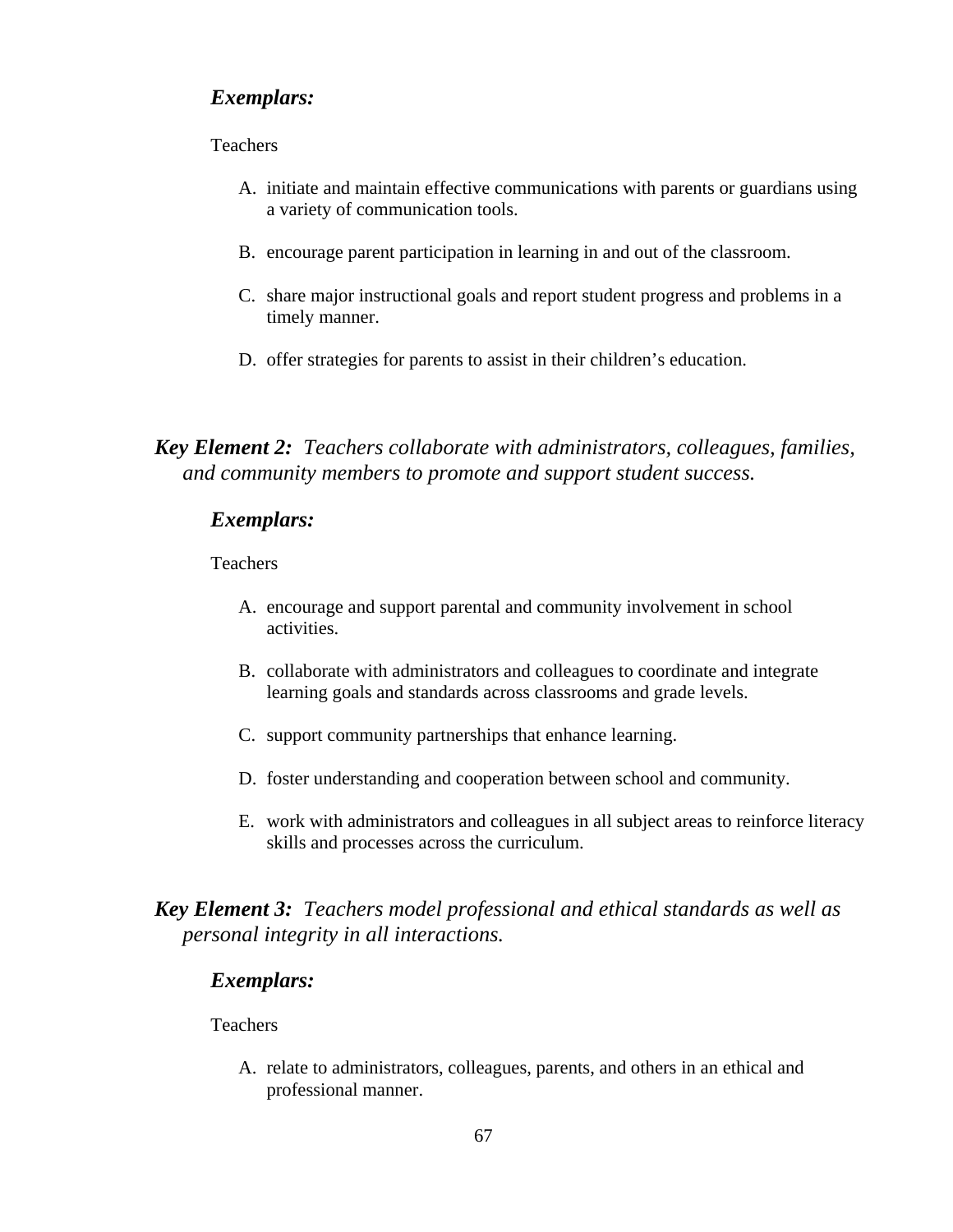***Exemplars:***

Teachers

A. initiate and maintain effective communications with parents or guardians using a variety of communication tools.

B. encourage parent participation in learning in and out of the classroom.

C. share major instructional goals and report student progress and problems in a timely manner.

D. offer strategies for parents to assist in their children's education.

***Key Element 2:*** *Teachers collaborate with administrators, colleagues, families, and community members to promote and support student success.*

***Exemplars:***

Teachers

A. encourage and support parental and community involvement in school activities.

B. collaborate with administrators and colleagues to coordinate and integrate learning goals and standards across classrooms and grade levels.

C. support community partnerships that enhance learning.

D. foster understanding and cooperation between school and community.

E. work with administrators and colleagues in all subject areas to reinforce literacy skills and processes across the curriculum.

***Key Element 3:*** *Teachers model professional and ethical standards as well as personal integrity in all interactions.*

***Exemplars:***

Teachers

A. relate to administrators, colleagues, parents, and others in an ethical and professional manner.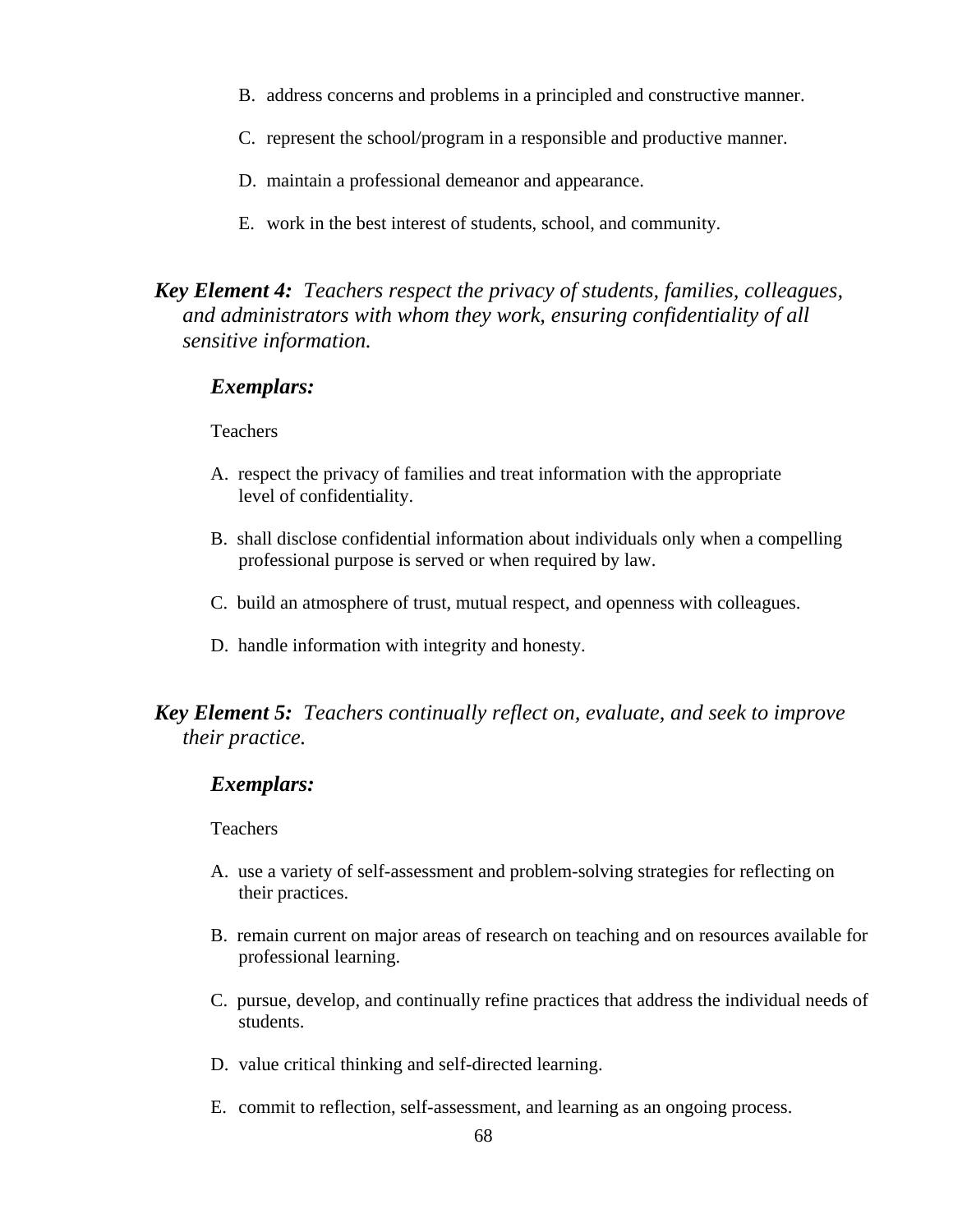B. address concerns and problems in a principled and constructive manner.

C. represent the school/program in a responsible and productive manner.

D. maintain a professional demeanor and appearance.

E. work in the best interest of students, school, and community.

***Key Element 4:** Teachers respect the privacy of students, families, colleagues, and administrators with whom they work, ensuring confidentiality of all sensitive information.*

***Exemplars:***

Teachers

A. respect the privacy of families and treat information with the appropriate level of confidentiality.

B. shall disclose confidential information about individuals only when a compelling professional purpose is served or when required by law.

C. build an atmosphere of trust, mutual respect, and openness with colleagues.

D. handle information with integrity and honesty.

***Key Element 5:** Teachers continually reflect on, evaluate, and seek to improve their practice.*

***Exemplars:***

Teachers

A. use a variety of self-assessment and problem-solving strategies for reflecting on their practices.

B. remain current on major areas of research on teaching and on resources available for professional learning.

C. pursue, develop, and continually refine practices that address the individual needs of students.

D. value critical thinking and self-directed learning.

E. commit to reflection, self-assessment, and learning as an ongoing process.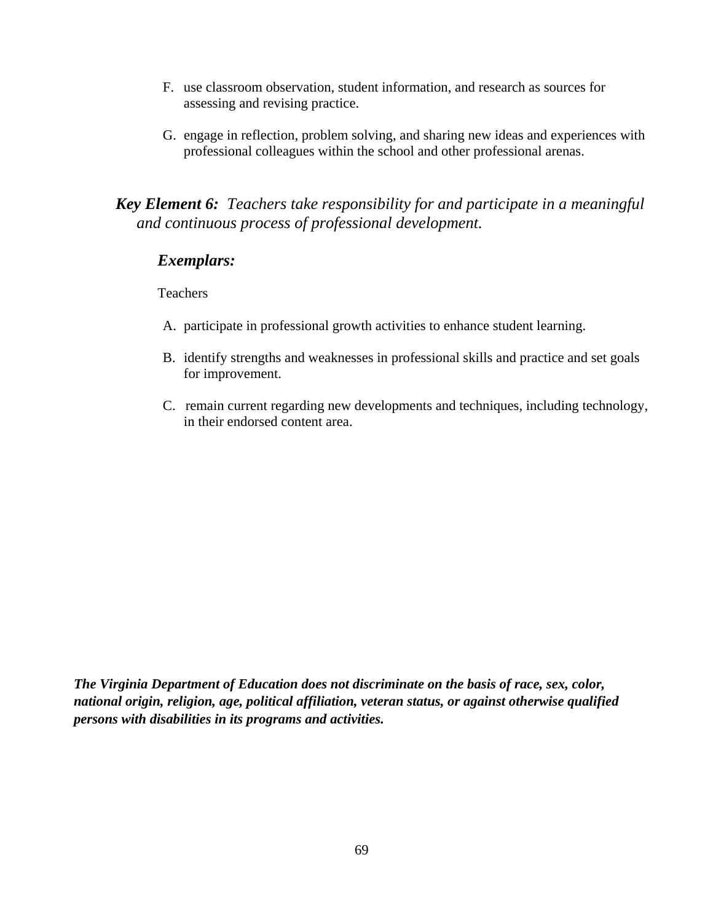F. use classroom observation, student information, and research as sources for assessing and revising practice.

G. engage in reflection, problem solving, and sharing new ideas and experiences with professional colleagues within the school and other professional arenas.

### *Key Element 6: Teachers take responsibility for and participate in a meaningful and continuous process of professional development.*

#### *Exemplars:*

Teachers

A. participate in professional growth activities to enhance student learning.

B. identify strengths and weaknesses in professional skills and practice and set goals for improvement.

C. remain current regarding new developments and techniques, including technology, in their endorsed content area.

***The Virginia Department of Education does not discriminate on the basis of race, sex, color, national origin, religion, age, political affiliation, veteran status, or against otherwise qualified persons with disabilities in its programs and activities.***